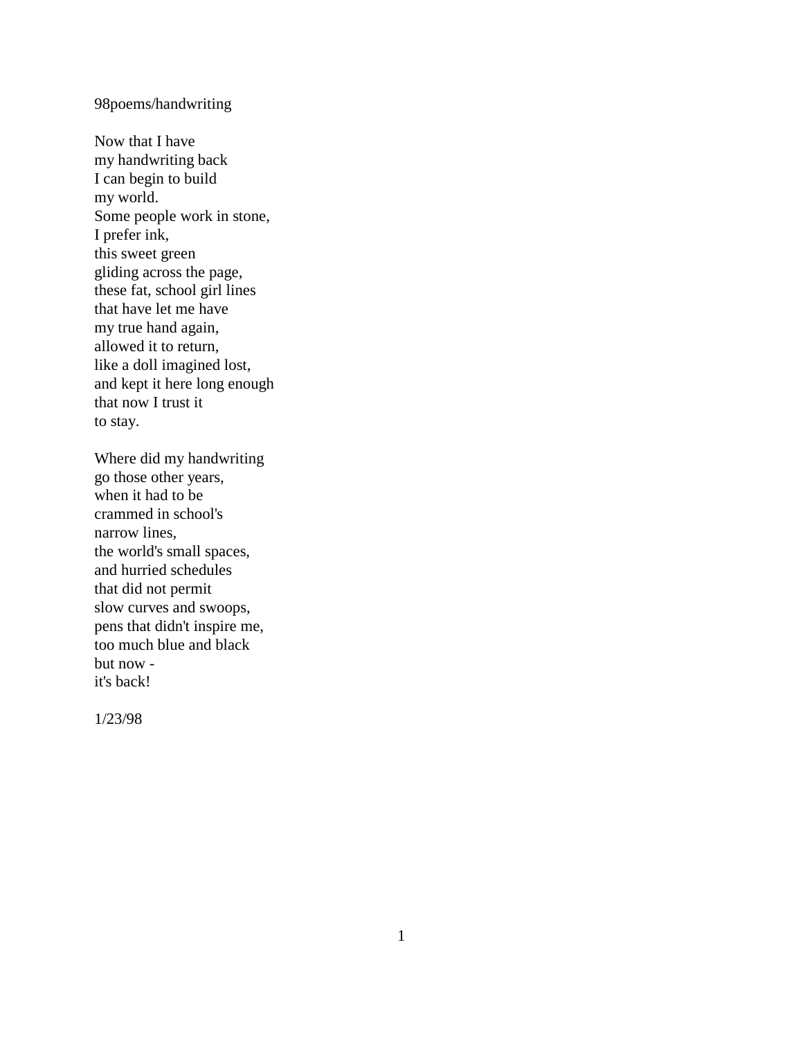98poems/handwriting

Now that I have  
my handwriting back  
I can begin to build  
my world.  
Some people work in stone,  
I prefer ink,  
this sweet green  
gliding across the page,  
these fat, school girl lines  
that have let me have  
my true hand again,  
allowed it to return,  
like a doll imagined lost,  
and kept it here long enough  
that now I trust it  
to stay.

Where did my handwriting  
go those other years,  
when it had to be  
crammed in school's  
narrow lines,  
the world's small spaces,  
and hurried schedules  
that did not permit  
slow curves and swoops,  
pens that didn't inspire me,  
too much blue and black  
but now -  
it's back!

1/23/98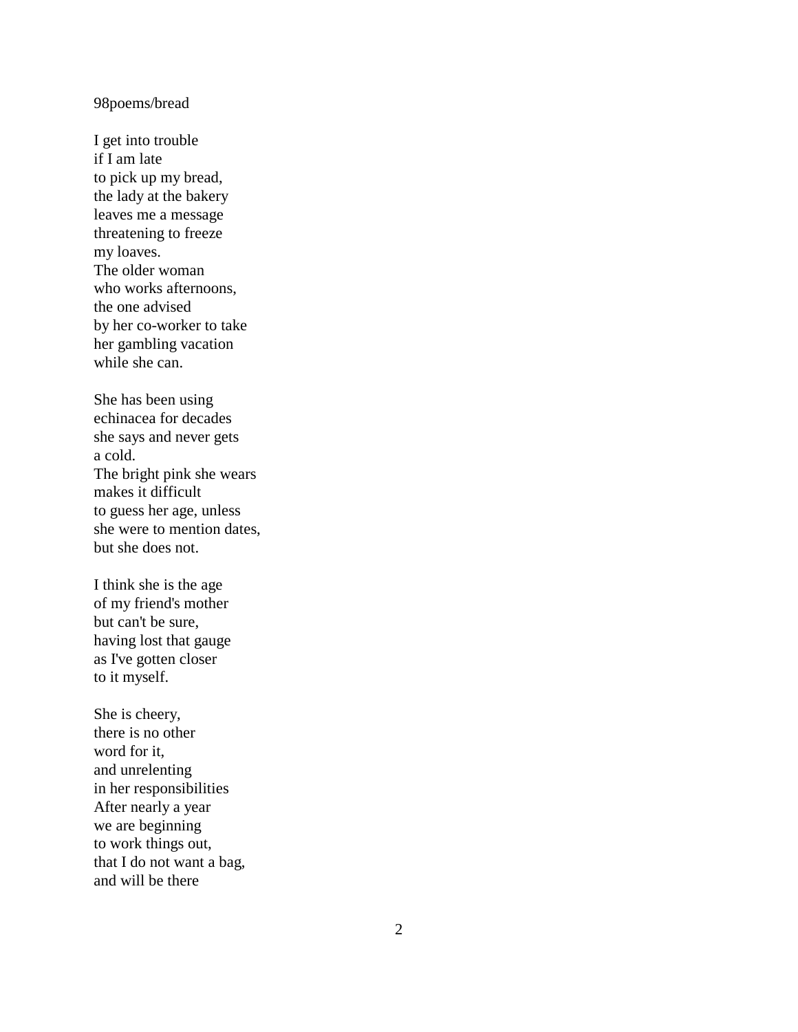98poems/bread

I get into trouble  
if I am late  
to pick up my bread,  
the lady at the bakery  
leaves me a message  
threatening to freeze  
my loaves.  
The older woman  
who works afternoons,  
the one advised  
by her co-worker to take  
her gambling vacation  
while she can.

She has been using  
echinacea for decades  
she says and never gets  
a cold.  
The bright pink she wears  
makes it difficult  
to guess her age, unless  
she were to mention dates,  
but she does not.

I think she is the age  
of my friend's mother  
but can't be sure,  
having lost that gauge  
as I've gotten closer  
to it myself.

She is cheery,  
there is no other  
word for it,  
and unrelenting  
in her responsibilities  
After nearly a year  
we are beginning  
to work things out,  
that I do not want a bag,  
and will be there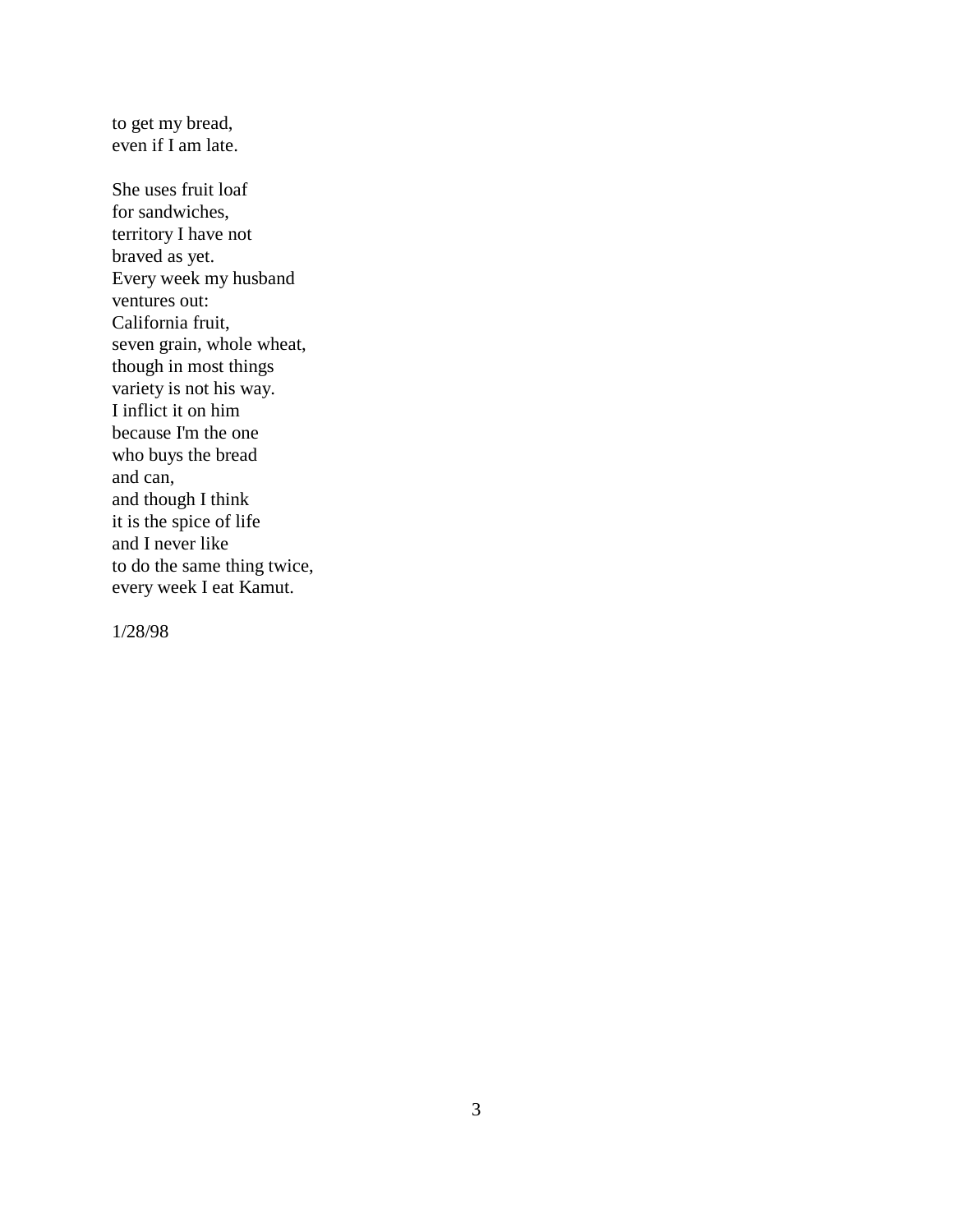to get my bread,  
even if I am late.

She uses fruit loaf  
for sandwiches,  
territory I have not  
braved as yet.  
Every week my husband  
ventures out:  
California fruit,  
seven grain, whole wheat,  
though in most things  
variety is not his way.  
I inflict it on him  
because I'm the one  
who buys the bread  
and can,  
and though I think  
it is the spice of life  
and I never like  
to do the same thing twice,  
every week I eat Kamut.

1/28/98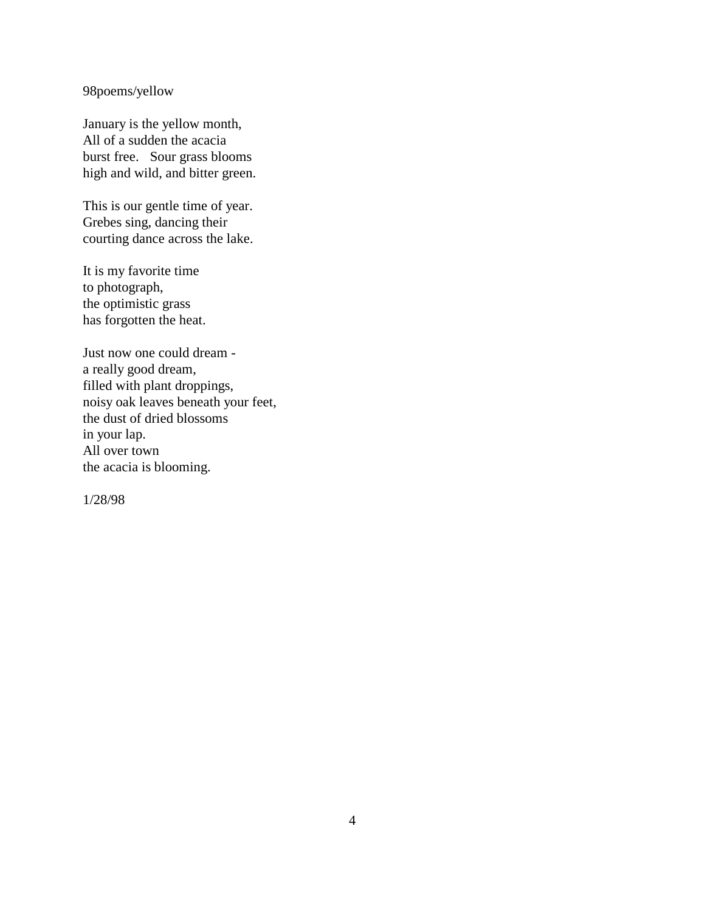98poems/yellow

January is the yellow month,  
All of a sudden the acacia  
burst free.   Sour grass blooms  
high and wild, and bitter green.

This is our gentle time of year.  
Grebes sing, dancing their  
courting dance across the lake.

It is my favorite time  
to photograph,  
the optimistic grass  
has forgotten the heat.

Just now one could dream -  
a really good dream,  
filled with plant droppings,  
noisy oak leaves beneath your feet,  
the dust of dried blossoms  
in your lap.  
All over town  
the acacia is blooming.

1/28/98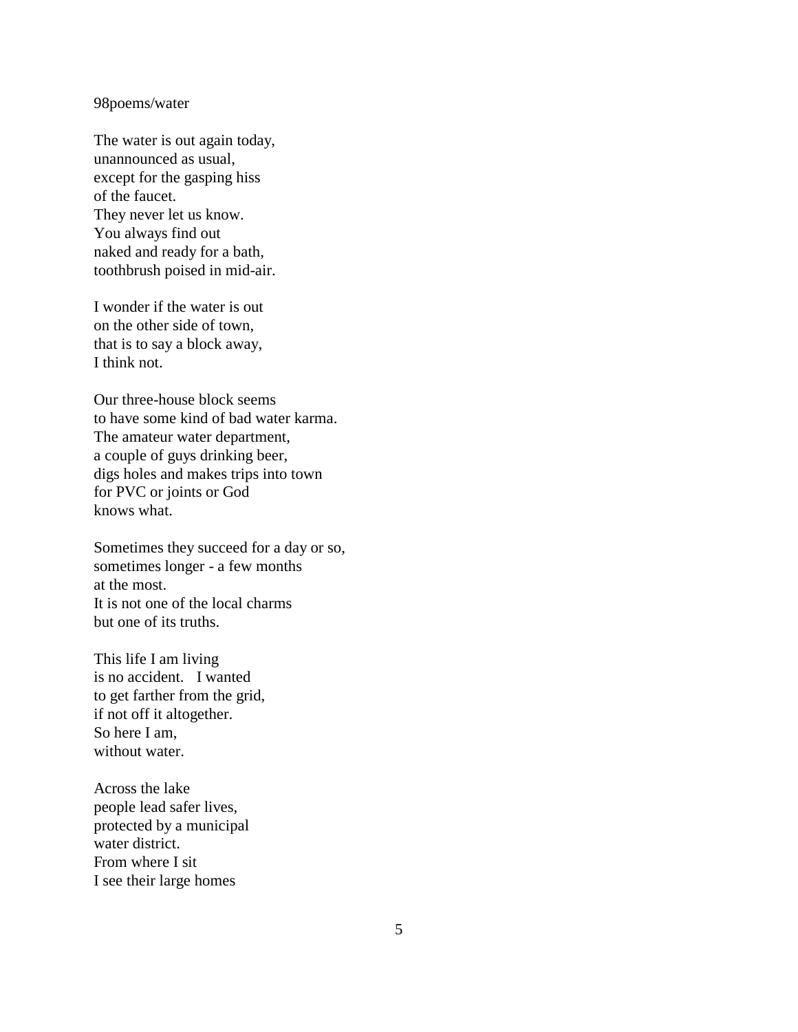98poems/water

The water is out again today,  
unannounced as usual,  
except for the gasping hiss  
of the faucet.  
They never let us know.  
You always find out  
naked and ready for a bath,  
toothbrush poised in mid-air.

I wonder if the water is out  
on the other side of town,  
that is to say a block away,  
I think not.

Our three-house block seems  
to have some kind of bad water karma.  
The amateur water department,  
a couple of guys drinking beer,  
digs holes and makes trips into town  
for PVC or joints or God  
knows what.

Sometimes they succeed for a day or so,  
sometimes longer - a few months  
at the most.  
It is not one of the local charms  
but one of its truths.

This life I am living  
is no accident.   I wanted  
to get farther from the grid,  
if not off it altogether.  
So here I am,  
without water.

Across the lake  
people lead safer lives,  
protected by a municipal  
water district.  
From where I sit  
I see their large homes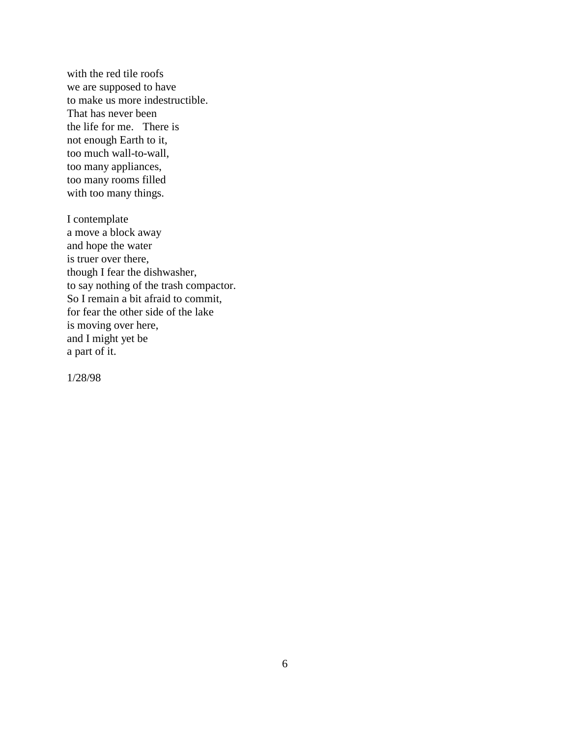with the red tile roofs  
we are supposed to have  
to make us more indestructible.  
That has never been  
the life for me.   There is  
not enough Earth to it,  
too much wall-to-wall,  
too many appliances,  
too many rooms filled  
with too many things.

I contemplate  
a move a block away  
and hope the water  
is truer over there,  
though I fear the dishwasher,  
to say nothing of the trash compactor.  
So I remain a bit afraid to commit,  
for fear the other side of the lake  
is moving over here,  
and I might yet be  
a part of it.

1/28/98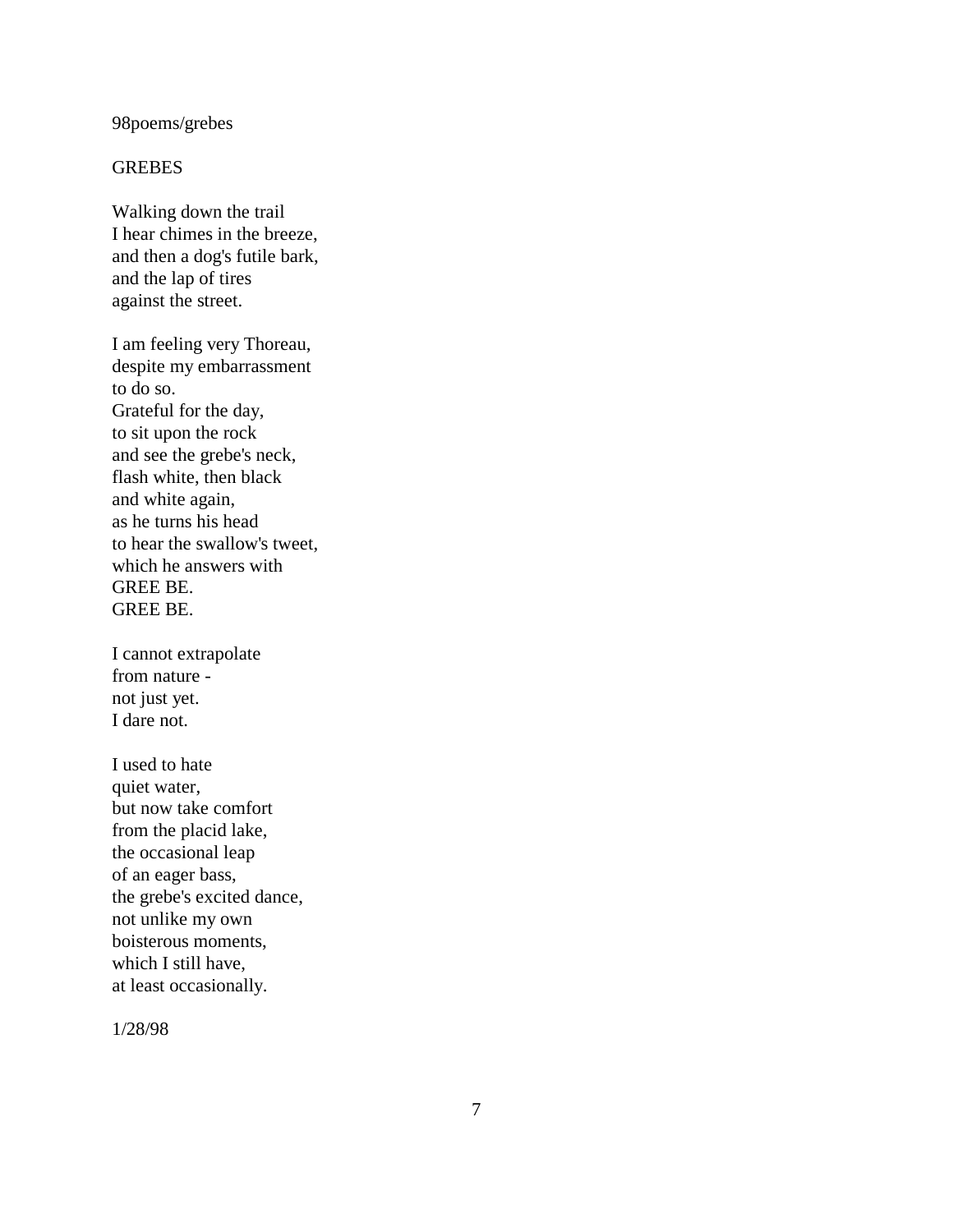98poems/grebes

GREBES

Walking down the trail  
I hear chimes in the breeze,  
and then a dog's futile bark,  
and the lap of tires  
against the street.

I am feeling very Thoreau,  
despite my embarrassment  
to do so.  
Grateful for the day,  
to sit upon the rock  
and see the grebe's neck,  
flash white, then black  
and white again,  
as he turns his head  
to hear the swallow's tweet,  
which he answers with  
GREE BE.  
GREE BE.

I cannot extrapolate  
from nature -  
not just yet.  
I dare not.

I used to hate  
quiet water,  
but now take comfort  
from the placid lake,  
the occasional leap  
of an eager bass,  
the grebe's excited dance,  
not unlike my own  
boisterous moments,  
which I still have,  
at least occasionally.

1/28/98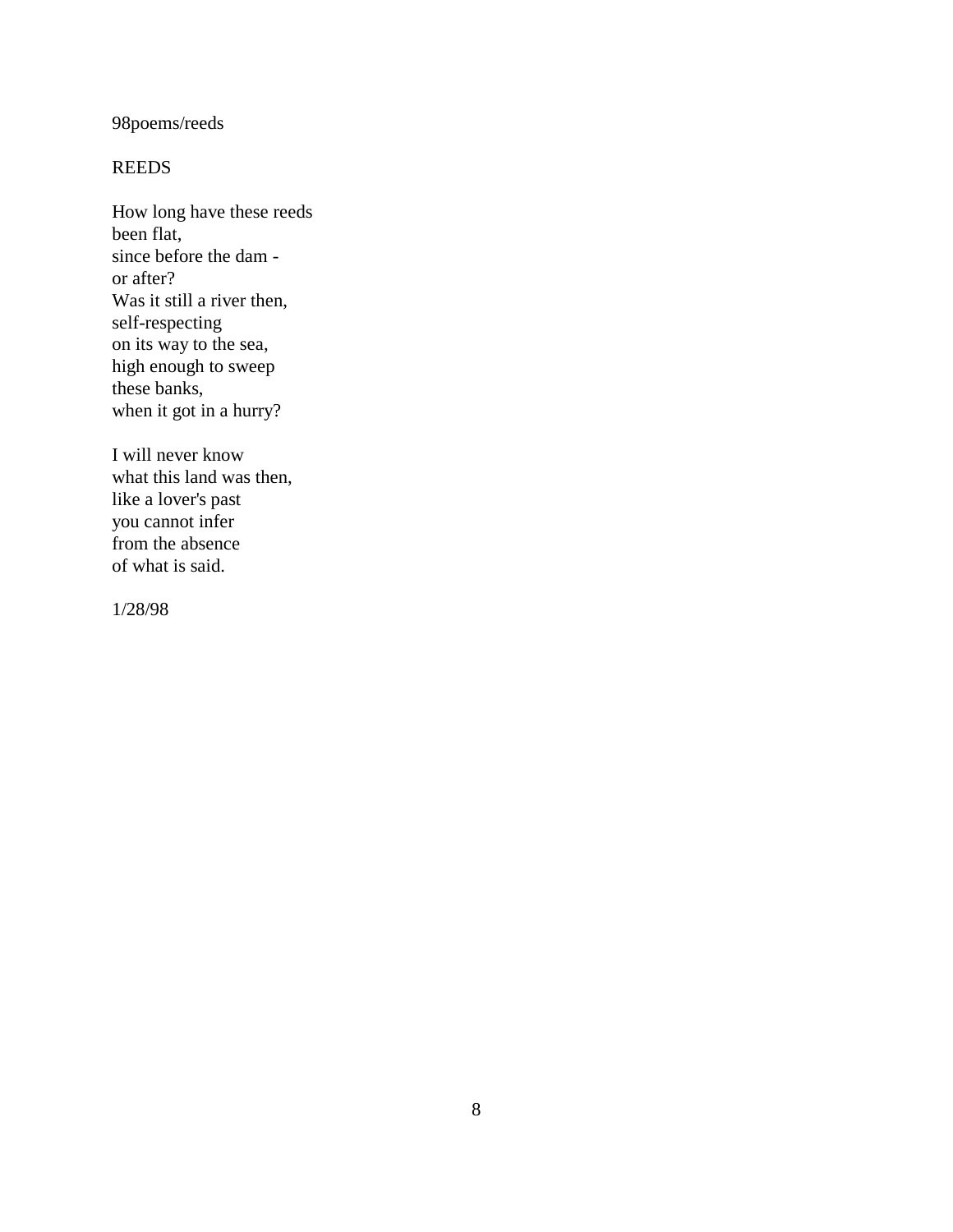98poems/reeds

## REEDS

How long have these reeds  
been flat,  
since before the dam -  
or after?  
Was it still a river then,  
self-respecting  
on its way to the sea,  
high enough to sweep  
these banks,  
when it got in a hurry?

I will never know  
what this land was then,  
like a lover's past  
you cannot infer  
from the absence  
of what is said.

1/28/98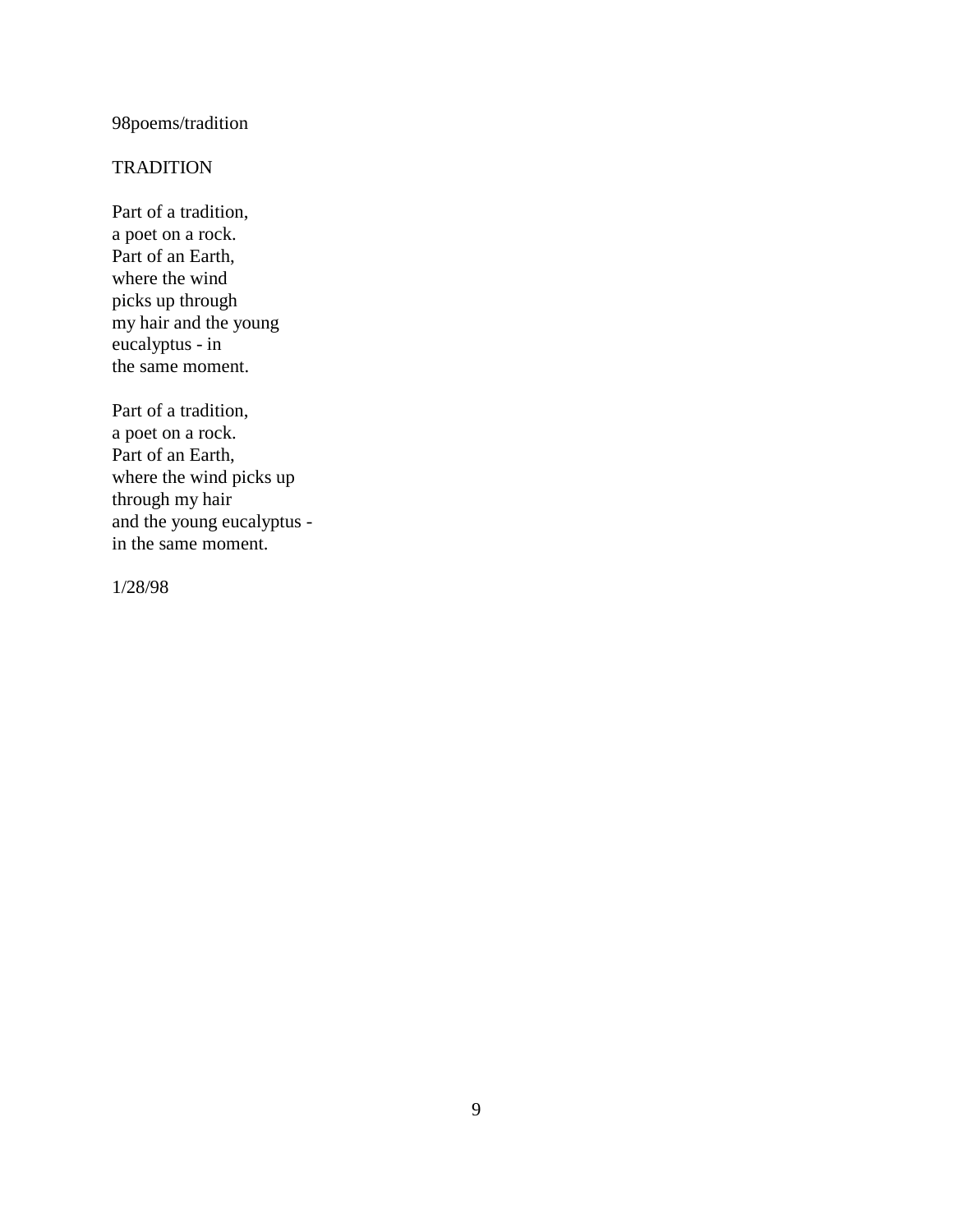98poems/tradition

TRADITION

Part of a tradition,  
a poet on a rock.  
Part of an Earth,  
where the wind  
picks up through  
my hair and the young  
eucalyptus - in  
the same moment.

Part of a tradition,  
a poet on a rock.  
Part of an Earth,  
where the wind picks up  
through my hair  
and the young eucalyptus -  
in the same moment.

1/28/98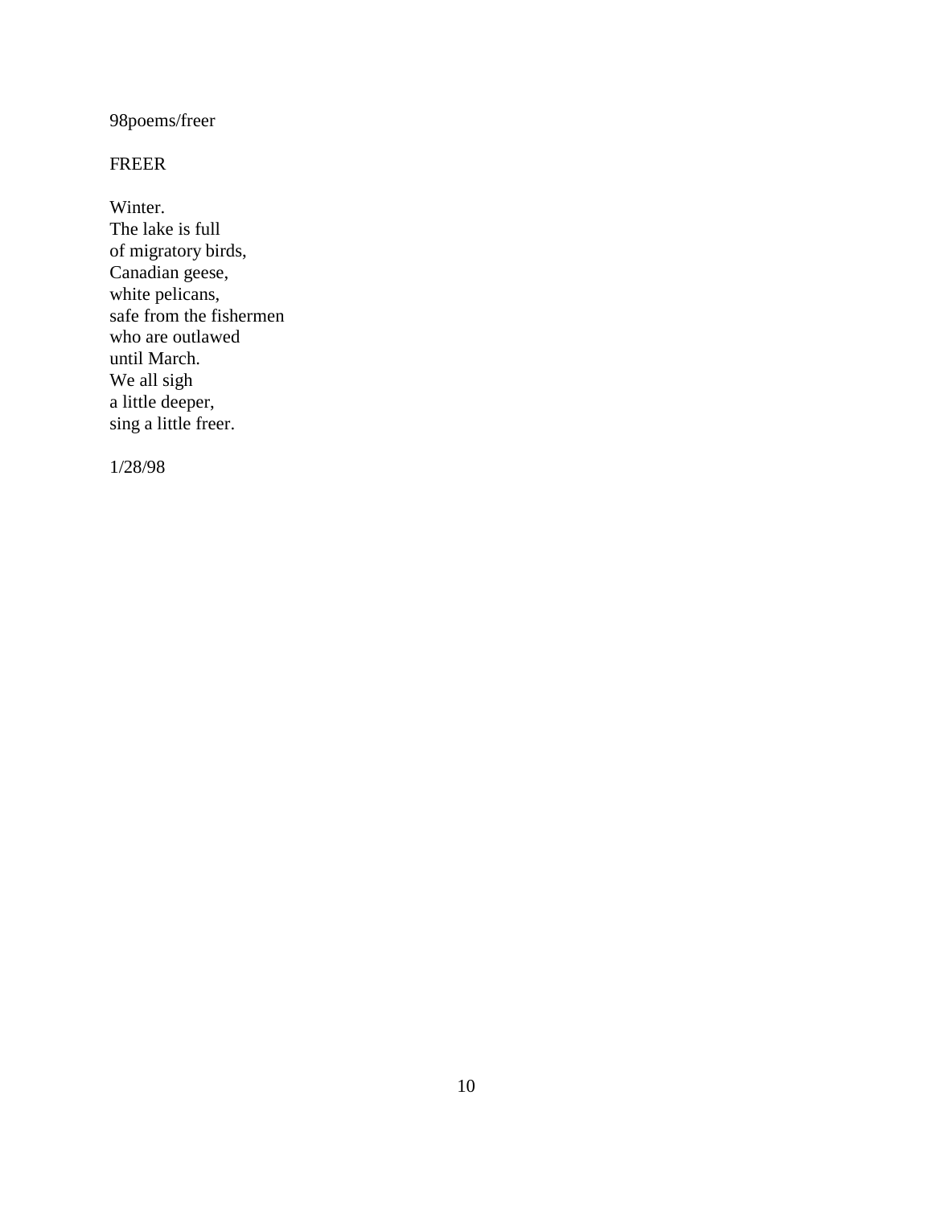98poems/freer

## FREER

Winter.  
The lake is full  
of migratory birds,  
Canadian geese,  
white pelicans,  
safe from the fishermen  
who are outlawed  
until March.  
We all sigh  
a little deeper,  
sing a little freer.

1/28/98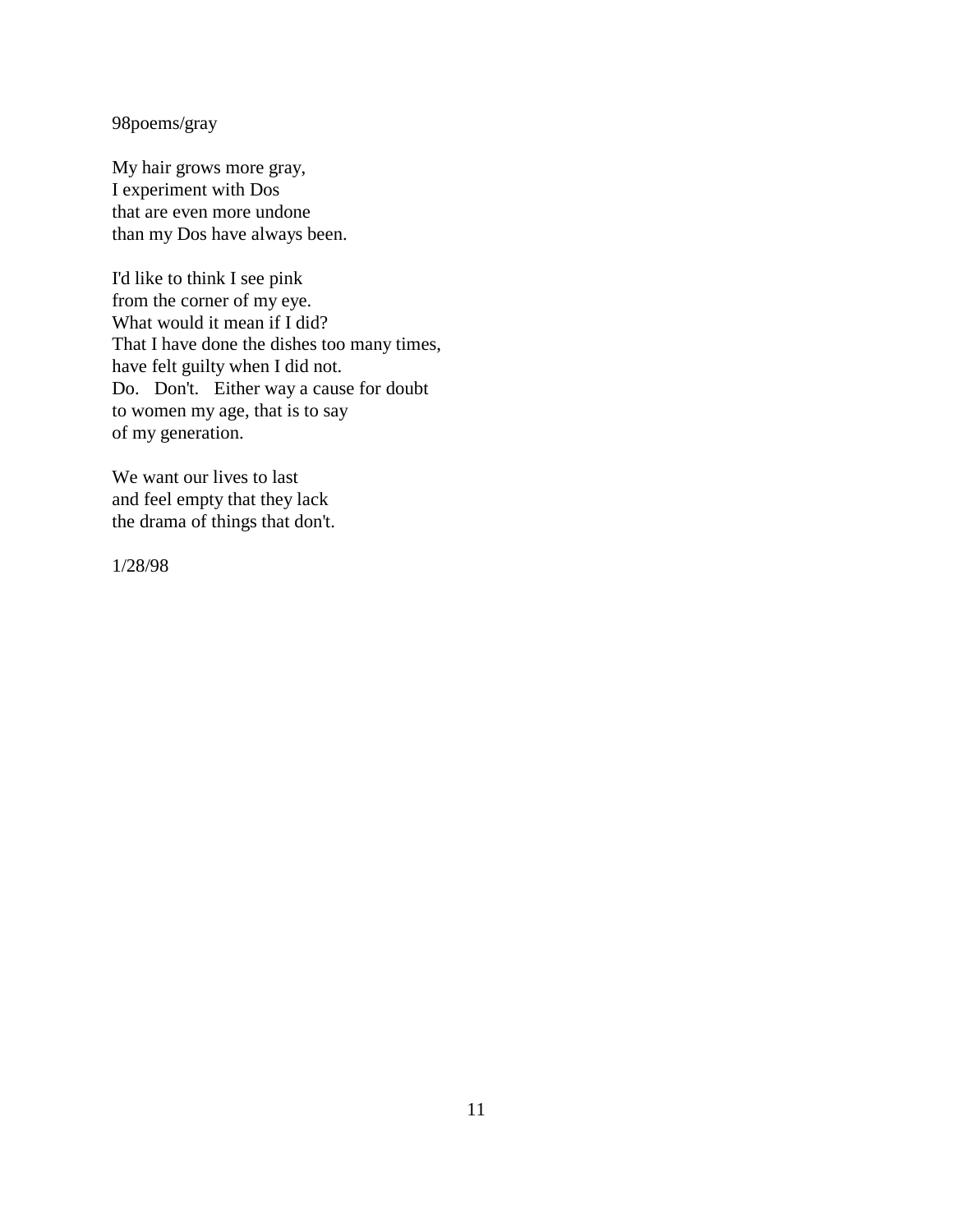98poems/gray

My hair grows more gray,
I experiment with Dos
that are even more undone
than my Dos have always been.

I'd like to think I see pink
from the corner of my eye.
What would it mean if I did?
That I have done the dishes too many times,
have felt guilty when I did not.
Do.   Don't.   Either way a cause for doubt
to women my age, that is to say
of my generation.

We want our lives to last
and feel empty that they lack
the drama of things that don't.

1/28/98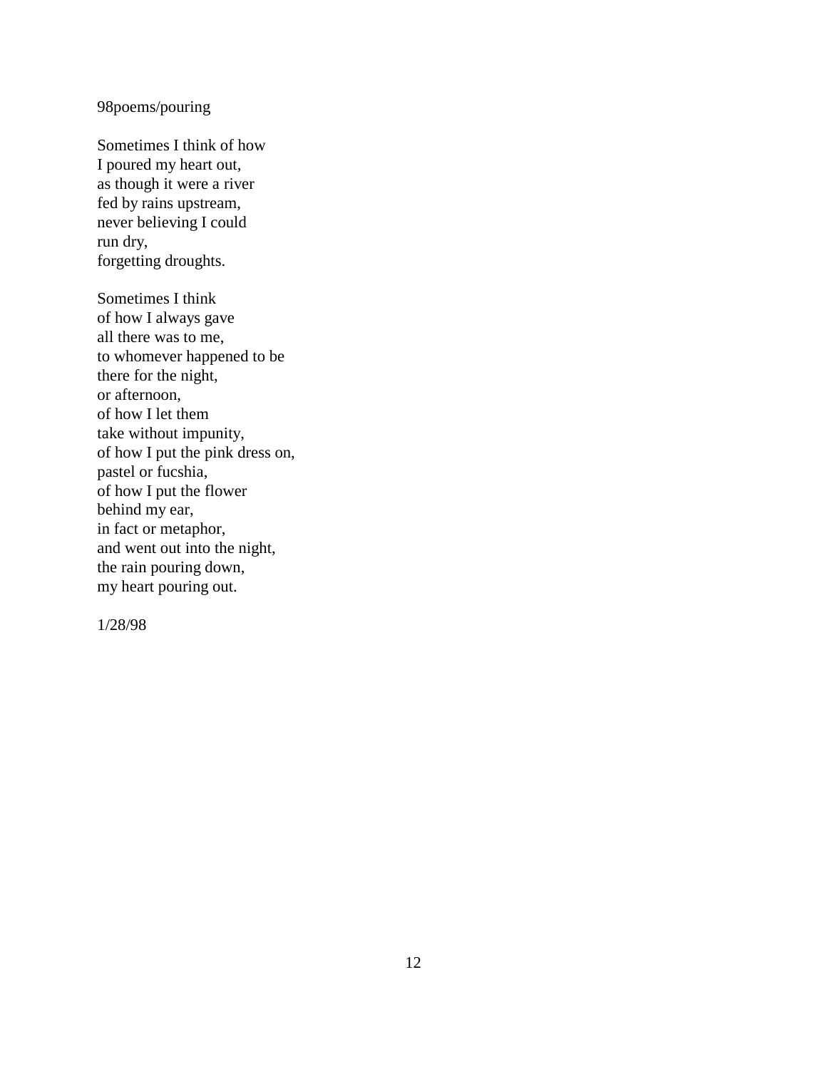98poems/pouring

Sometimes I think of how  
I poured my heart out,  
as though it were a river  
fed by rains upstream,  
never believing I could  
run dry,  
forgetting droughts.

Sometimes I think  
of how I always gave  
all there was to me,  
to whomever happened to be  
there for the night,  
or afternoon,  
of how I let them  
take without impunity,  
of how I put the pink dress on,  
pastel or fucshia,  
of how I put the flower  
behind my ear,  
in fact or metaphor,  
and went out into the night,  
the rain pouring down,  
my heart pouring out.

1/28/98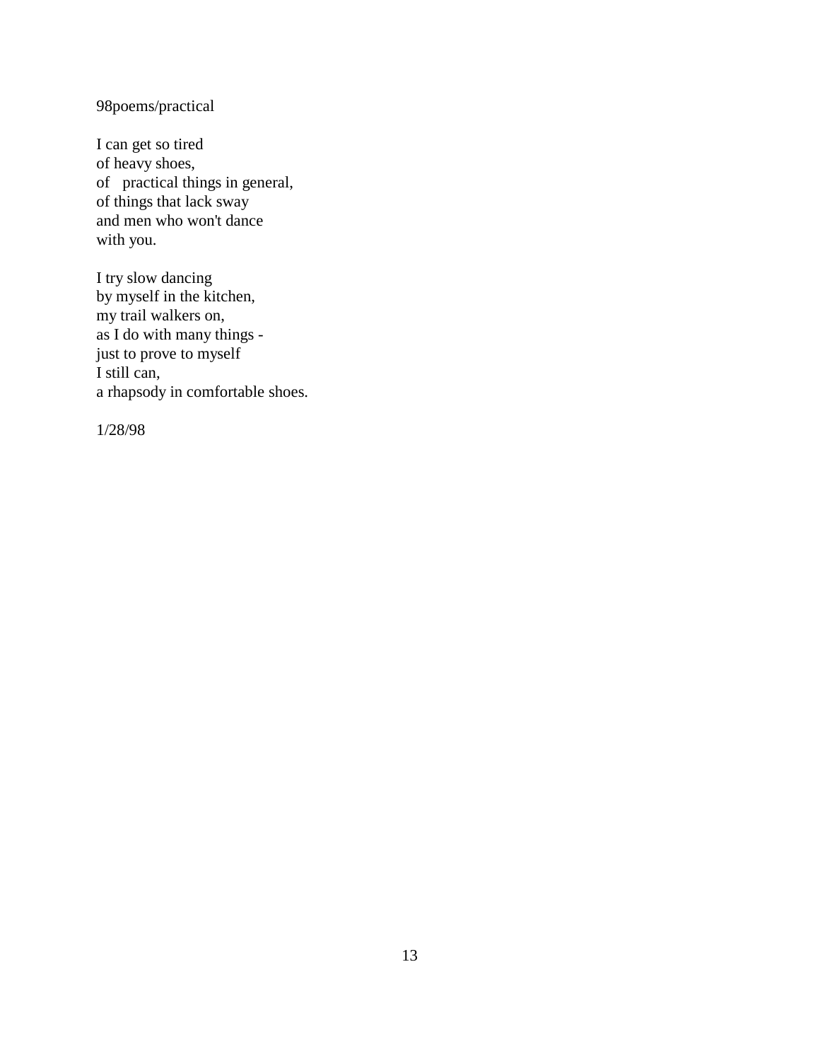98poems/practical

I can get so tired  
of heavy shoes,  
of practical things in general,  
of things that lack sway  
and men who won't dance  
with you.

I try slow dancing  
by myself in the kitchen,  
my trail walkers on,  
as I do with many things -  
just to prove to myself  
I still can,  
a rhapsody in comfortable shoes.

1/28/98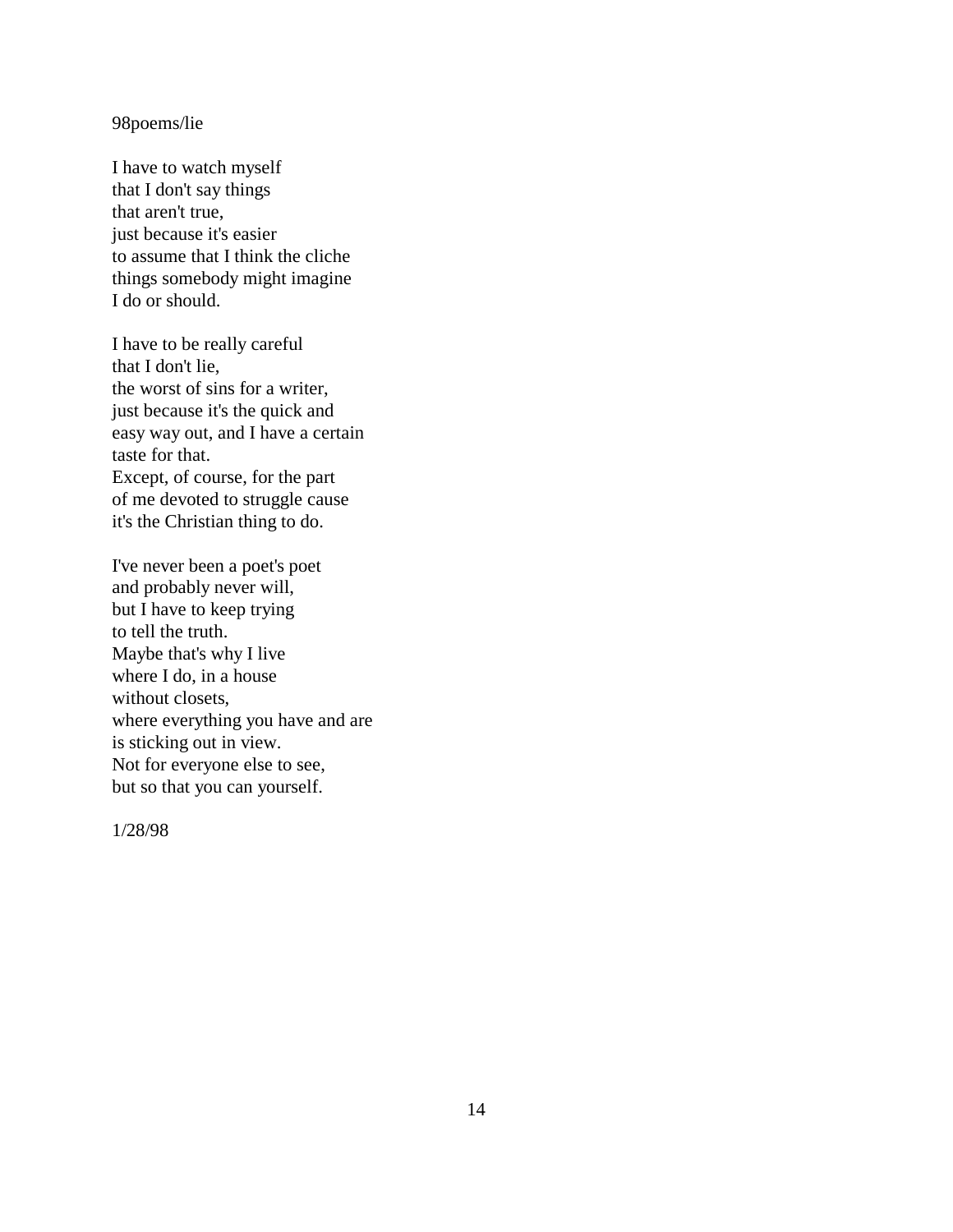98poems/lie

I have to watch myself
that I don't say things
that aren't true,
just because it's easier
to assume that I think the cliche
things somebody might imagine
I do or should.

I have to be really careful
that I don't lie,
the worst of sins for a writer,
just because it's the quick and
easy way out, and I have a certain
taste for that.
Except, of course, for the part
of me devoted to struggle cause
it's the Christian thing to do.

I've never been a poet's poet
and probably never will,
but I have to keep trying
to tell the truth.
Maybe that's why I live
where I do, in a house
without closets,
where everything you have and are
is sticking out in view.
Not for everyone else to see,
but so that you can yourself.

1/28/98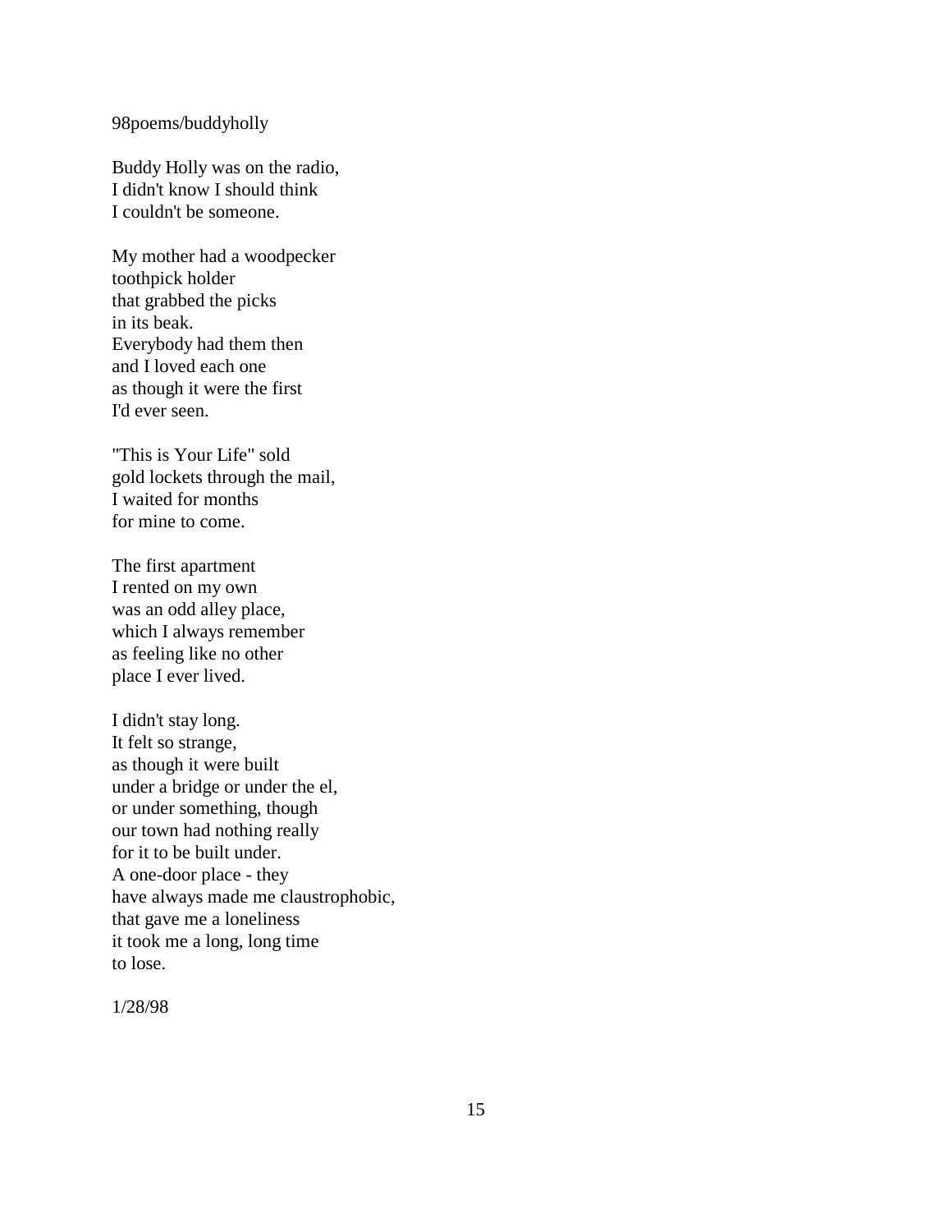98poems/buddyholly

Buddy Holly was on the radio,  
I didn't know I should think  
I couldn't be someone.

My mother had a woodpecker  
toothpick holder  
that grabbed the picks  
in its beak.  
Everybody had them then  
and I loved each one  
as though it were the first  
I'd ever seen.

"This is Your Life" sold  
gold lockets through the mail,  
I waited for months  
for mine to come.

The first apartment  
I rented on my own  
was an odd alley place,  
which I always remember  
as feeling like no other  
place I ever lived.

I didn't stay long.  
It felt so strange,  
as though it were built  
under a bridge or under the el,  
or under something, though  
our town had nothing really  
for it to be built under.  
A one-door place - they  
have always made me claustrophobic,  
that gave me a loneliness  
it took me a long, long time  
to lose.

1/28/98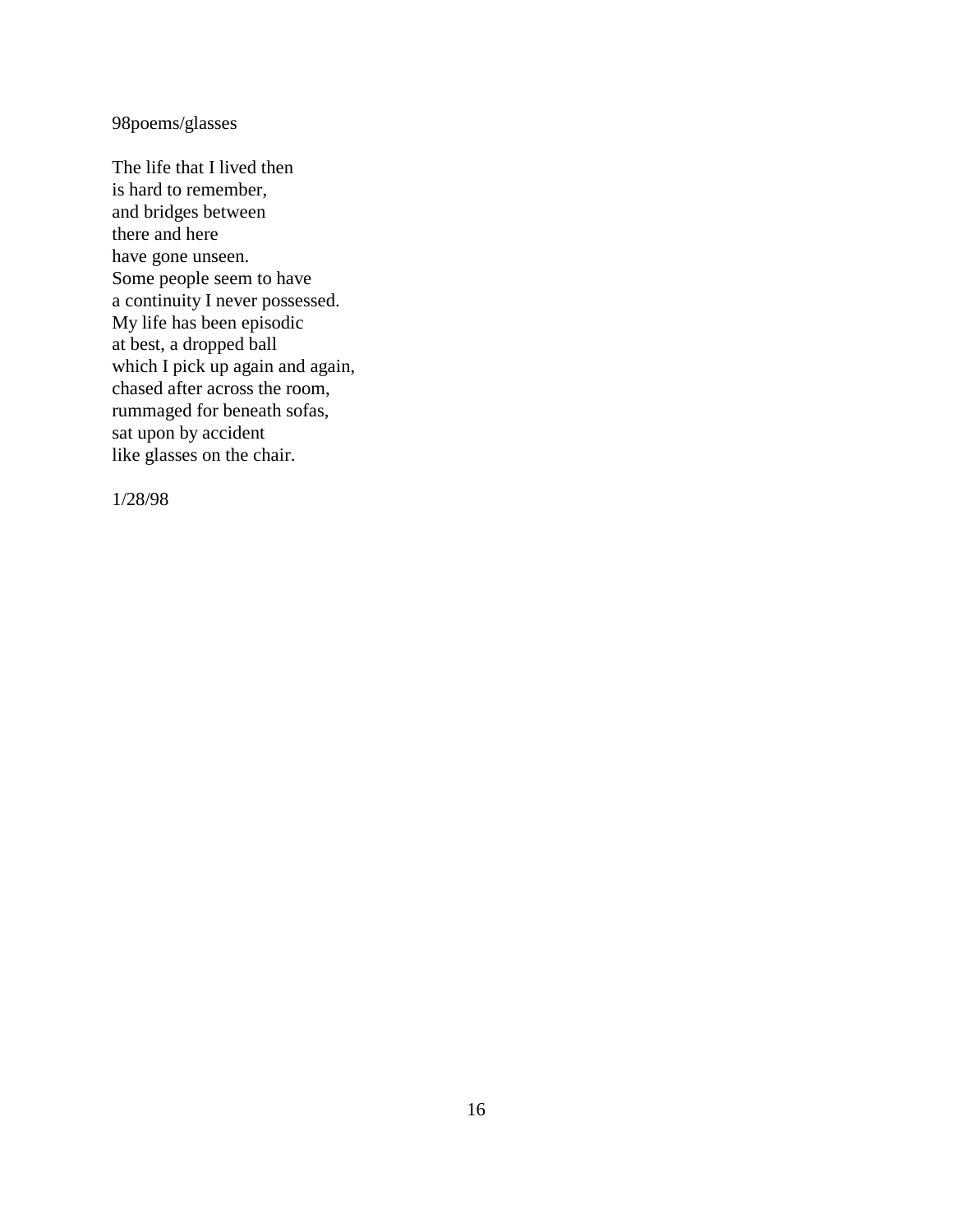98poems/glasses

The life that I lived then  
is hard to remember,  
and bridges between  
there and here  
have gone unseen.  
Some people seem to have  
a continuity I never possessed.  
My life has been episodic  
at best, a dropped ball  
which I pick up again and again,  
chased after across the room,  
rummaged for beneath sofas,  
sat upon by accident  
like glasses on the chair.

1/28/98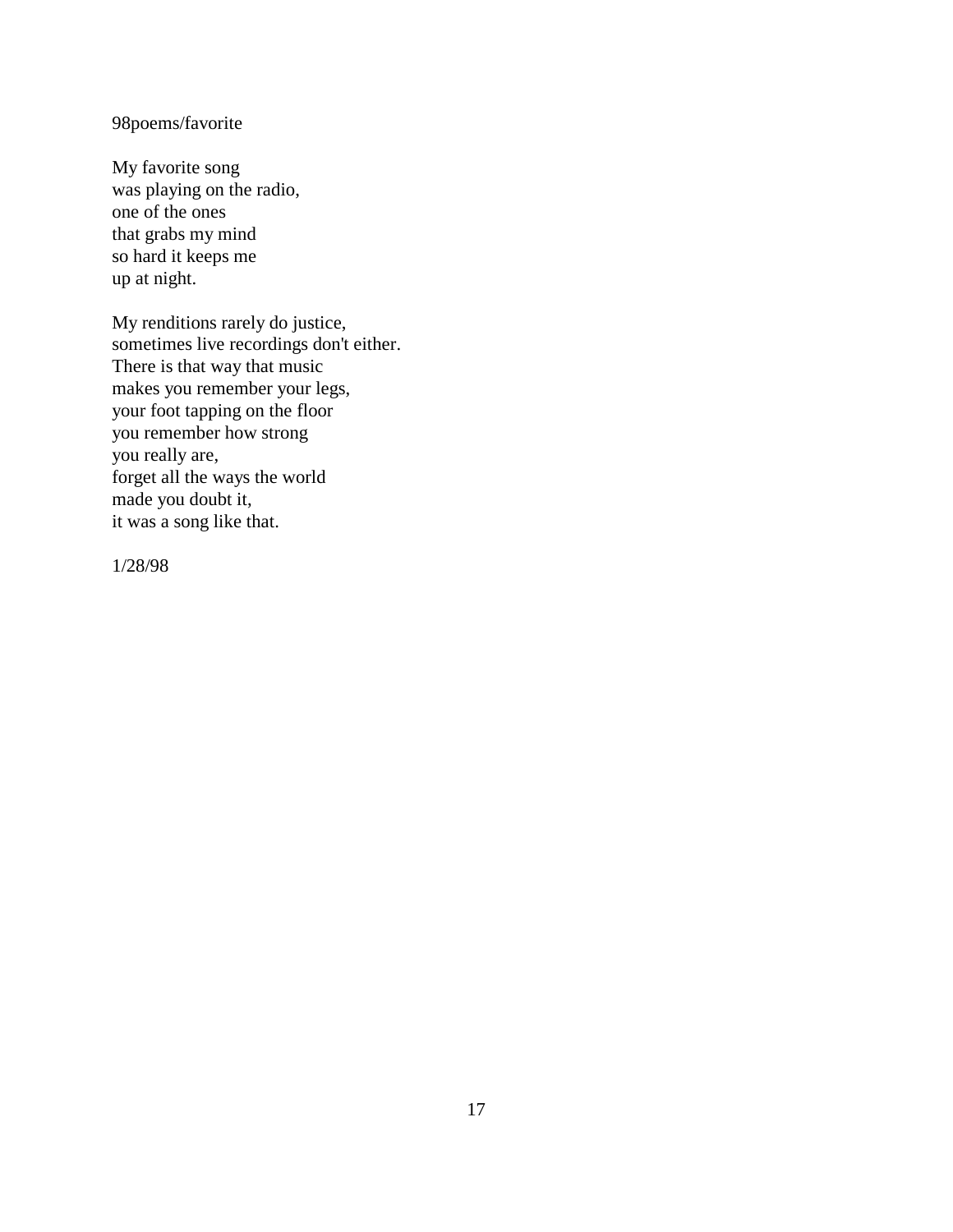98poems/favorite

My favorite song  
was playing on the radio,  
one of the ones  
that grabs my mind  
so hard it keeps me  
up at night.

My renditions rarely do justice,  
sometimes live recordings don't either.  
There is that way that music  
makes you remember your legs,  
your foot tapping on the floor  
you remember how strong  
you really are,  
forget all the ways the world  
made you doubt it,  
it was a song like that.

1/28/98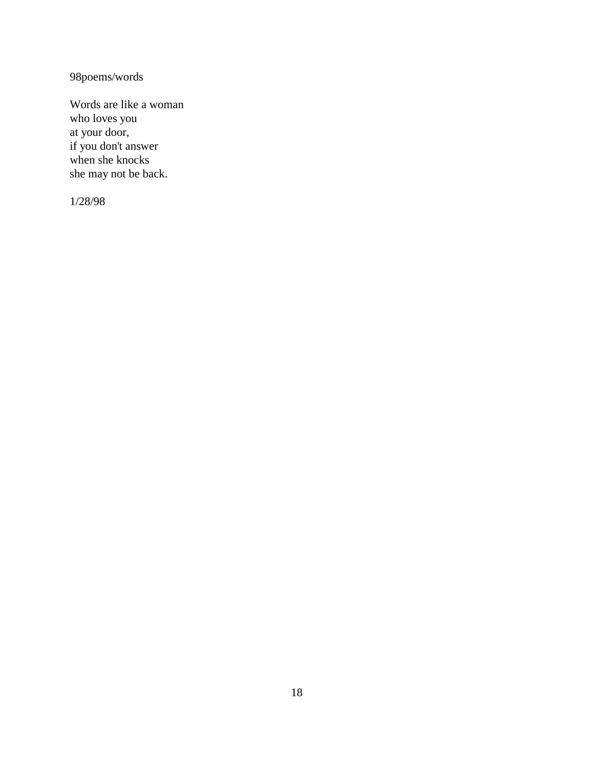98poems/words

Words are like a woman  
who loves you  
at your door,  
if you don't answer  
when she knocks  
she may not be back.

1/28/98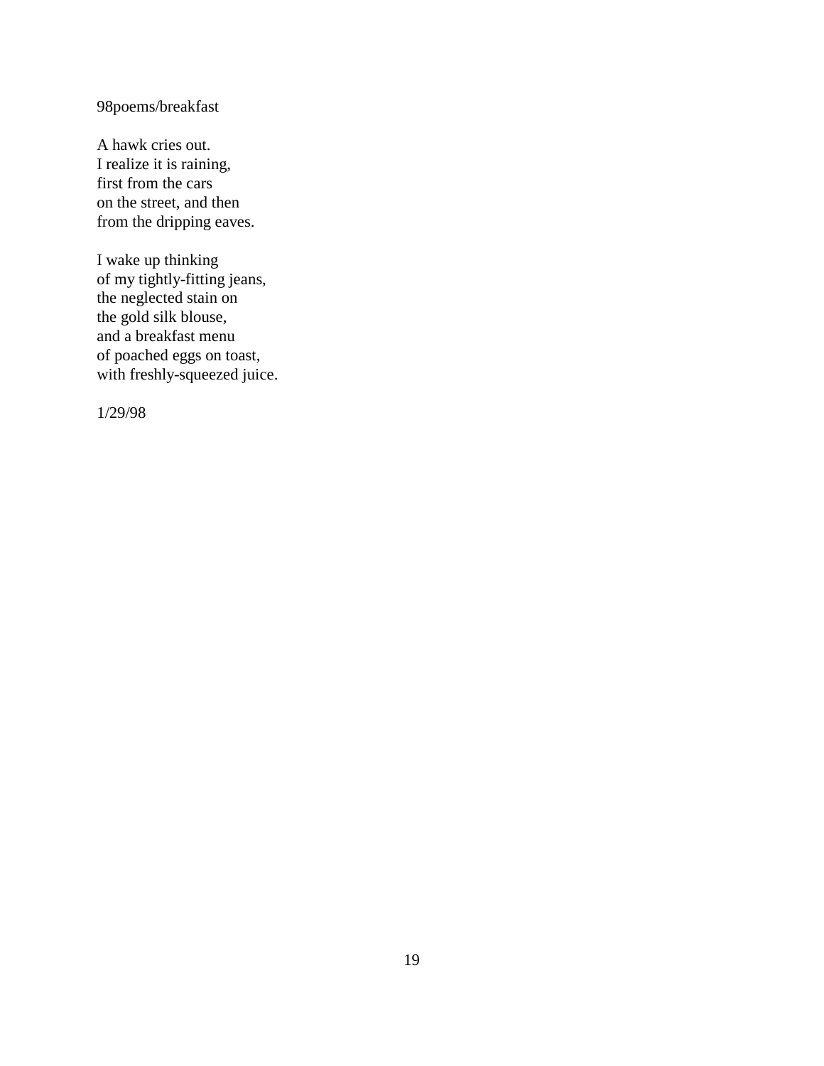98poems/breakfast

A hawk cries out.  
I realize it is raining,  
first from the cars  
on the street, and then  
from the dripping eaves.

I wake up thinking  
of my tightly-fitting jeans,  
the neglected stain on  
the gold silk blouse,  
and a breakfast menu  
of poached eggs on toast,  
with freshly-squeezed juice.

1/29/98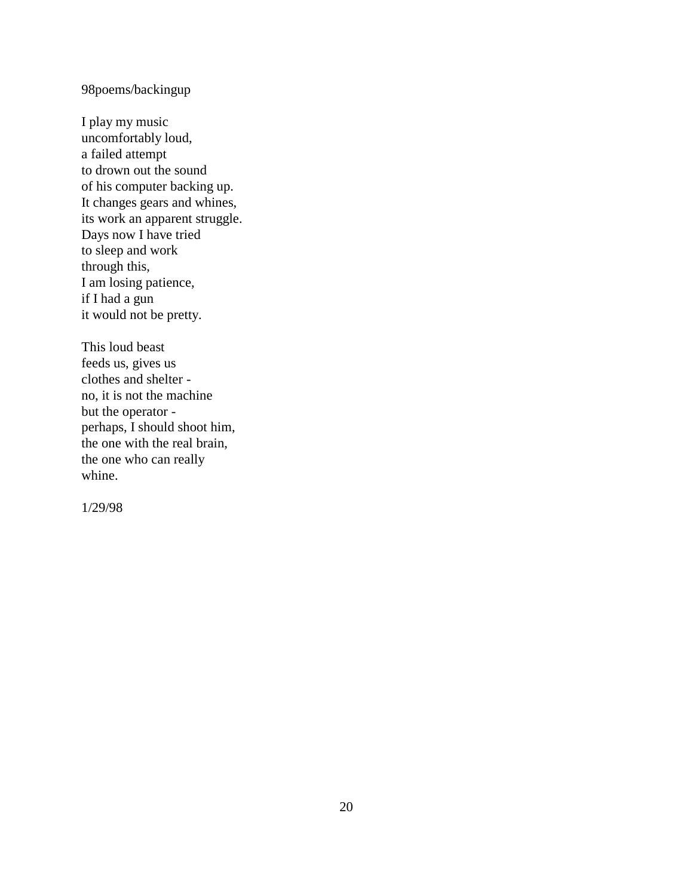98poems/backingup

I play my music  
uncomfortably loud,  
a failed attempt  
to drown out the sound  
of his computer backing up.  
It changes gears and whines,  
its work an apparent struggle.  
Days now I have tried  
to sleep and work  
through this,  
I am losing patience,  
if I had a gun  
it would not be pretty.

This loud beast  
feeds us, gives us  
clothes and shelter -  
no, it is not the machine  
but the operator -  
perhaps, I should shoot him,  
the one with the real brain,  
the one who can really  
whine.

1/29/98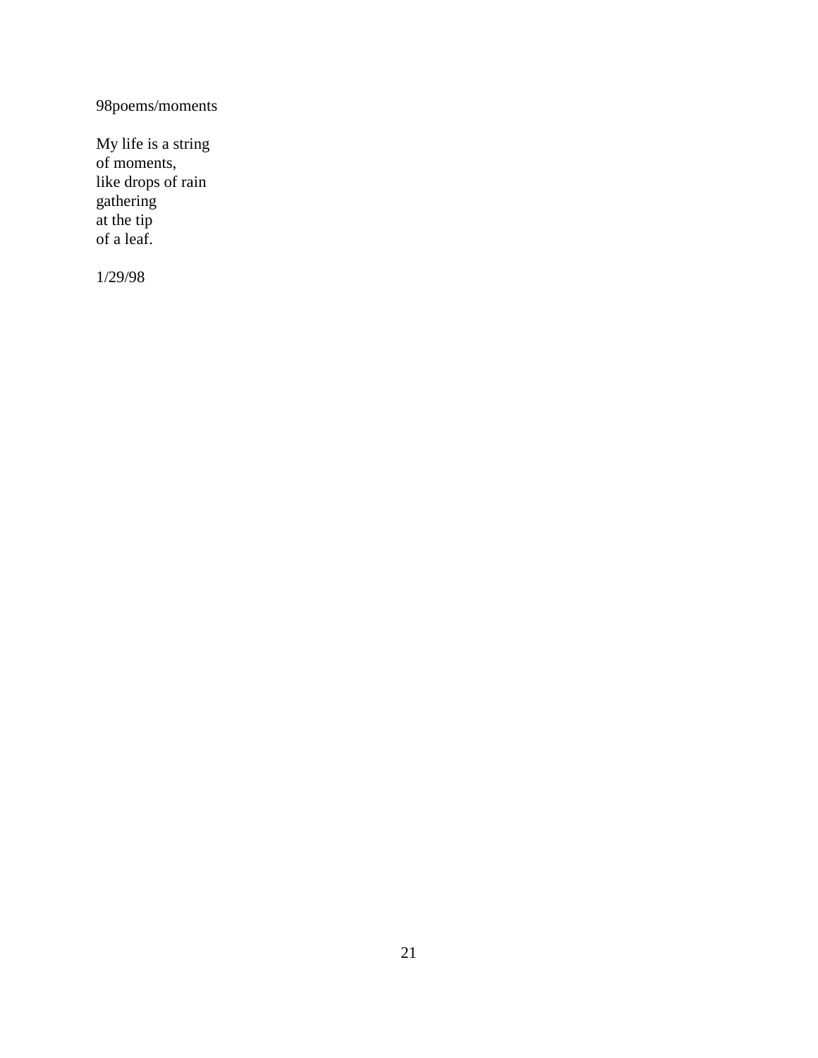98poems/moments

My life is a string  
of moments,  
like drops of rain  
gathering  
at the tip  
of a leaf.

1/29/98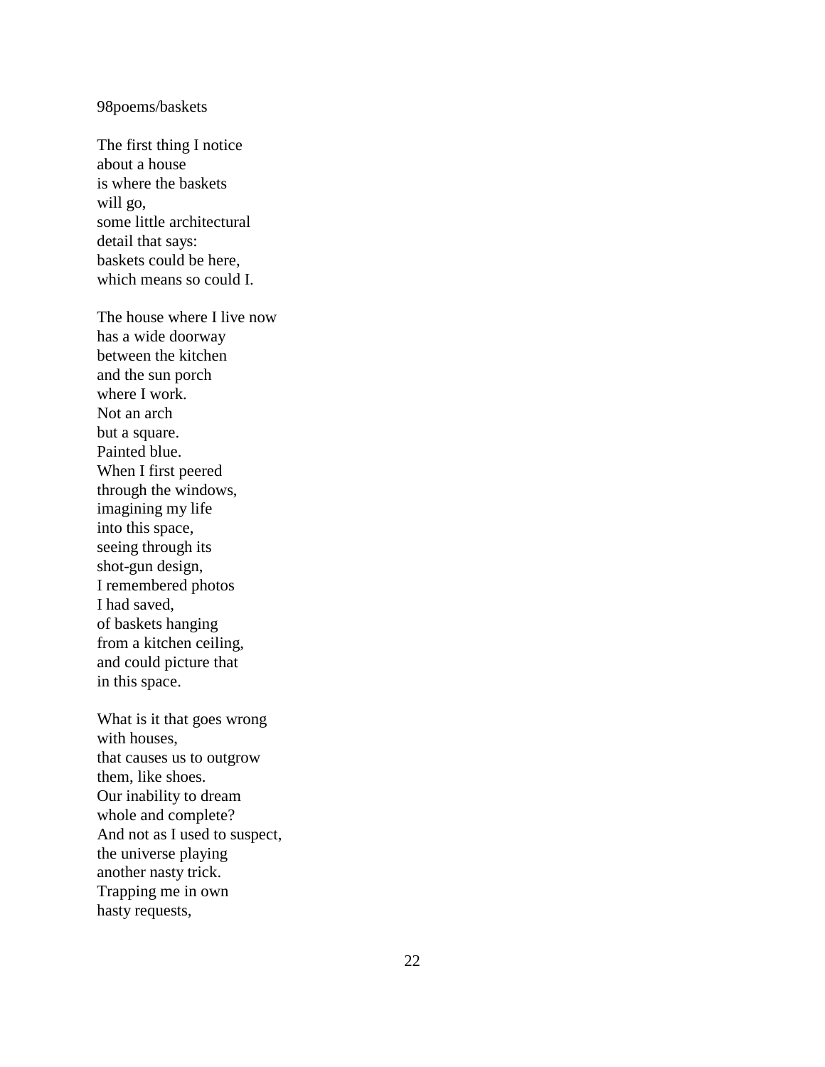98poems/baskets

The first thing I notice  
about a house  
is where the baskets  
will go,  
some little architectural  
detail that says:  
baskets could be here,  
which means so could I.

The house where I live now  
has a wide doorway  
between the kitchen  
and the sun porch  
where I work.  
Not an arch  
but a square.  
Painted blue.  
When I first peered  
through the windows,  
imagining my life  
into this space,  
seeing through its  
shot-gun design,  
I remembered photos  
I had saved,  
of baskets hanging  
from a kitchen ceiling,  
and could picture that  
in this space.

What is it that goes wrong  
with houses,  
that causes us to outgrow  
them, like shoes.  
Our inability to dream  
whole and complete?  
And not as I used to suspect,  
the universe playing  
another nasty trick.  
Trapping me in own  
hasty requests,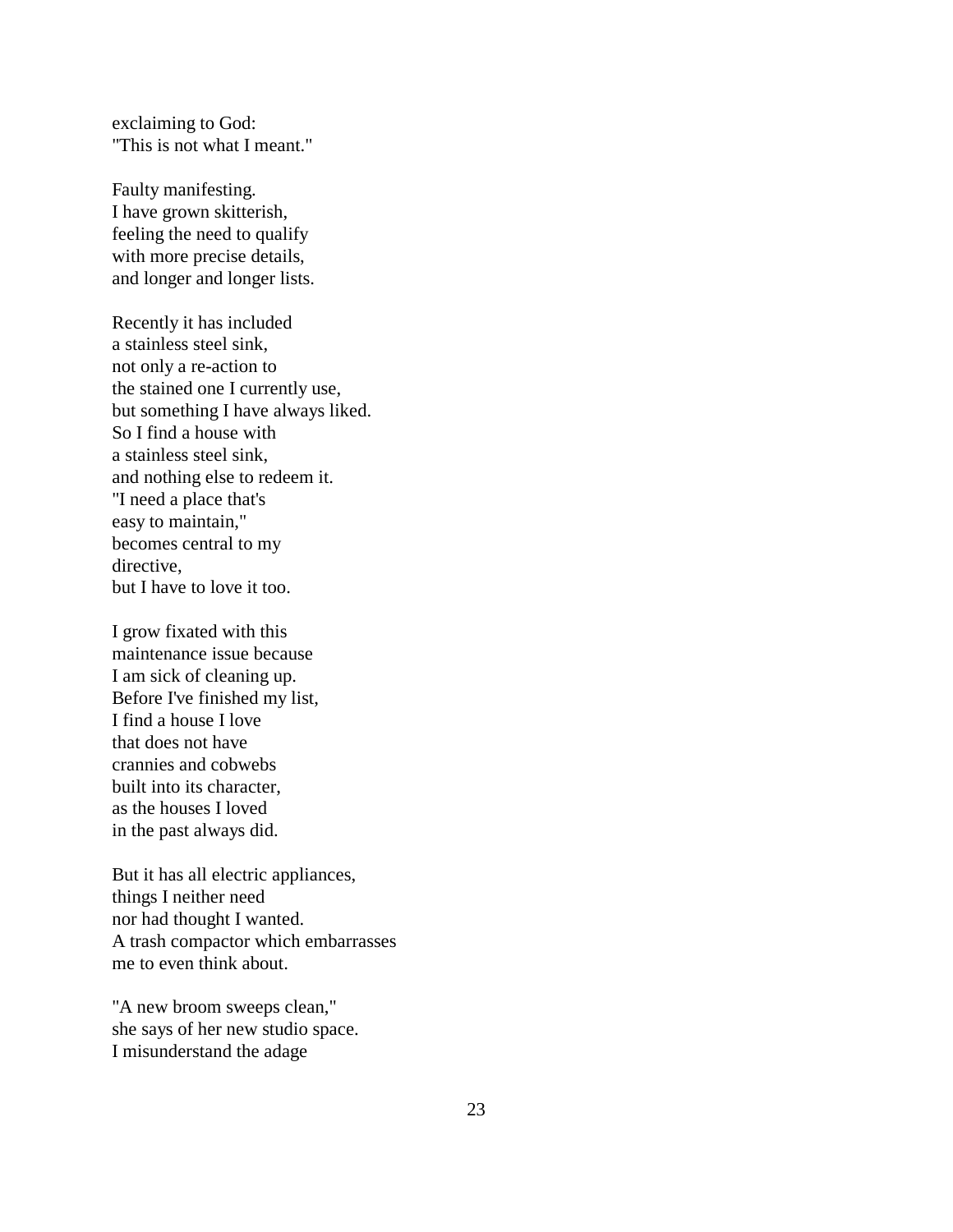exclaiming to God:
"This is not what I meant."

Faulty manifesting.
I have grown skitterish,
feeling the need to qualify
with more precise details,
and longer and longer lists.

Recently it has included
a stainless steel sink,
not only a re-action to
the stained one I currently use,
but something I have always liked.
So I find a house with
a stainless steel sink,
and nothing else to redeem it.
"I need a place that's
easy to maintain,"
becomes central to my
directive,
but I have to love it too.

I grow fixated with this
maintenance issue because
I am sick of cleaning up.
Before I've finished my list,
I find a house I love
that does not have
crannies and cobwebs
built into its character,
as the houses I loved
in the past always did.

But it has all electric appliances,
things I neither need
nor had thought I wanted.
A trash compactor which embarrasses
me to even think about.

"A new broom sweeps clean,"
she says of her new studio space.
I misunderstand the adage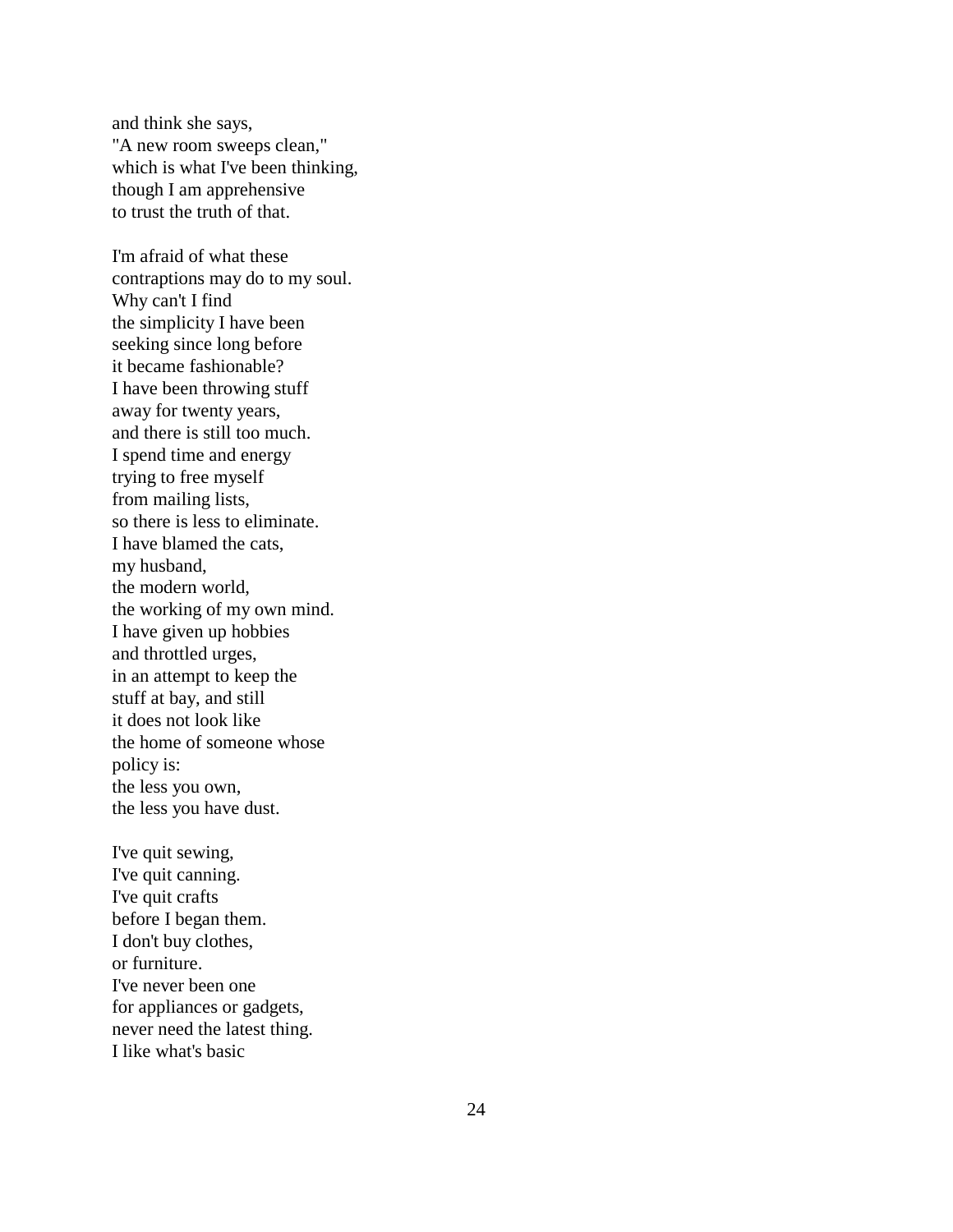and think she says,
"A new room sweeps clean,"
which is what I've been thinking,
though I am apprehensive
to trust the truth of that.

I'm afraid of what these
contraptions may do to my soul.
Why can't I find
the simplicity I have been
seeking since long before
it became fashionable?
I have been throwing stuff
away for twenty years,
and there is still too much.
I spend time and energy
trying to free myself
from mailing lists,
so there is less to eliminate.
I have blamed the cats,
my husband,
the modern world,
the working of my own mind.
I have given up hobbies
and throttled urges,
in an attempt to keep the
stuff at bay, and still
it does not look like
the home of someone whose
policy is:
the less you own,
the less you have dust.

I've quit sewing,
I've quit canning.
I've quit crafts
before I began them.
I don't buy clothes,
or furniture.
I've never been one
for appliances or gadgets,
never need the latest thing.
I like what's basic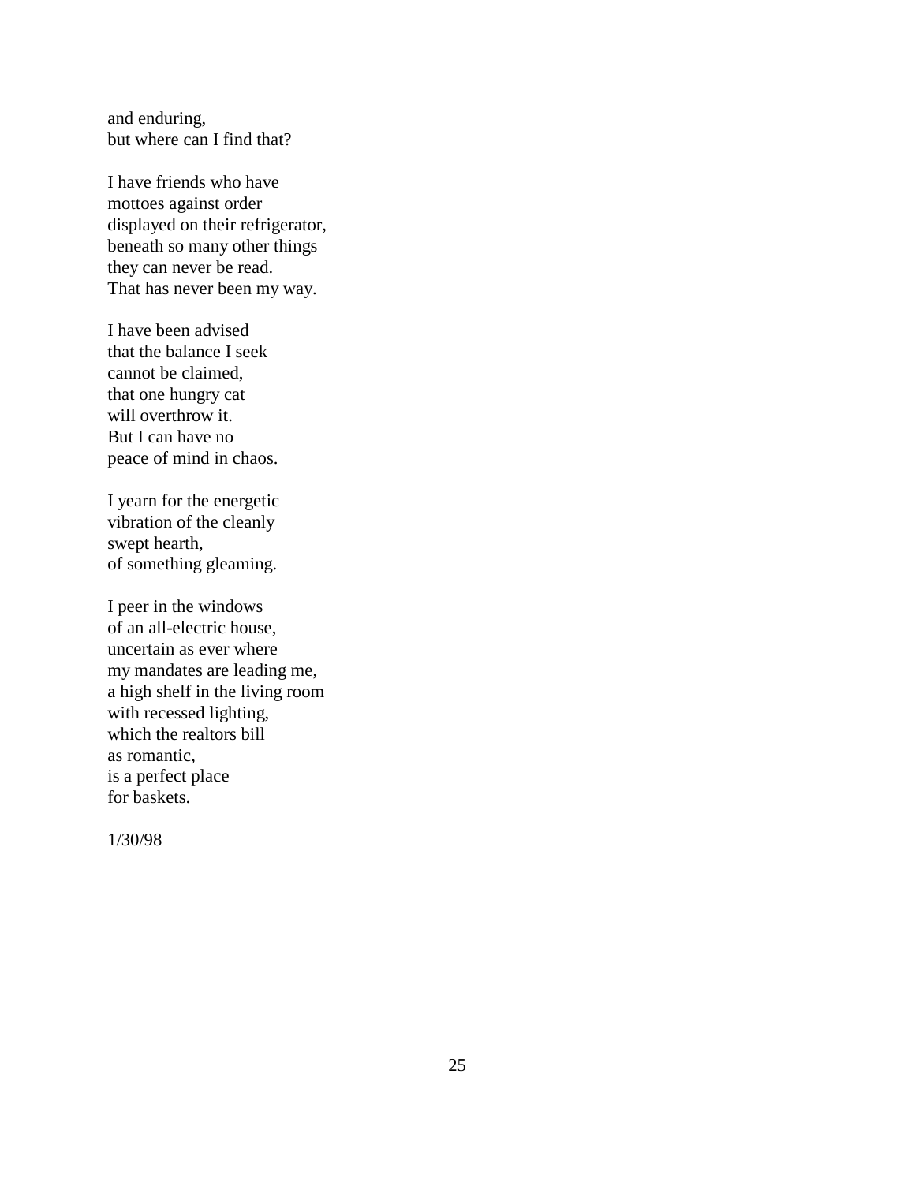and enduring,  
but where can I find that?

I have friends who have  
mottoes against order  
displayed on their refrigerator,  
beneath so many other things  
they can never be read.  
That has never been my way.

I have been advised  
that the balance I seek  
cannot be claimed,  
that one hungry cat  
will overthrow it.  
But I can have no  
peace of mind in chaos.

I yearn for the energetic  
vibration of the cleanly  
swept hearth,  
of something gleaming.

I peer in the windows  
of an all-electric house,  
uncertain as ever where  
my mandates are leading me,  
a high shelf in the living room  
with recessed lighting,  
which the realtors bill  
as romantic,  
is a perfect place  
for baskets.

1/30/98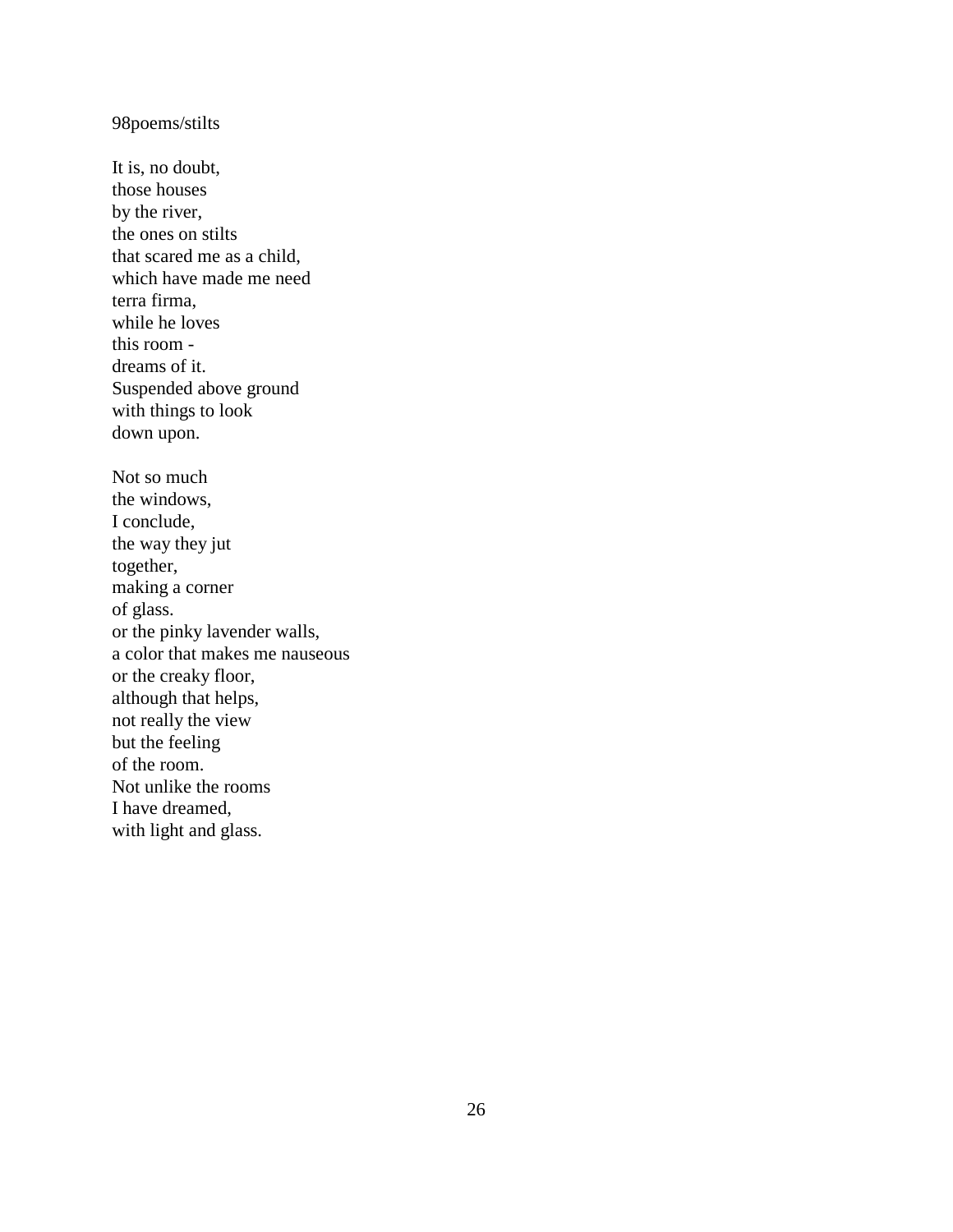98poems/stilts

It is, no doubt,  
those houses  
by the river,  
the ones on stilts  
that scared me as a child,  
which have made me need  
terra firma,  
while he loves  
this room -  
dreams of it.  
Suspended above ground  
with things to look  
down upon.

Not so much  
the windows,  
I conclude,  
the way they jut  
together,  
making a corner  
of glass.  
or the pinky lavender walls,  
a color that makes me nauseous  
or the creaky floor,  
although that helps,  
not really the view  
but the feeling  
of the room.  
Not unlike the rooms  
I have dreamed,  
with light and glass.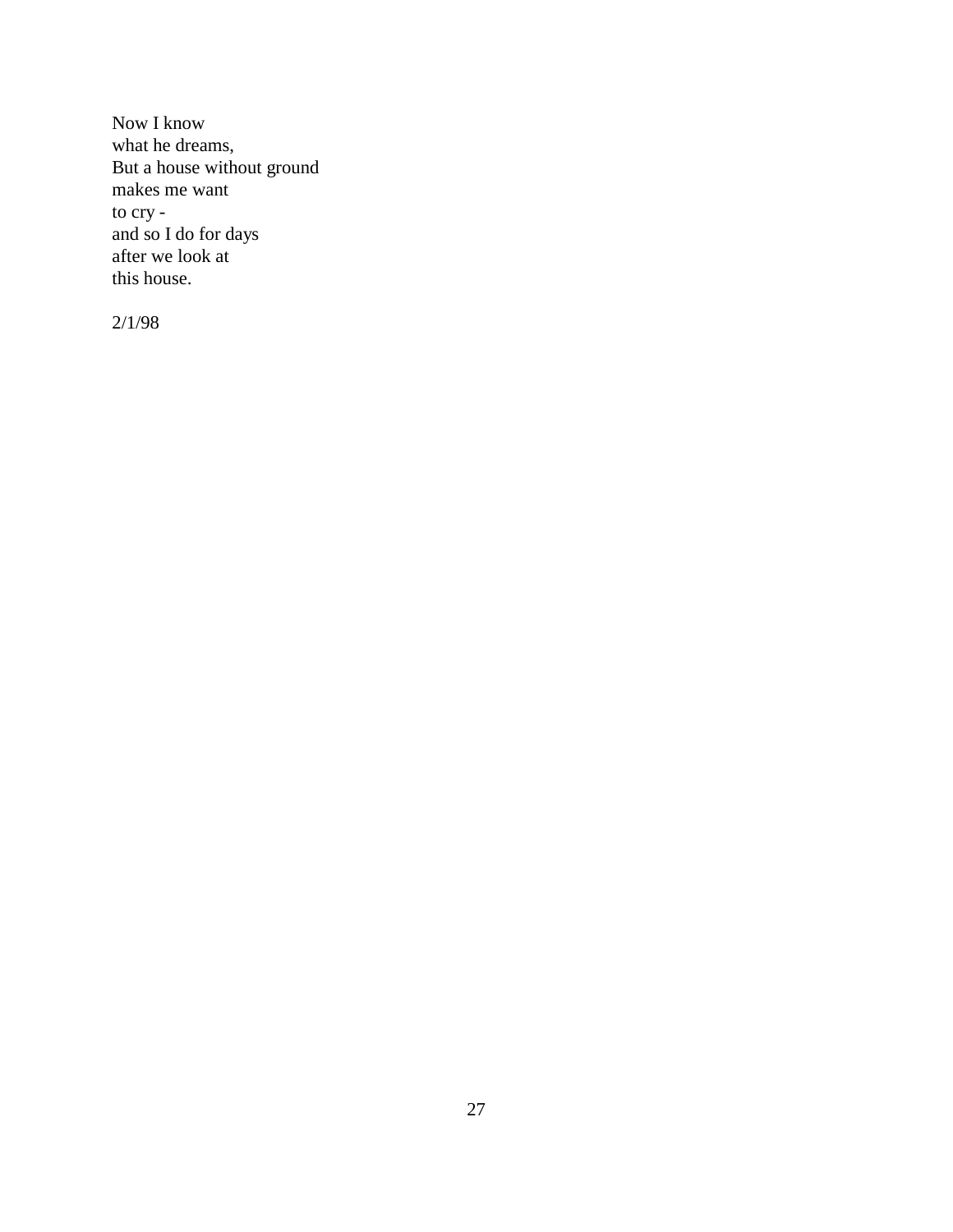Now I know
what he dreams,
But a house without ground
makes me want
to cry -
and so I do for days
after we look at
this house.

2/1/98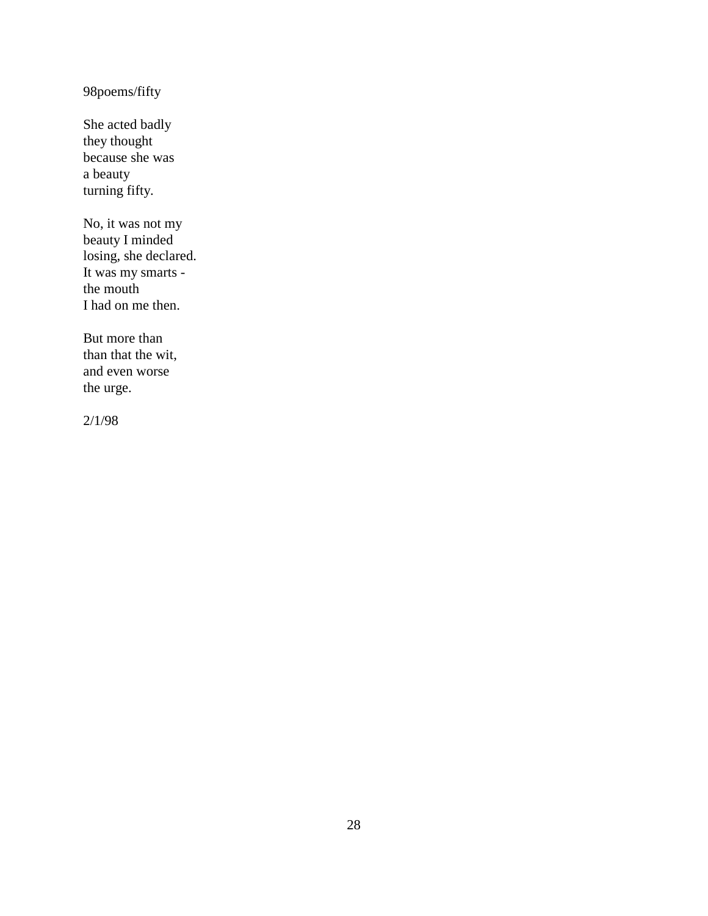98poems/fifty

She acted badly  
they thought  
because she was  
a beauty  
turning fifty.

No, it was not my  
beauty I minded  
losing, she declared.  
It was my smarts -  
the mouth  
I had on me then.

But more than  
than that the wit,  
and even worse  
the urge.

2/1/98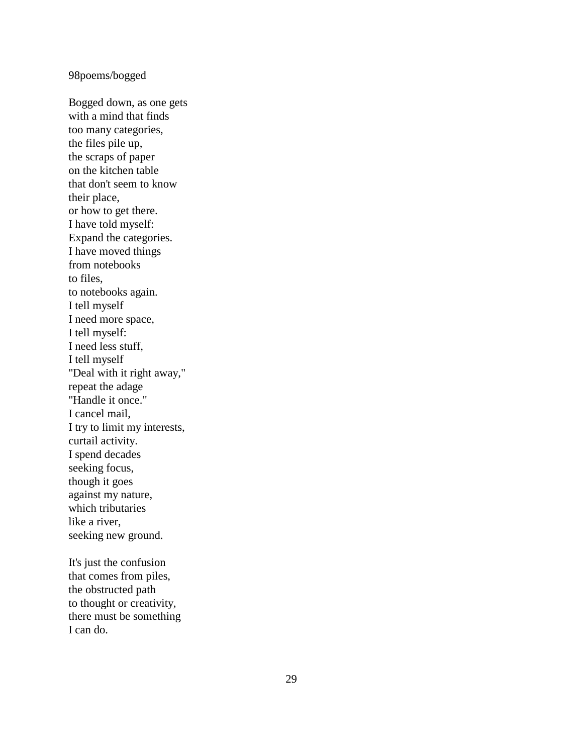98poems/bogged

Bogged down, as one gets  
with a mind that finds  
too many categories,  
the files pile up,  
the scraps of paper  
on the kitchen table  
that don't seem to know  
their place,  
or how to get there.  
I have told myself:  
Expand the categories.  
I have moved things  
from notebooks  
to files,  
to notebooks again.  
I tell myself  
I need more space,  
I tell myself:  
I need less stuff,  
I tell myself  
"Deal with it right away,"  
repeat the adage  
"Handle it once."  
I cancel mail,  
I try to limit my interests,  
curtail activity.  
I spend decades  
seeking focus,  
though it goes  
against my nature,  
which tributaries  
like a river,  
seeking new ground.

It's just the confusion  
that comes from piles,  
the obstructed path  
to thought or creativity,  
there must be something  
I can do.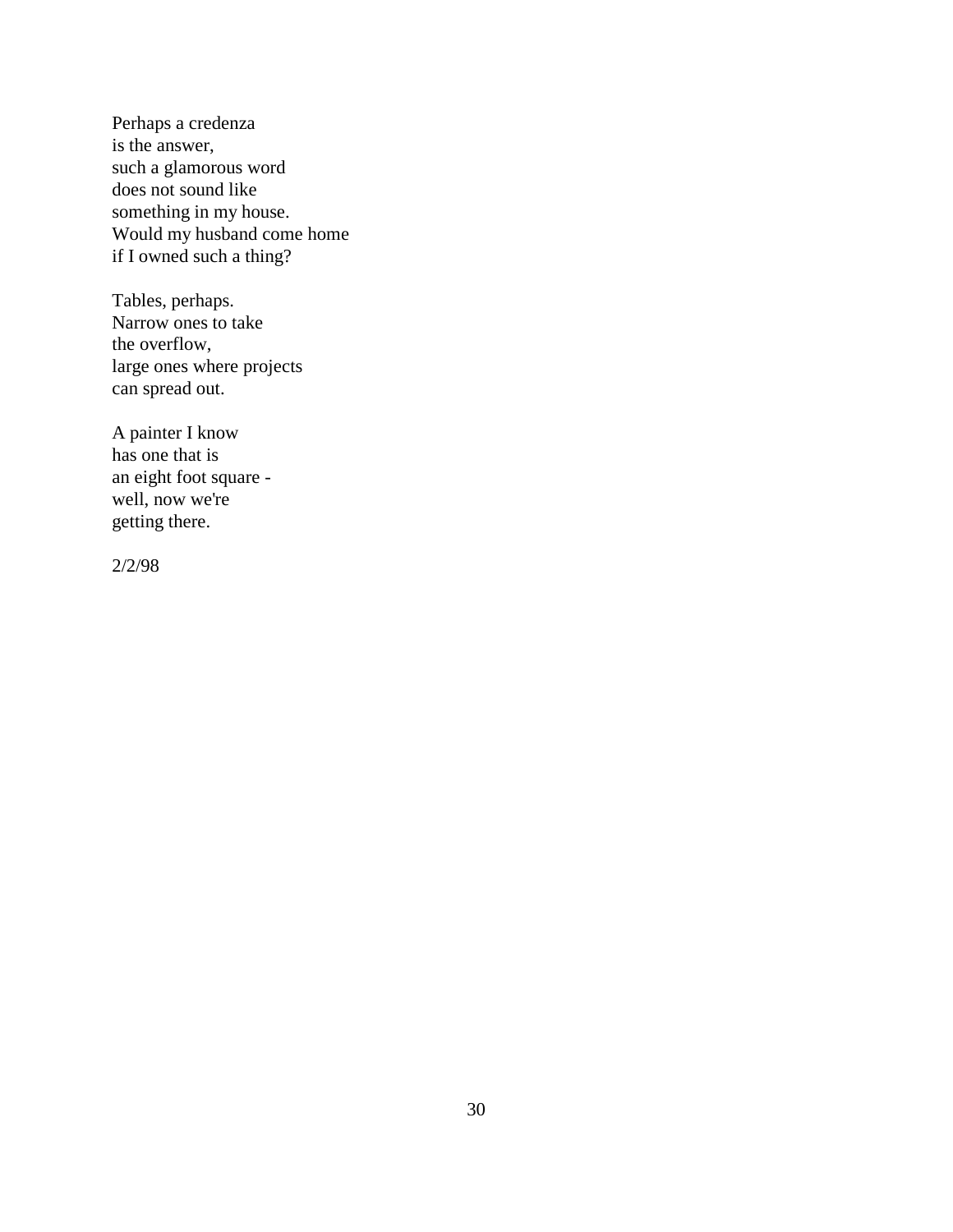Perhaps a credenza  
is the answer,  
such a glamorous word  
does not sound like  
something in my house.  
Would my husband come home  
if I owned such a thing?

Tables, perhaps.  
Narrow ones to take  
the overflow,  
large ones where projects  
can spread out.

A painter I know  
has one that is  
an eight foot square -  
well, now we're  
getting there.

2/2/98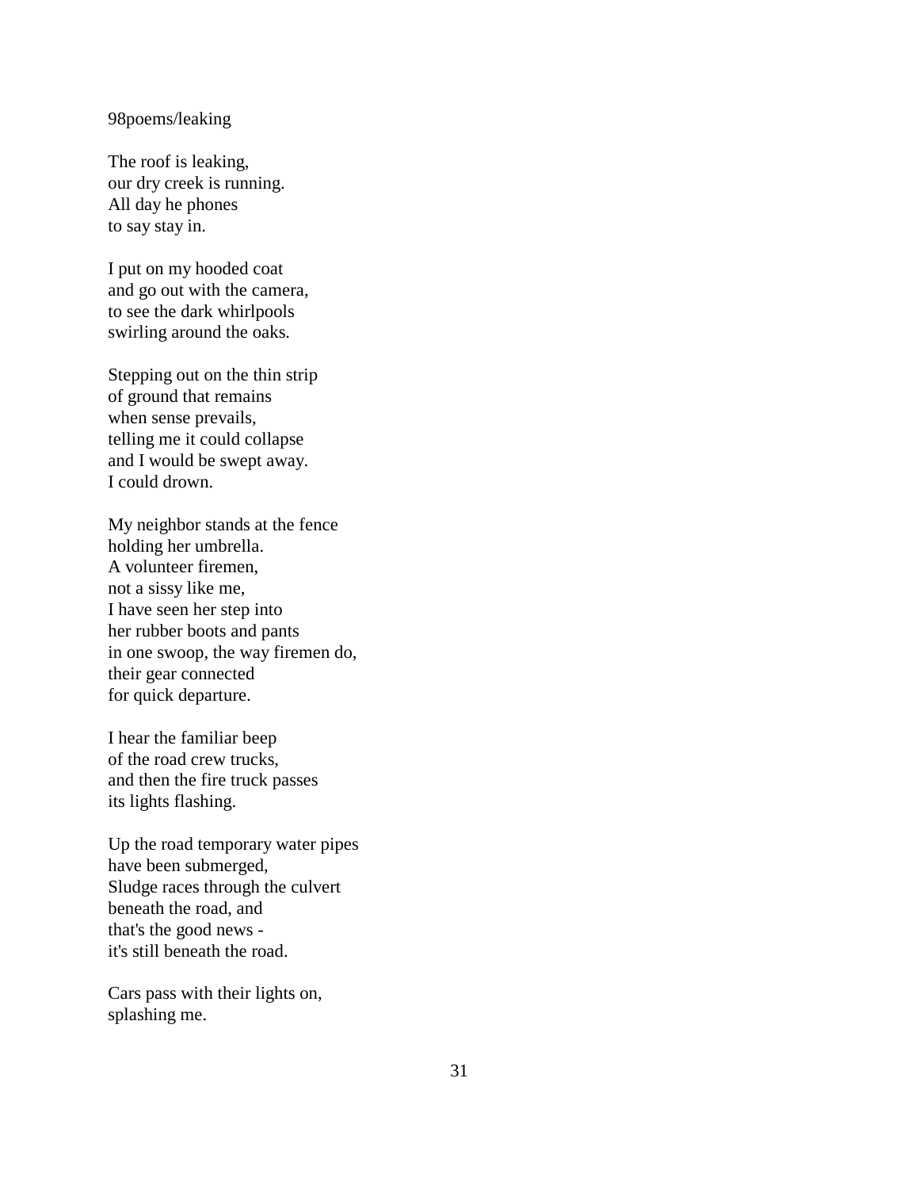98poems/leaking

The roof is leaking,  
our dry creek is running.  
All day he phones  
to say stay in.

I put on my hooded coat  
and go out with the camera,  
to see the dark whirlpools  
swirling around the oaks.

Stepping out on the thin strip  
of ground that remains  
when sense prevails,  
telling me it could collapse  
and I would be swept away.  
I could drown.

My neighbor stands at the fence  
holding her umbrella.  
A volunteer firemen,  
not a sissy like me,  
I have seen her step into  
her rubber boots and pants  
in one swoop, the way firemen do,  
their gear connected  
for quick departure.

I hear the familiar beep  
of the road crew trucks,  
and then the fire truck passes  
its lights flashing.

Up the road temporary water pipes  
have been submerged,  
Sludge races through the culvert  
beneath the road, and  
that's the good news -  
it's still beneath the road.

Cars pass with their lights on,  
splashing me.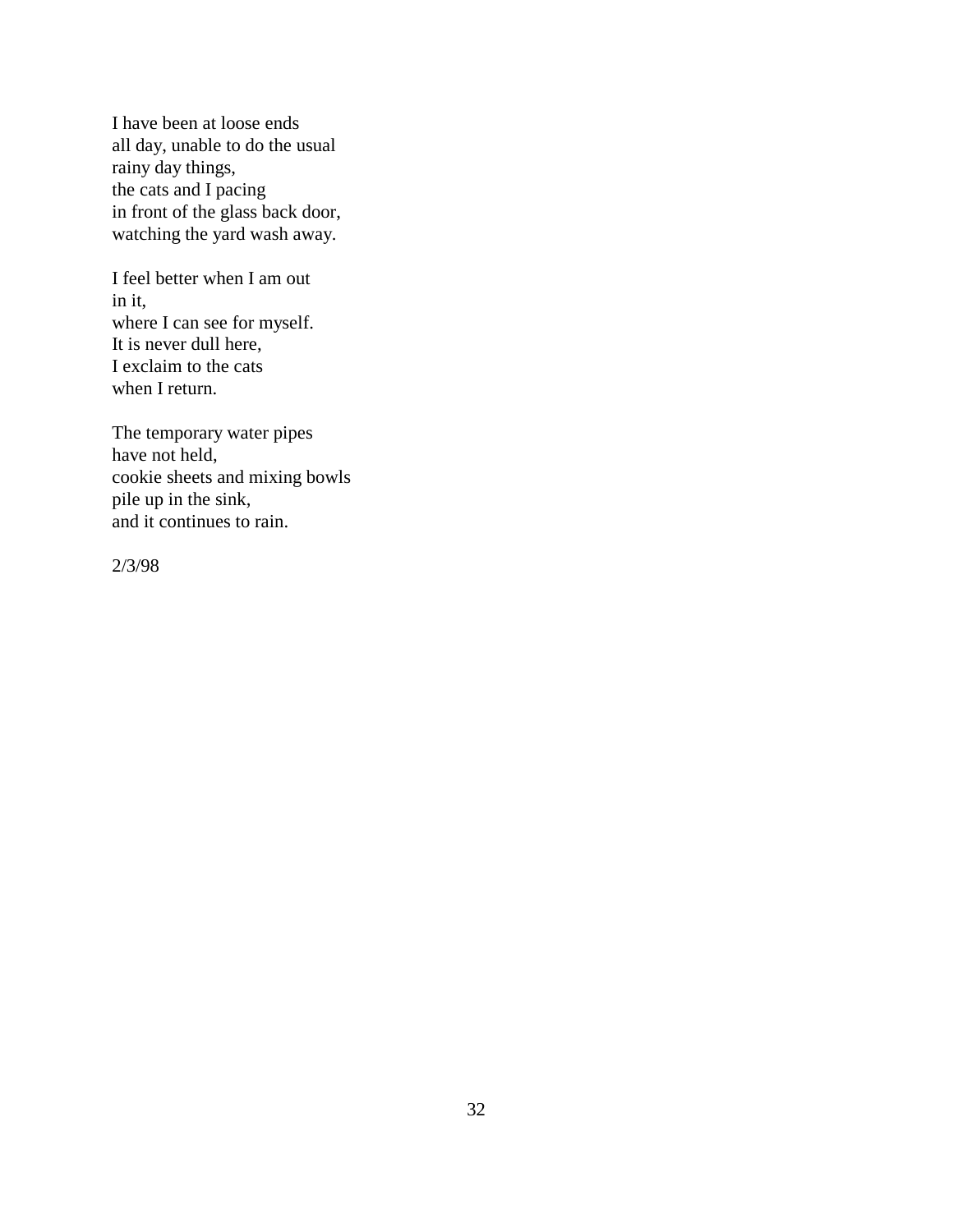I have been at loose ends  
all day, unable to do the usual  
rainy day things,  
the cats and I pacing  
in front of the glass back door,  
watching the yard wash away.

I feel better when I am out  
in it,  
where I can see for myself.  
It is never dull here,  
I exclaim to the cats  
when I return.

The temporary water pipes  
have not held,  
cookie sheets and mixing bowls  
pile up in the sink,  
and it continues to rain.

2/3/98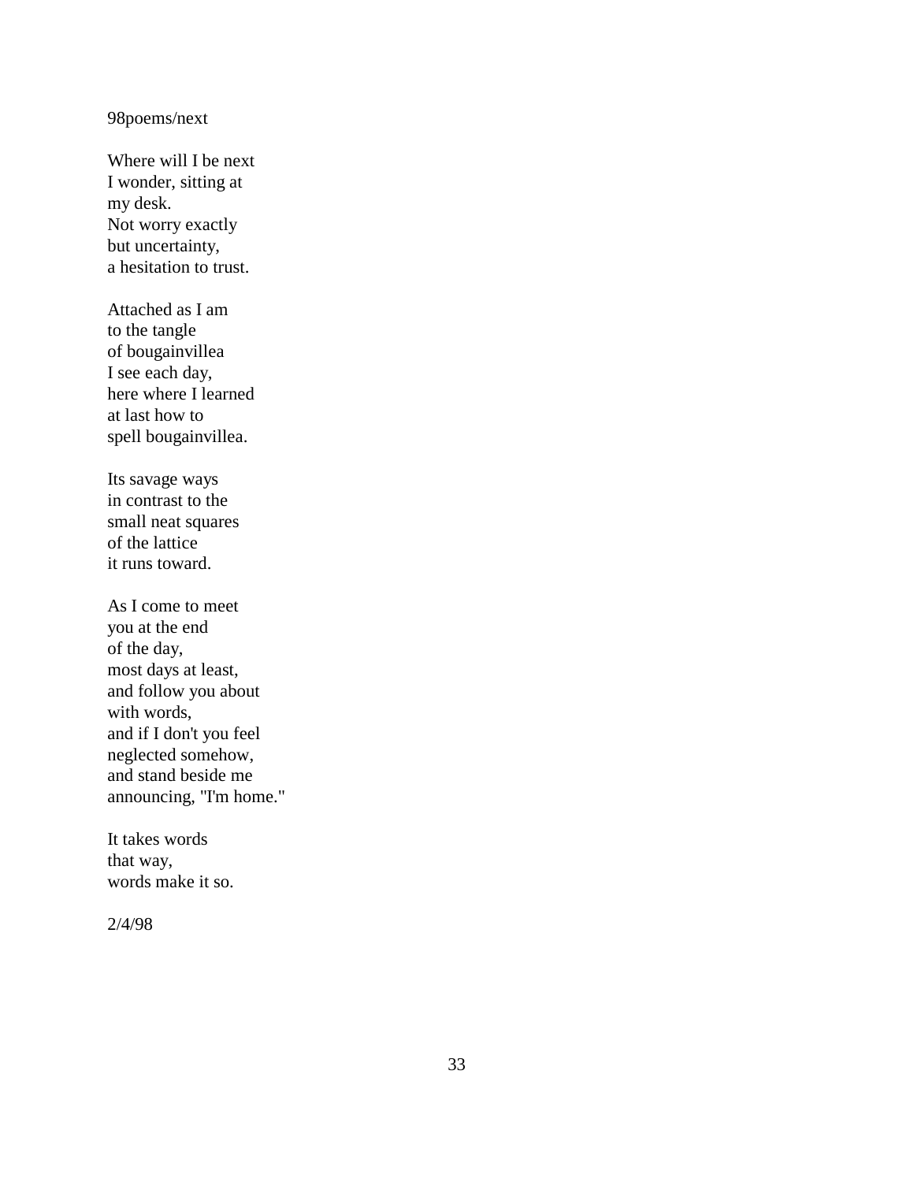98poems/next

Where will I be next
I wonder, sitting at
my desk.
Not worry exactly
but uncertainty,
a hesitation to trust.

Attached as I am
to the tangle
of bougainvillea
I see each day,
here where I learned
at last how to
spell bougainvillea.

Its savage ways
in contrast to the
small neat squares
of the lattice
it runs toward.

As I come to meet
you at the end
of the day,
most days at least,
and follow you about
with words,
and if I don't you feel
neglected somehow,
and stand beside me
announcing, "I'm home."

It takes words
that way,
words make it so.

2/4/98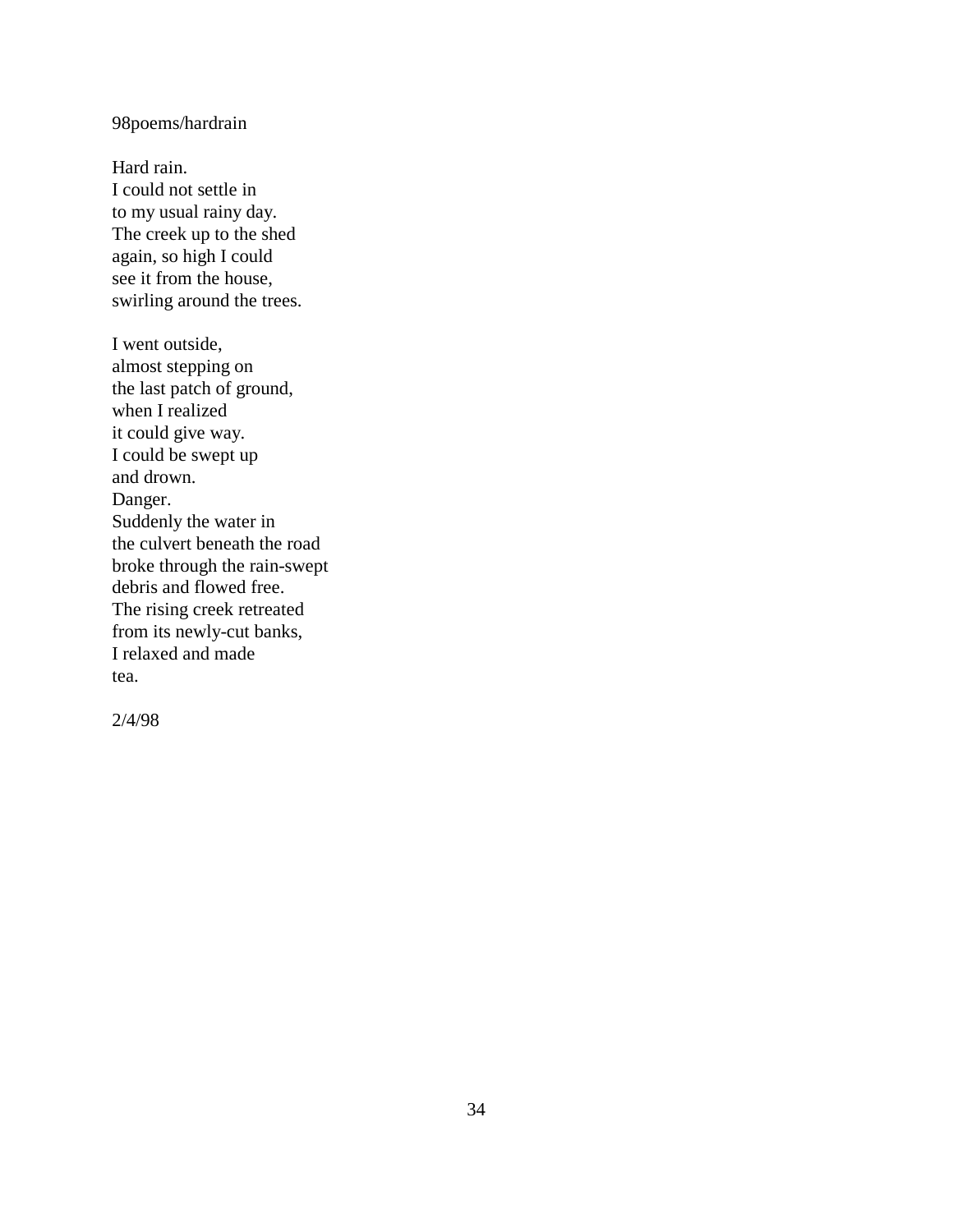98poems/hardrain

Hard rain.  
I could not settle in  
to my usual rainy day.  
The creek up to the shed  
again, so high I could  
see it from the house,  
swirling around the trees.

I went outside,  
almost stepping on  
the last patch of ground,  
when I realized  
it could give way.  
I could be swept up  
and drown.  
Danger.  
Suddenly the water in  
the culvert beneath the road  
broke through the rain-swept  
debris and flowed free.  
The rising creek retreated  
from its newly-cut banks,  
I relaxed and made  
tea.

2/4/98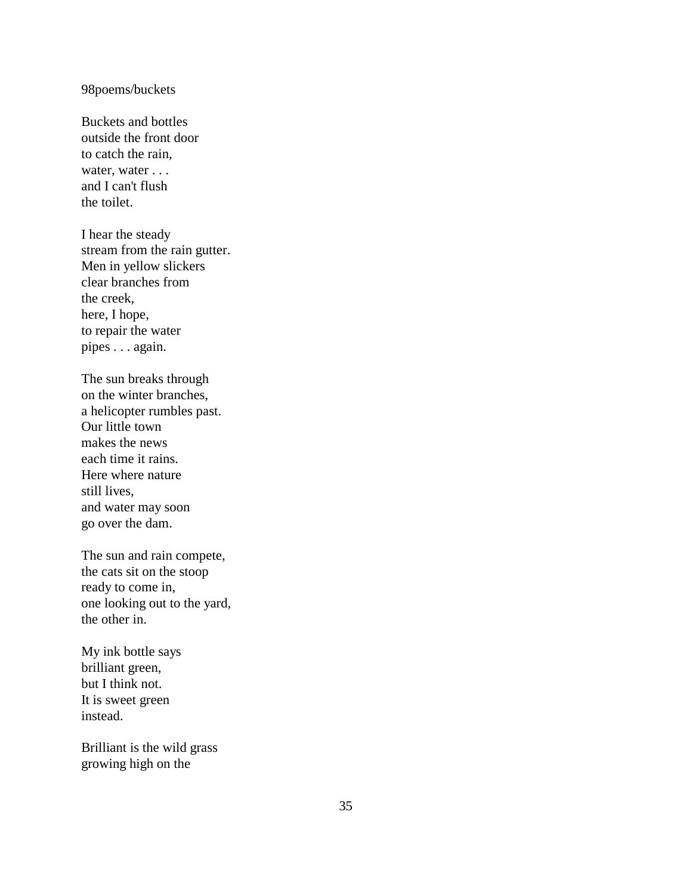98poems/buckets

Buckets and bottles  
outside the front door  
to catch the rain,  
water, water . . .  
and I can't flush  
the toilet.

I hear the steady  
stream from the rain gutter.  
Men in yellow slickers  
clear branches from  
the creek,  
here, I hope,  
to repair the water  
pipes . . . again.

The sun breaks through  
on the winter branches,  
a helicopter rumbles past.  
Our little town  
makes the news  
each time it rains.  
Here where nature  
still lives,  
and water may soon  
go over the dam.

The sun and rain compete,  
the cats sit on the stoop  
ready to come in,  
one looking out to the yard,  
the other in.

My ink bottle says  
brilliant green,  
but I think not.  
It is sweet green  
instead.

Brilliant is the wild grass  
growing high on the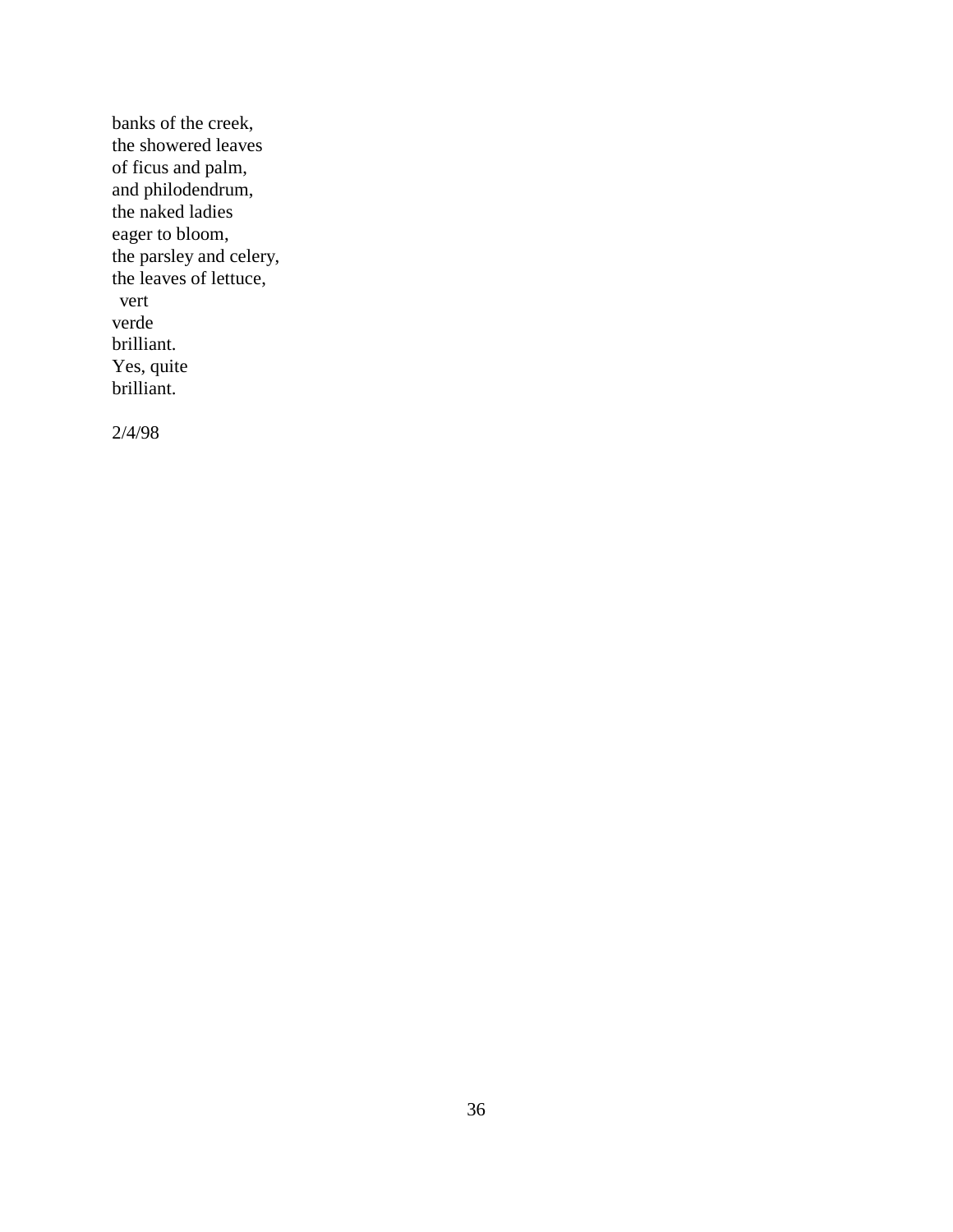banks of the creek,  
the showered leaves  
of ficus and palm,  
and philodendrum,  
the naked ladies  
eager to bloom,  
the parsley and celery,  
the leaves of lettuce,  
  vert  
verde  
brilliant.  
Yes, quite  
brilliant.

2/4/98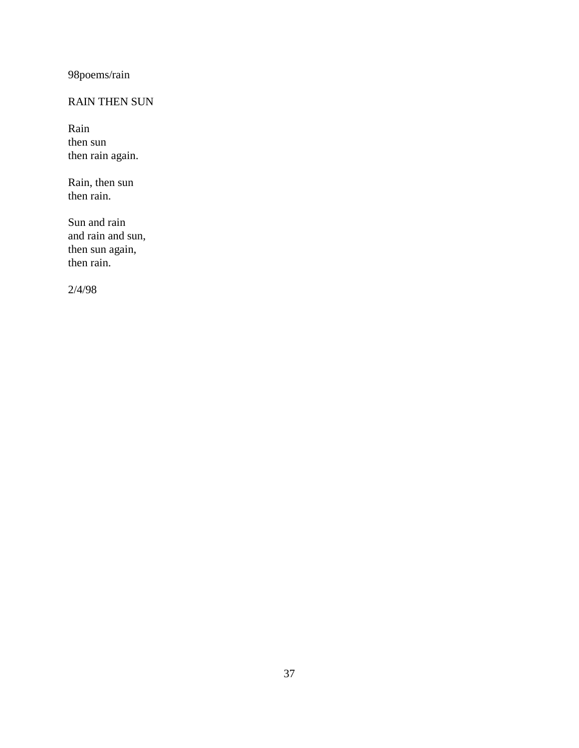98poems/rain

## RAIN THEN SUN

Rain  
then sun  
then rain again.

Rain, then sun  
then rain.

Sun and rain  
and rain and sun,  
then sun again,  
then rain.

2/4/98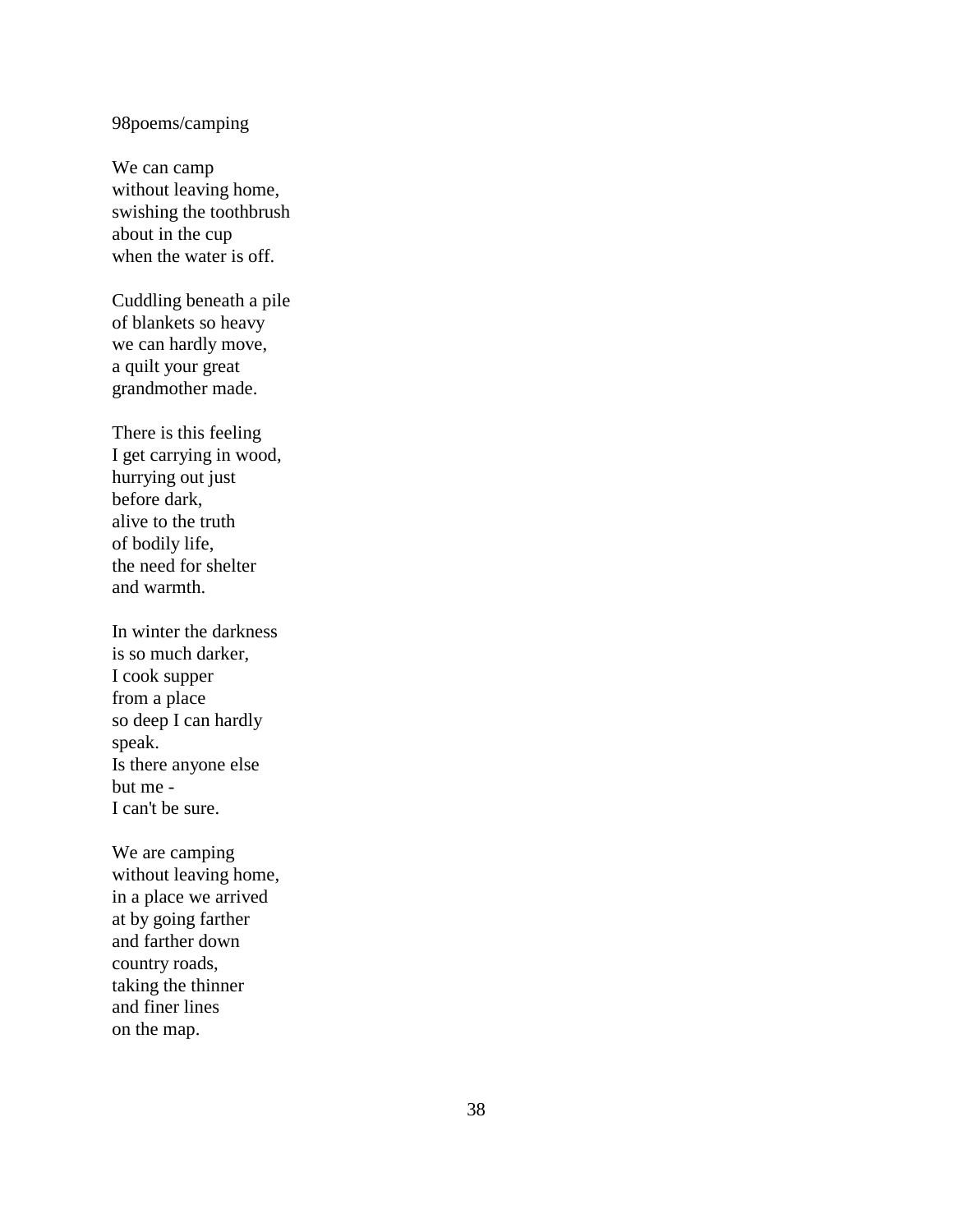98poems/camping

We can camp  
without leaving home,  
swishing the toothbrush  
about in the cup  
when the water is off.

Cuddling beneath a pile  
of blankets so heavy  
we can hardly move,  
a quilt your great  
grandmother made.

There is this feeling  
I get carrying in wood,  
hurrying out just  
before dark,  
alive to the truth  
of bodily life,  
the need for shelter  
and warmth.

In winter the darkness  
is so much darker,  
I cook supper  
from a place  
so deep I can hardly  
speak.  
Is there anyone else  
but me -  
I can't be sure.

We are camping  
without leaving home,  
in a place we arrived  
at by going farther  
and farther down  
country roads,  
taking the thinner  
and finer lines  
on the map.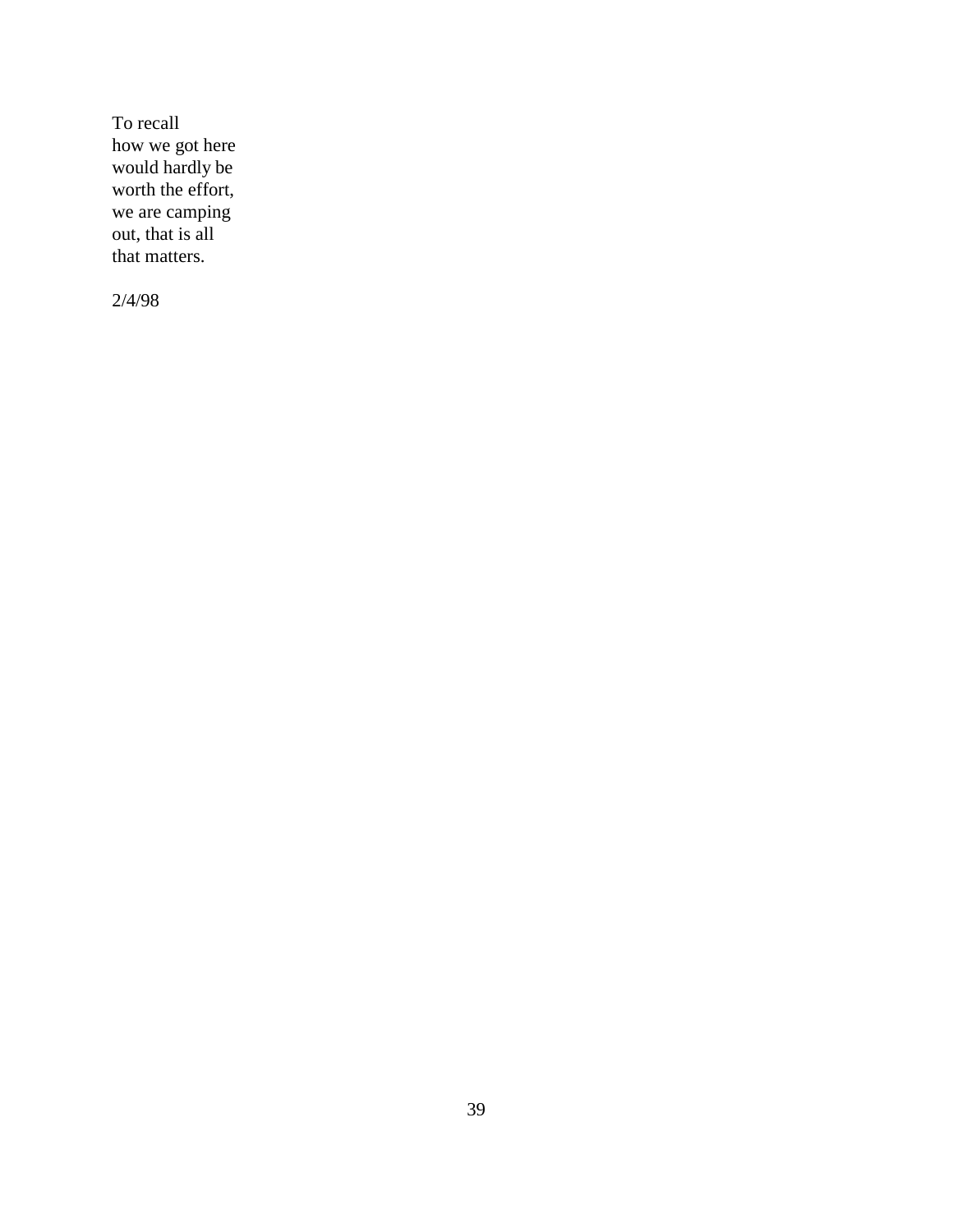To recall
how we got here
would hardly be
worth the effort,
we are camping
out, that is all
that matters.

2/4/98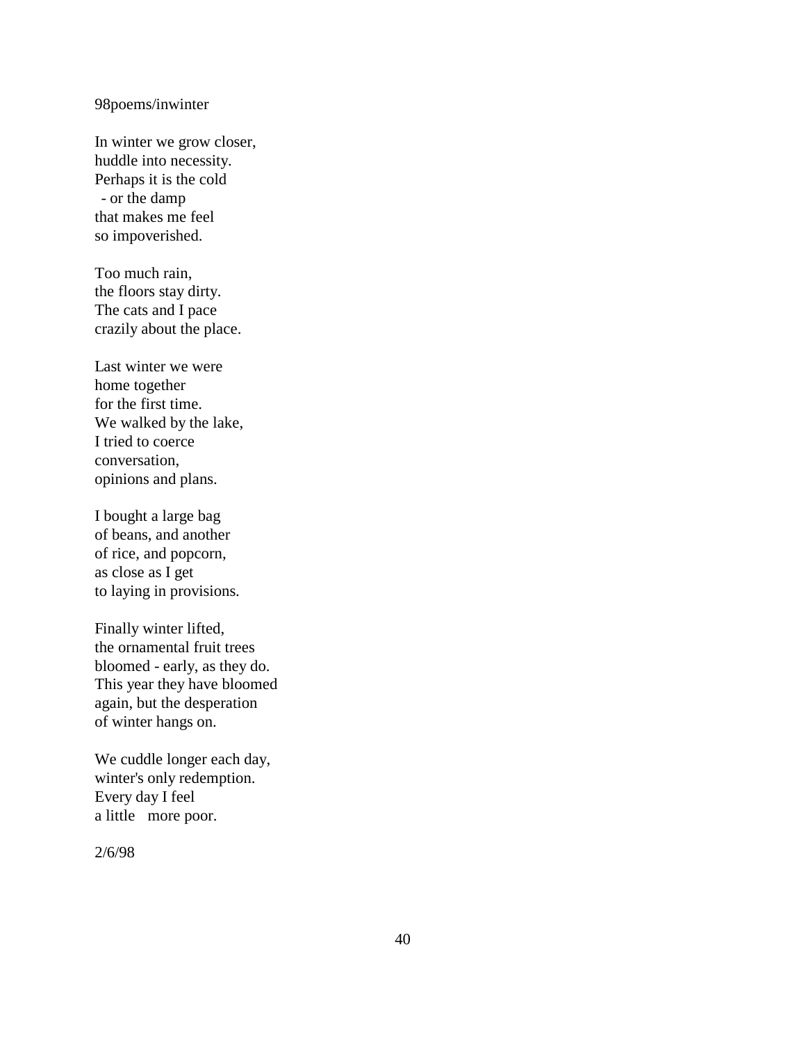98poems/inwinter

In winter we grow closer,  
huddle into necessity.  
Perhaps it is the cold  
 - or the damp  
that makes me feel  
so impoverished.

Too much rain,  
the floors stay dirty.  
The cats and I pace  
crazily about the place.

Last winter we were  
home together  
for the first time.  
We walked by the lake,  
I tried to coerce  
conversation,  
opinions and plans.

I bought a large bag  
of beans, and another  
of rice, and popcorn,  
as close as I get  
to laying in provisions.

Finally winter lifted,  
the ornamental fruit trees  
bloomed - early, as they do.  
This year they have bloomed  
again, but the desperation  
of winter hangs on.

We cuddle longer each day,  
winter's only redemption.  
Every day I feel  
a little  more poor.

2/6/98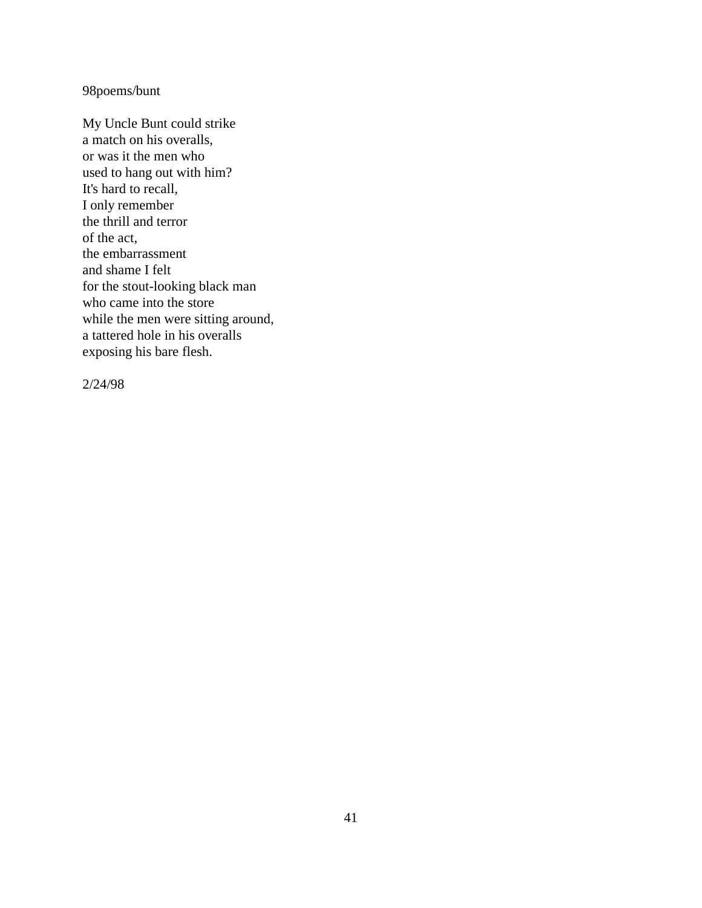98poems/bunt

My Uncle Bunt could strike  
a match on his overalls,  
or was it the men who  
used to hang out with him?  
It's hard to recall,  
I only remember  
the thrill and terror  
of the act,  
the embarrassment  
and shame I felt  
for the stout-looking black man  
who came into the store  
while the men were sitting around,  
a tattered hole in his overalls  
exposing his bare flesh.

2/24/98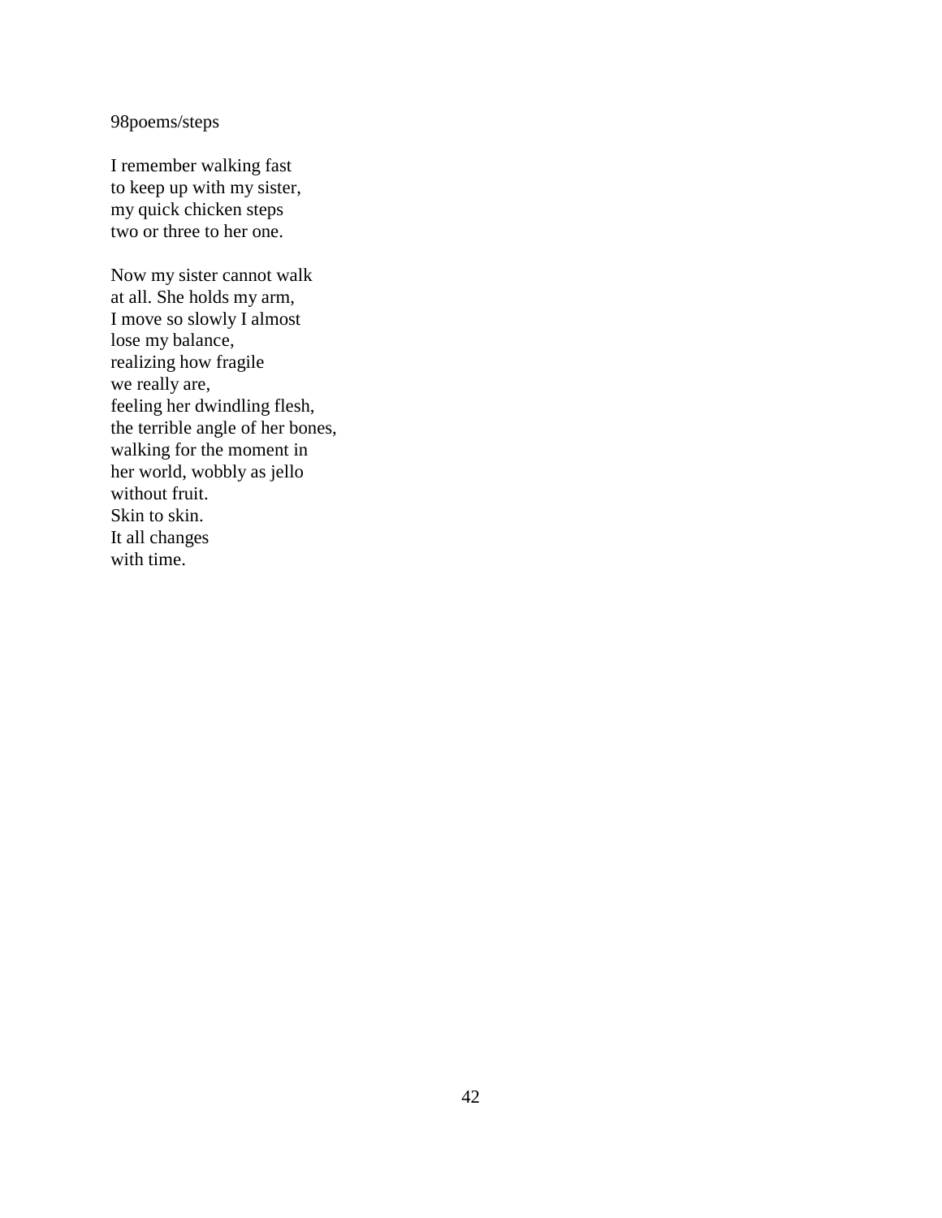98poems/steps

I remember walking fast  
to keep up with my sister,  
my quick chicken steps  
two or three to her one.

Now my sister cannot walk  
at all. She holds my arm,  
I move so slowly I almost  
lose my balance,  
realizing how fragile  
we really are,  
feeling her dwindling flesh,  
the terrible angle of her bones,  
walking for the moment in  
her world, wobbly as jello  
without fruit.  
Skin to skin.  
It all changes  
with time.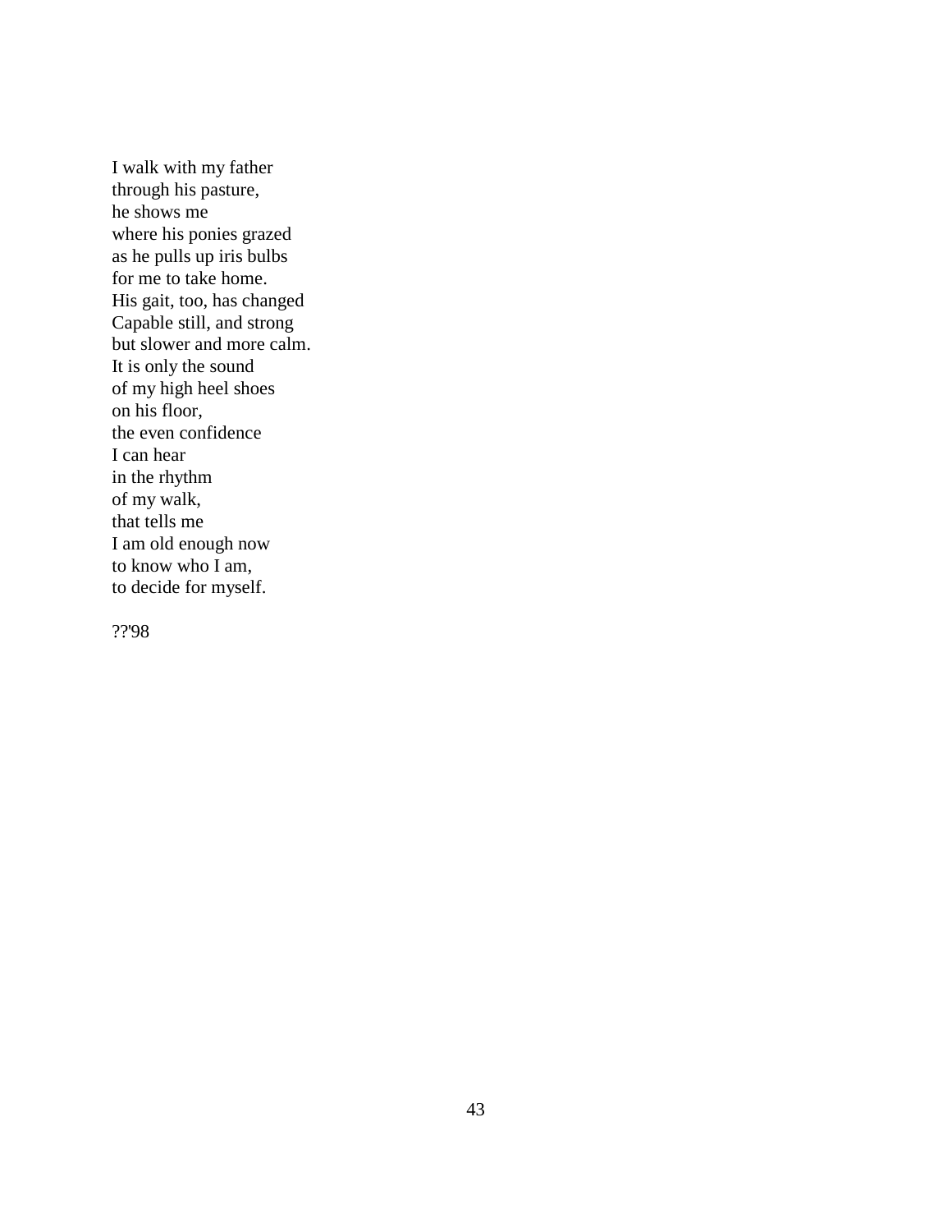I walk with my father  
through his pasture,  
he shows me  
where his ponies grazed  
as he pulls up iris bulbs  
for me to take home.  
His gait, too, has changed  
Capable still, and strong  
but slower and more calm.  
It is only the sound  
of my high heel shoes  
on his floor,  
the even confidence  
I can hear  
in the rhythm  
of my walk,  
that tells me  
I am old enough now  
to know who I am,  
to decide for myself.

??'98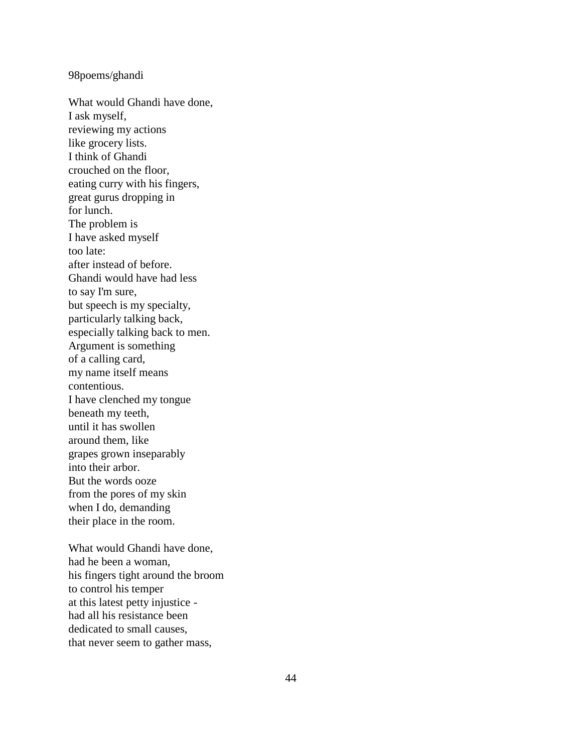98poems/ghandi

What would Ghandi have done,  
I ask myself,  
reviewing my actions  
like grocery lists.  
I think of Ghandi  
crouched on the floor,  
eating curry with his fingers,  
great gurus dropping in  
for lunch.  
The problem is  
I have asked myself  
too late:  
after instead of before.  
Ghandi would have had less  
to say I'm sure,  
but speech is my specialty,  
particularly talking back,  
especially talking back to men.  
Argument is something  
of a calling card,  
my name itself means  
contentious.  
I have clenched my tongue  
beneath my teeth,  
until it has swollen  
around them, like  
grapes grown inseparably  
into their arbor.  
But the words ooze  
from the pores of my skin  
when I do, demanding  
their place in the room.

What would Ghandi have done,  
had he been a woman,  
his fingers tight around the broom  
to control his temper  
at this latest petty injustice -  
had all his resistance been  
dedicated to small causes,  
that never seem to gather mass,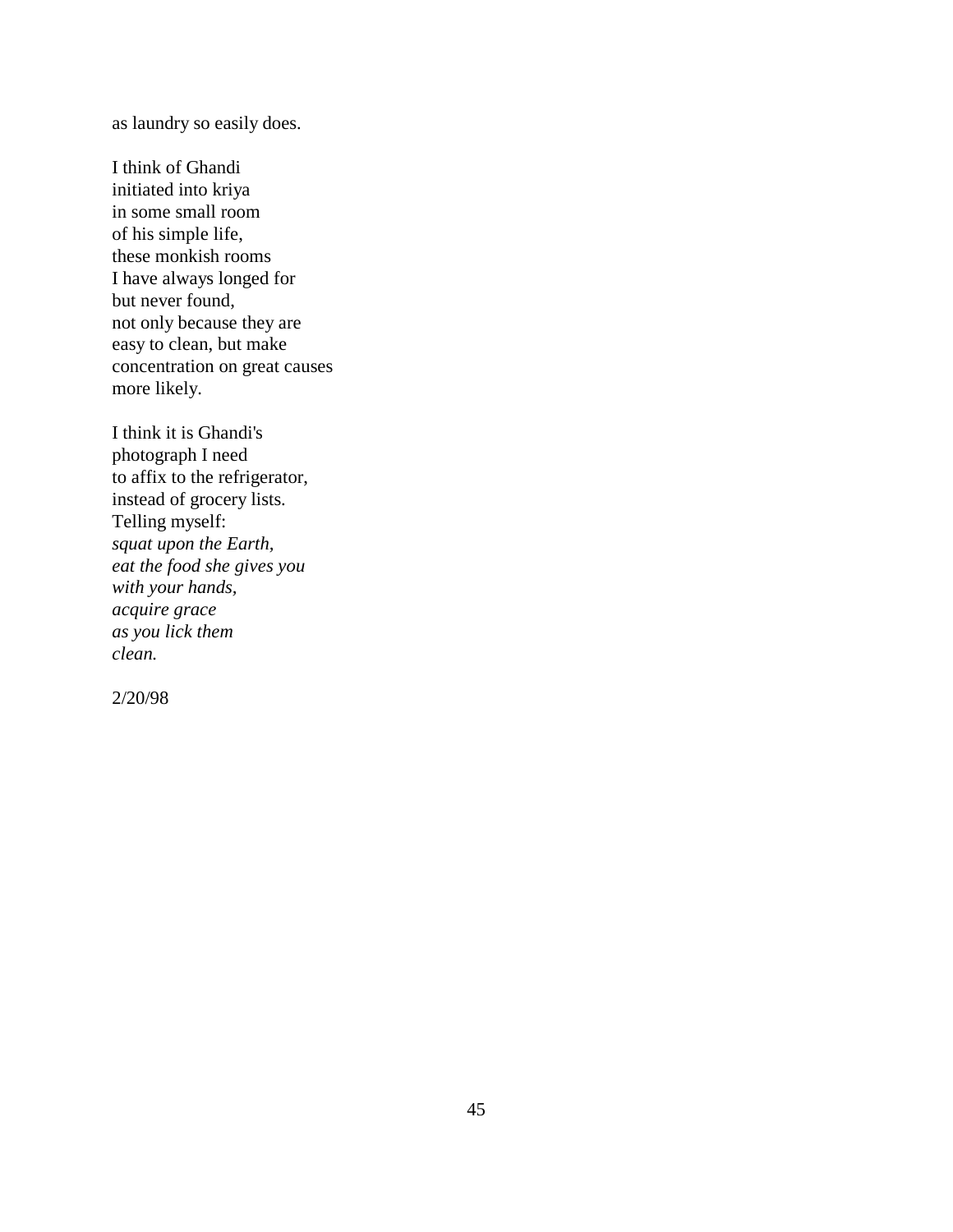as laundry so easily does.

I think of Ghandi
initiated into kriya
in some small room
of his simple life,
these monkish rooms
I have always longed for
but never found,
not only because they are
easy to clean, but make
concentration on great causes
more likely.

I think it is Ghandi's
photograph I need
to affix to the refrigerator,
instead of grocery lists.
Telling myself:
*squat upon the Earth,*
*eat the food she gives you*
*with your hands,*
*acquire grace*
*as you lick them*
*clean.*

2/20/98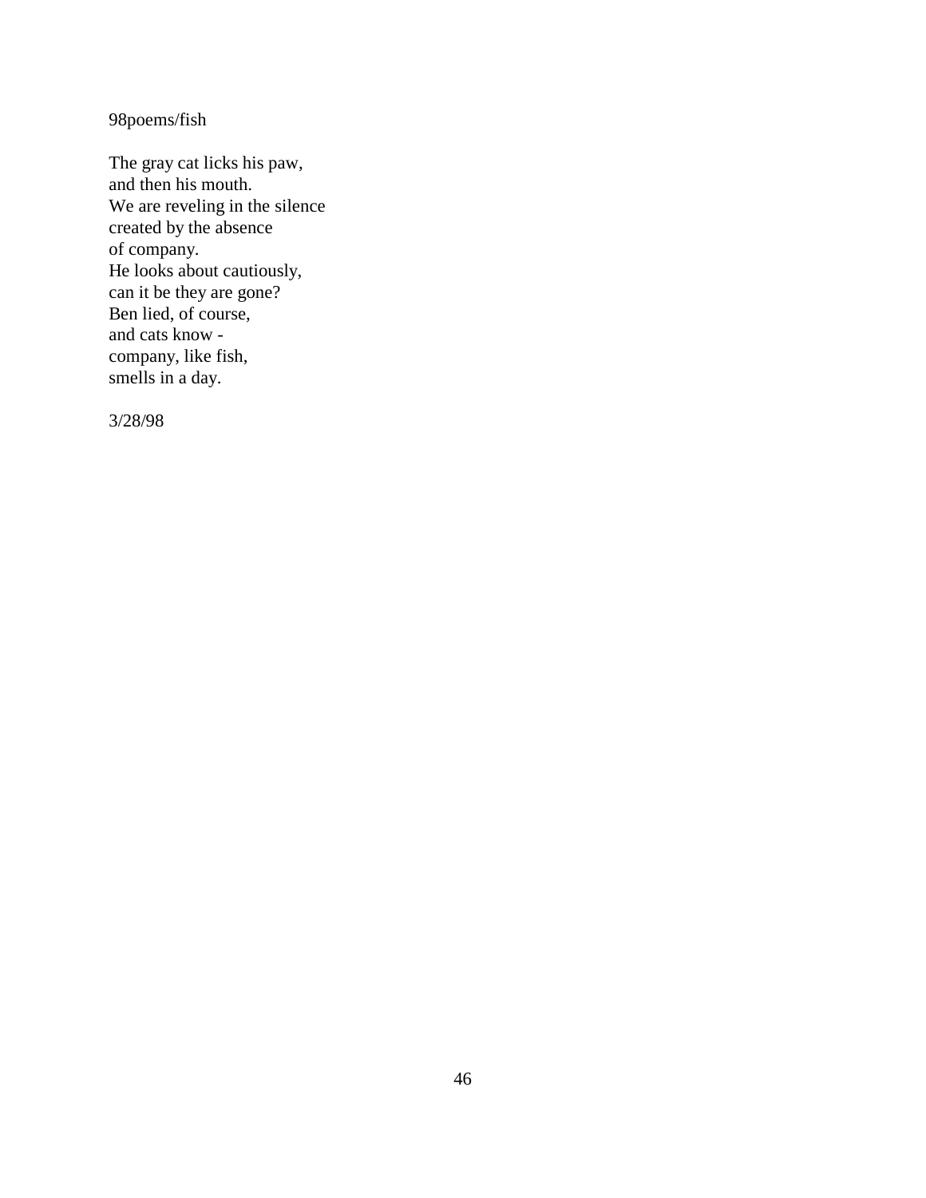98poems/fish

The gray cat licks his paw,  
and then his mouth.  
We are reveling in the silence  
created by the absence  
of company.  
He looks about cautiously,  
can it be they are gone?  
Ben lied, of course,  
and cats know -  
company, like fish,  
smells in a day.

3/28/98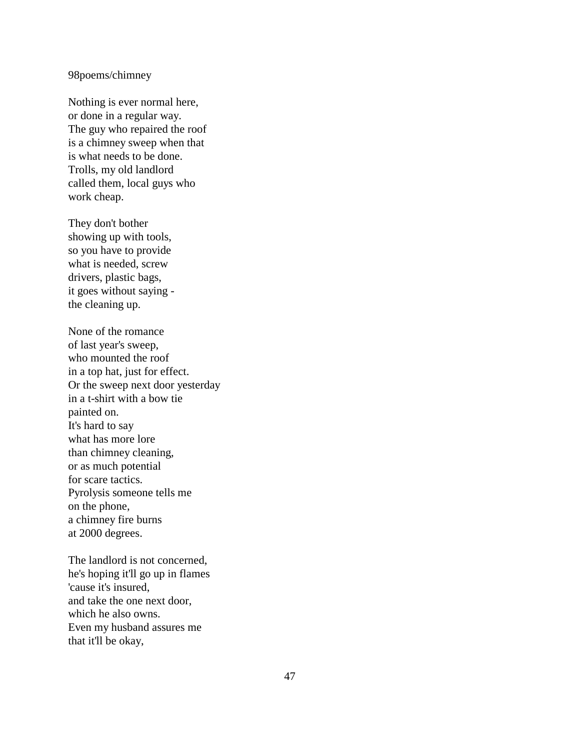98poems/chimney

Nothing is ever normal here,  
or done in a regular way.  
The guy who repaired the roof  
is a chimney sweep when that  
is what needs to be done.  
Trolls, my old landlord  
called them, local guys who  
work cheap.

They don't bother  
showing up with tools,  
so you have to provide  
what is needed, screw  
drivers, plastic bags,  
it goes without saying -  
the cleaning up.

None of the romance  
of last year's sweep,  
who mounted the roof  
in a top hat, just for effect.  
Or the sweep next door yesterday  
in a t-shirt with a bow tie  
painted on.  
It's hard to say  
what has more lore  
than chimney cleaning,  
or as much potential  
for scare tactics.  
Pyrolysis someone tells me  
on the phone,  
a chimney fire burns  
at 2000 degrees.

The landlord is not concerned,  
he's hoping it'll go up in flames  
'cause it's insured,  
and take the one next door,  
which he also owns.  
Even my husband assures me  
that it'll be okay,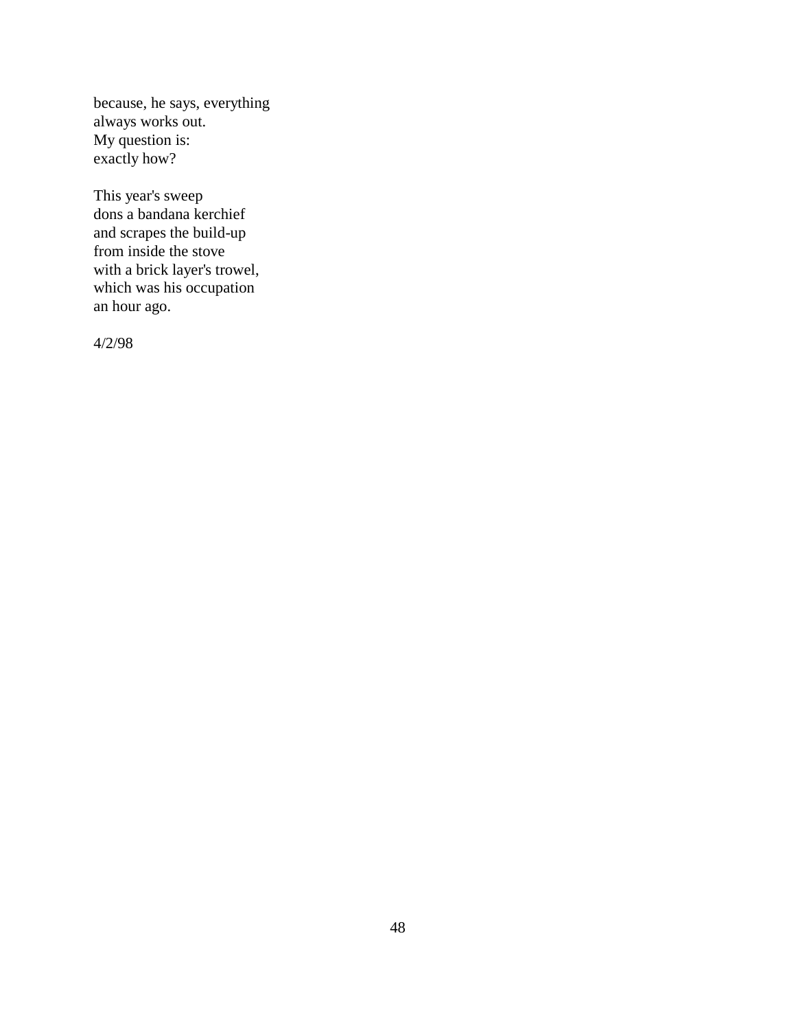because, he says, everything  
always works out.  
My question is:  
exactly how?

This year's sweep  
dons a bandana kerchief  
and scrapes the build-up  
from inside the stove  
with a brick layer's trowel,  
which was his occupation  
an hour ago.

4/2/98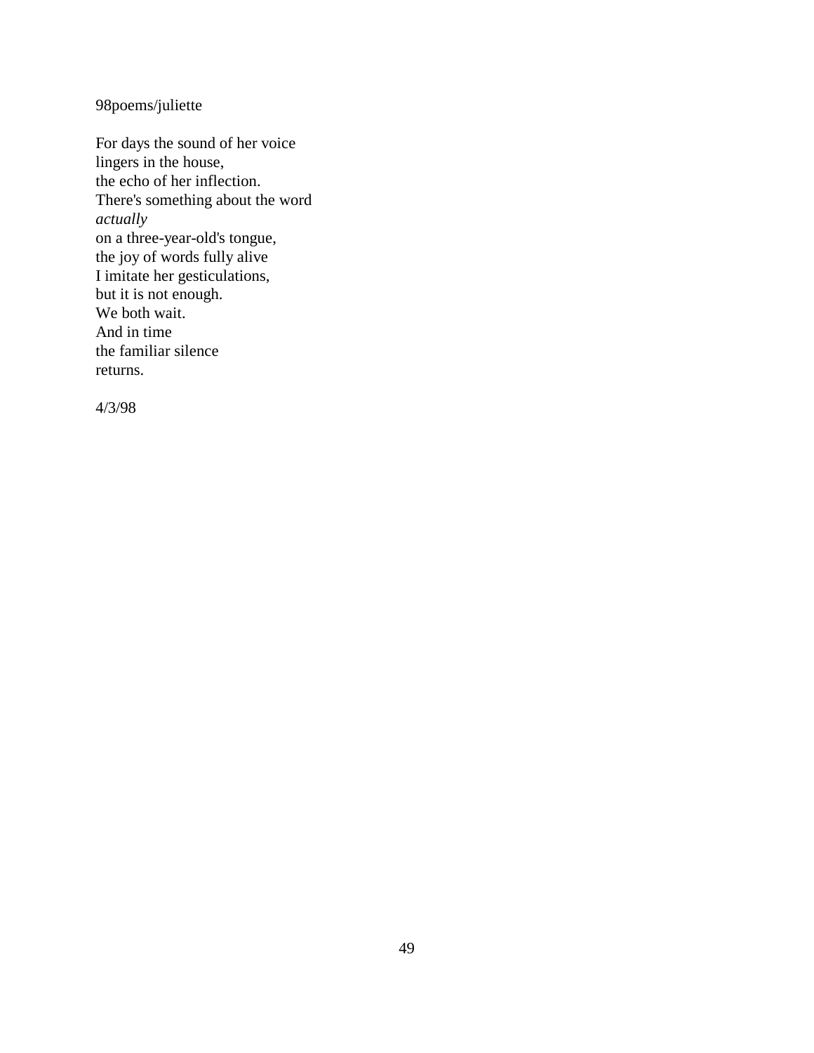98poems/juliette

For days the sound of her voice  
lingers in the house,  
the echo of her inflection.  
There's something about the word  
*actually*  
on a three-year-old's tongue,  
the joy of words fully alive  
I imitate her gesticulations,  
but it is not enough.  
We both wait.  
And in time  
the familiar silence  
returns.

4/3/98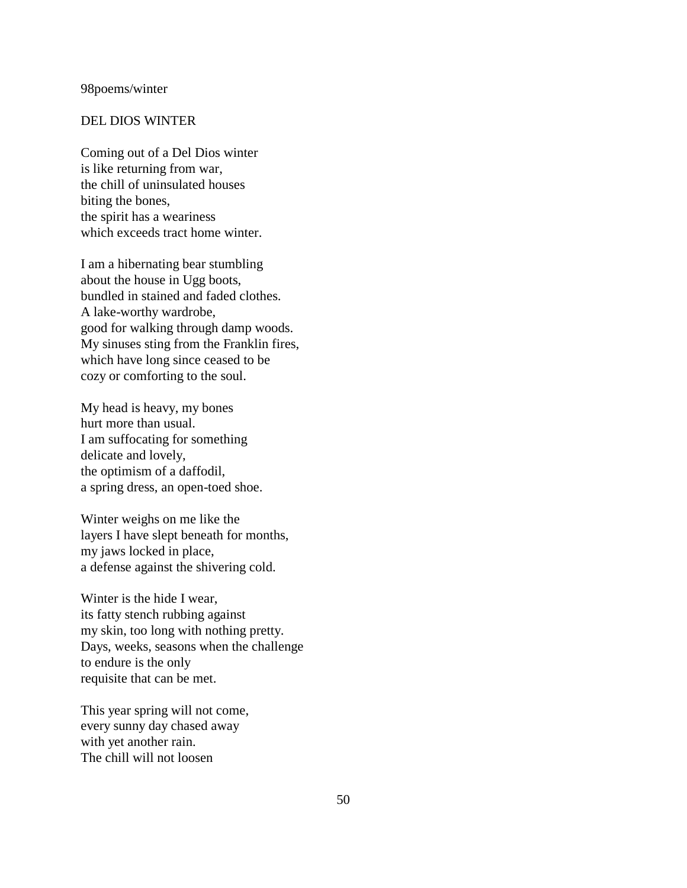98poems/winter

## DEL DIOS WINTER

Coming out of a Del Dios winter
is like returning from war,
the chill of uninsulated houses
biting the bones,
the spirit has a weariness
which exceeds tract home winter.

I am a hibernating bear stumbling
about the house in Ugg boots,
bundled in stained and faded clothes.
A lake-worthy wardrobe,
good for walking through damp woods.
My sinuses sting from the Franklin fires,
which have long since ceased to be
cozy or comforting to the soul.

My head is heavy, my bones
hurt more than usual.
I am suffocating for something
delicate and lovely,
the optimism of a daffodil,
a spring dress, an open-toed shoe.

Winter weighs on me like the
layers I have slept beneath for months,
my jaws locked in place,
a defense against the shivering cold.

Winter is the hide I wear,
its fatty stench rubbing against
my skin, too long with nothing pretty.
Days, weeks, seasons when the challenge
to endure is the only
requisite that can be met.

This year spring will not come,
every sunny day chased away
with yet another rain.
The chill will not loosen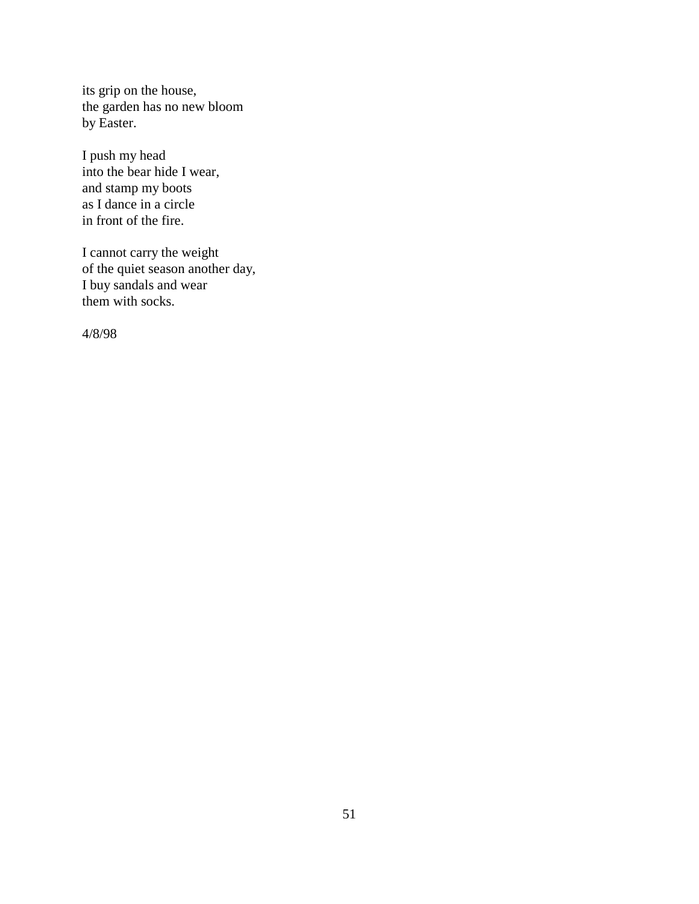its grip on the house,  
the garden has no new bloom  
by Easter.

I push my head  
into the bear hide I wear,  
and stamp my boots  
as I dance in a circle  
in front of the fire.

I cannot carry the weight  
of the quiet season another day,  
I buy sandals and wear  
them with socks.

4/8/98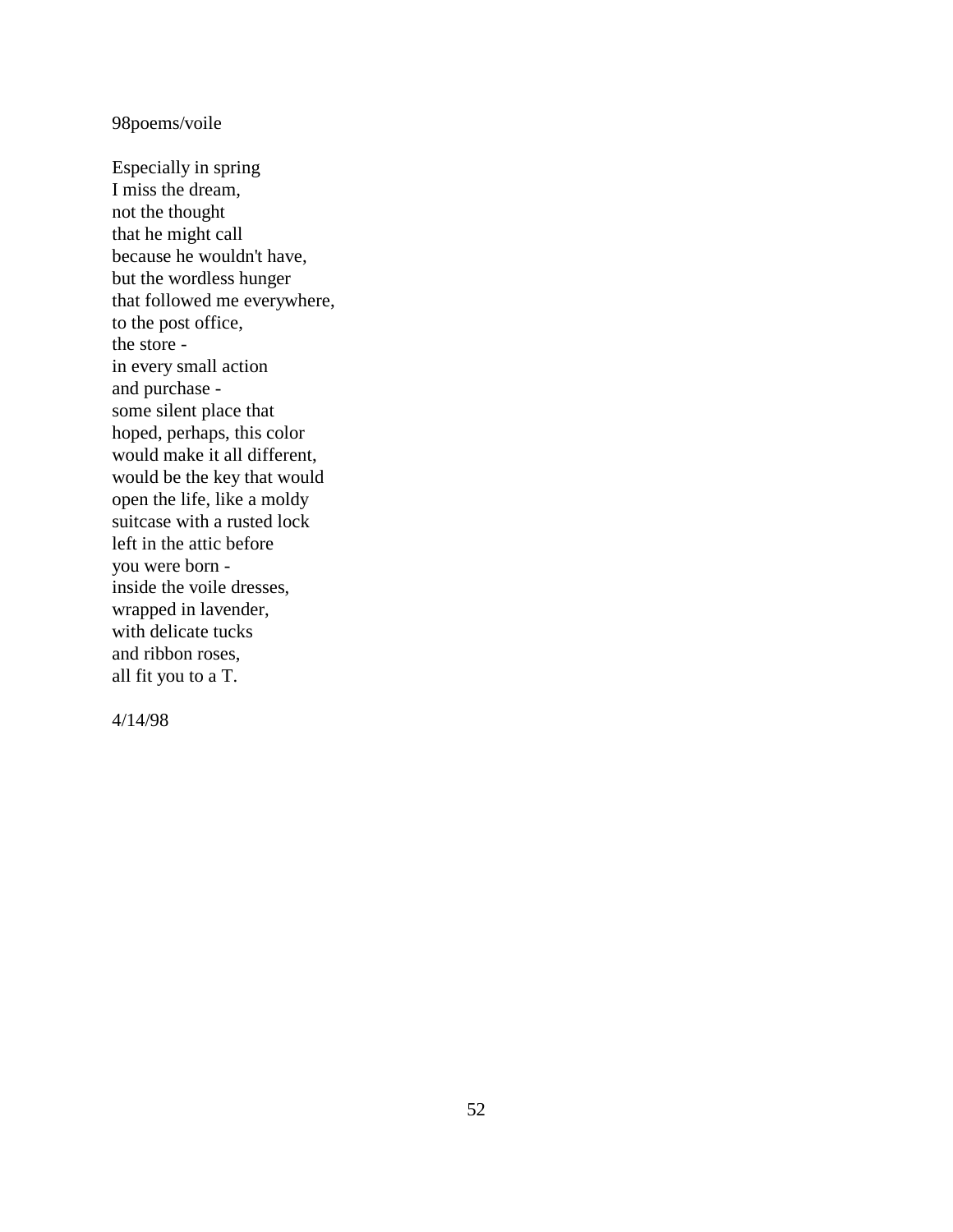98poems/voile

Especially in spring  
I miss the dream,  
not the thought  
that he might call  
because he wouldn't have,  
but the wordless hunger  
that followed me everywhere,  
to the post office,  
the store -  
in every small action  
and purchase -  
some silent place that  
hoped, perhaps, this color  
would make it all different,  
would be the key that would  
open the life, like a moldy  
suitcase with a rusted lock  
left in the attic before  
you were born -  
inside the voile dresses,  
wrapped in lavender,  
with delicate tucks  
and ribbon roses,  
all fit you to a T.

4/14/98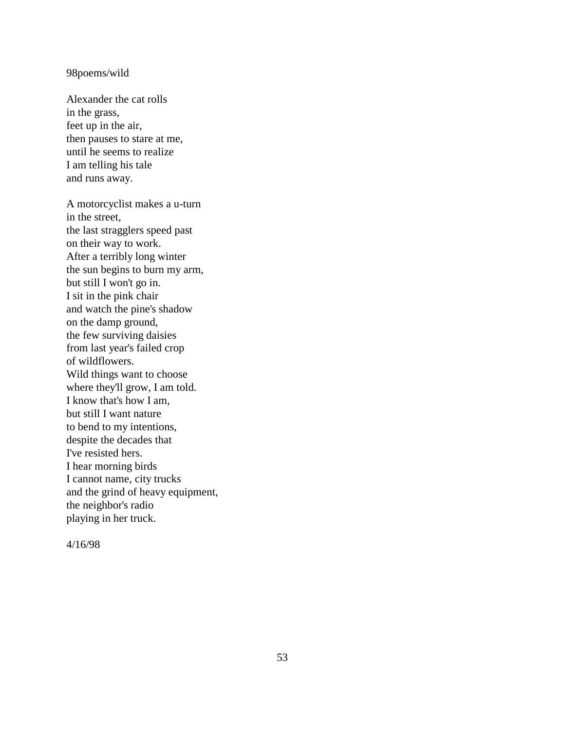98poems/wild

Alexander the cat rolls  
in the grass,  
feet up in the air,  
then pauses to stare at me,  
until he seems to realize  
I am telling his tale  
and runs away.

A motorcyclist makes a u-turn  
in the street,  
the last stragglers speed past  
on their way to work.  
After a terribly long winter  
the sun begins to burn my arm,  
but still I won't go in.  
I sit in the pink chair  
and watch the pine's shadow  
on the damp ground,  
the few surviving daisies  
from last year's failed crop  
of wildflowers.  
Wild things want to choose  
where they'll grow, I am told.  
I know that's how I am,  
but still I want nature  
to bend to my intentions,  
despite the decades that  
I've resisted hers.  
I hear morning birds  
I cannot name, city trucks  
and the grind of heavy equipment,  
the neighbor's radio  
playing in her truck.

4/16/98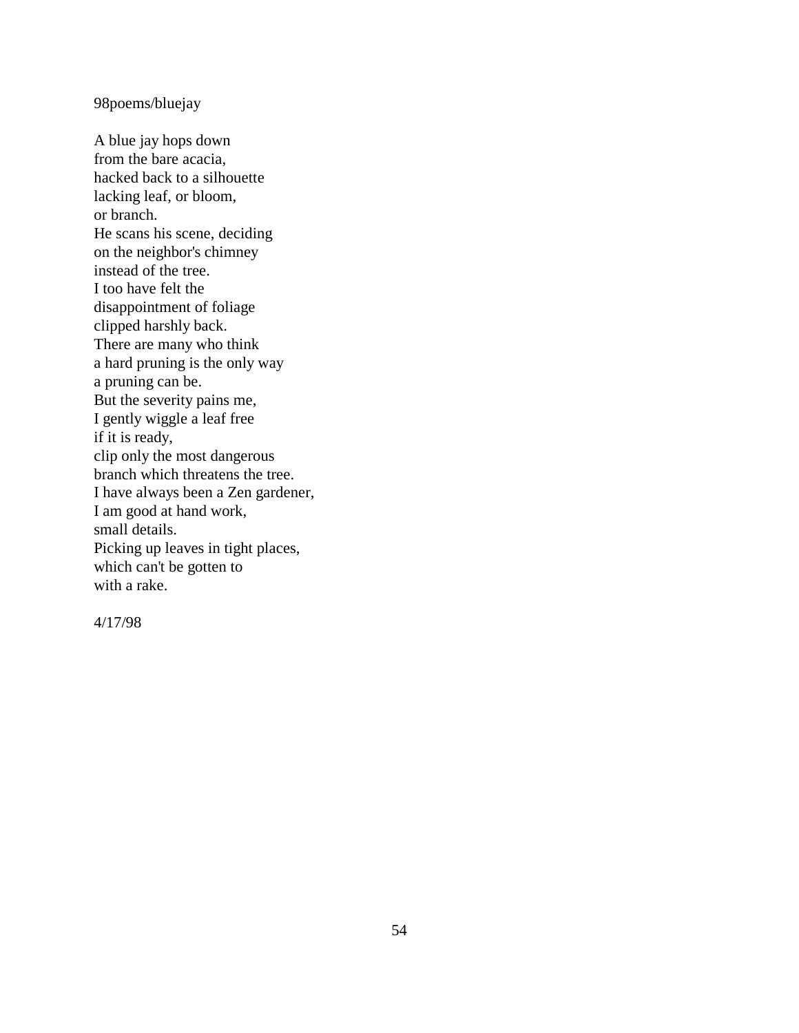98poems/bluejay

A blue jay hops down  
from the bare acacia,  
hacked back to a silhouette  
lacking leaf, or bloom,  
or branch.  
He scans his scene, deciding  
on the neighbor's chimney  
instead of the tree.  
I too have felt the  
disappointment of foliage  
clipped harshly back.  
There are many who think  
a hard pruning is the only way  
a pruning can be.  
But the severity pains me,  
I gently wiggle a leaf free  
if it is ready,  
clip only the most dangerous  
branch which threatens the tree.  
I have always been a Zen gardener,  
I am good at hand work,  
small details.  
Picking up leaves in tight places,  
which can't be gotten to  
with a rake.

4/17/98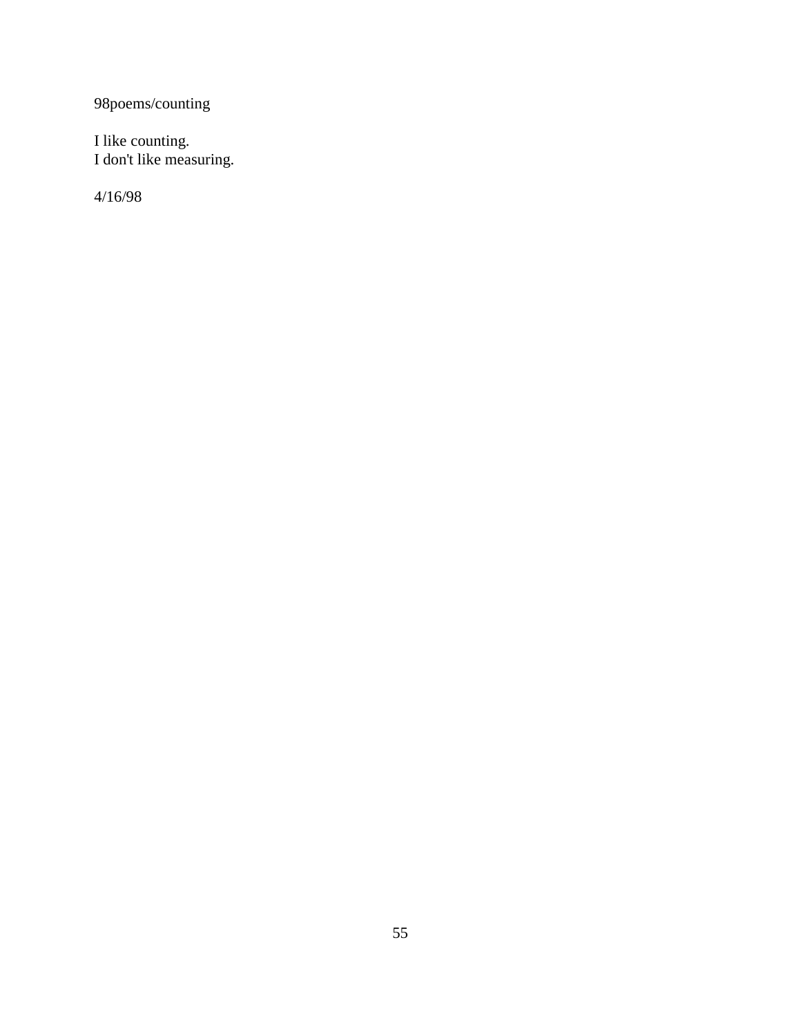98poems/counting

I like counting.
I don't like measuring.

4/16/98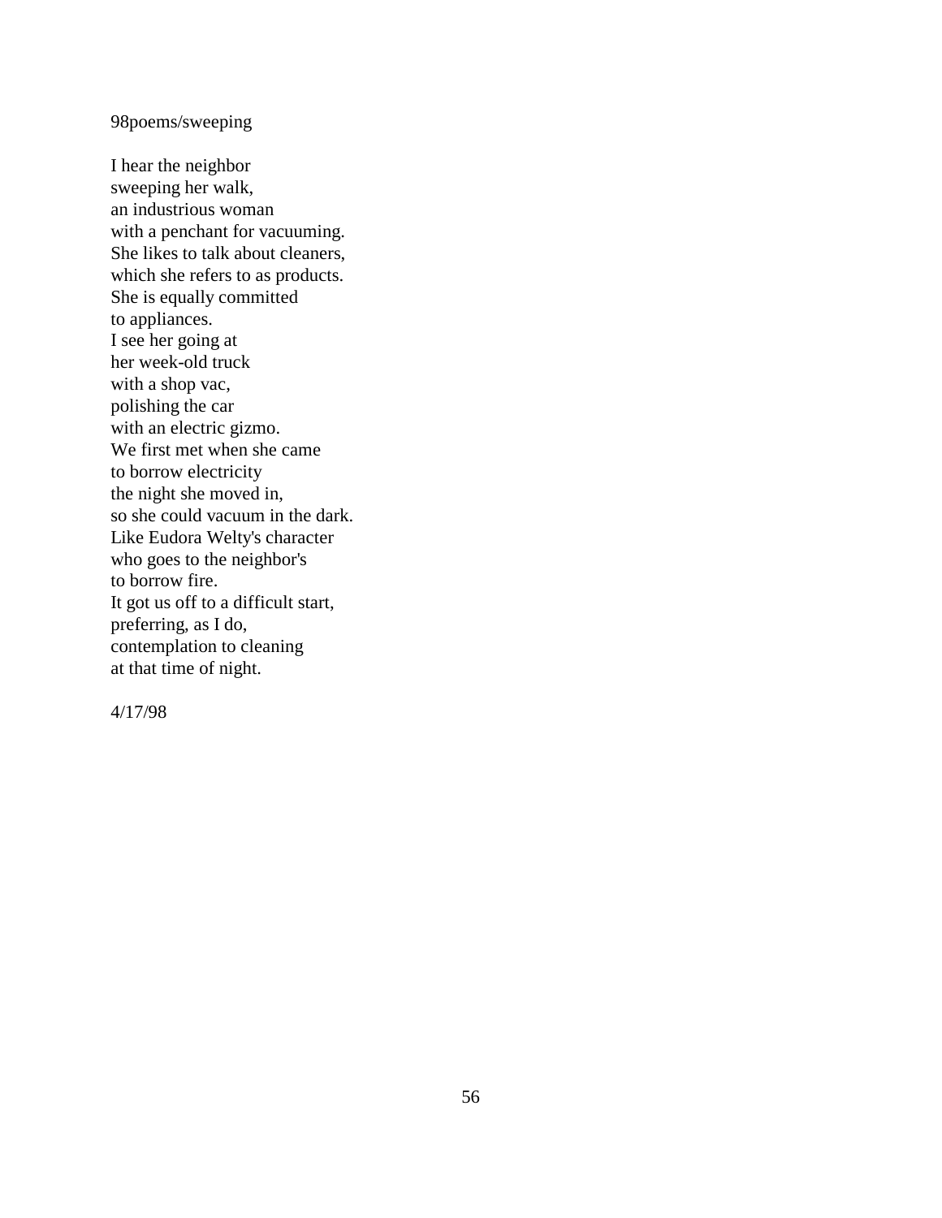98poems/sweeping

I hear the neighbor
sweeping her walk,
an industrious woman
with a penchant for vacuuming.
She likes to talk about cleaners,
which she refers to as products.
She is equally committed
to appliances.
I see her going at
her week-old truck
with a shop vac,
polishing the car
with an electric gizmo.
We first met when she came
to borrow electricity
the night she moved in,
so she could vacuum in the dark.
Like Eudora Welty's character
who goes to the neighbor's
to borrow fire.
It got us off to a difficult start,
preferring, as I do,
contemplation to cleaning
at that time of night.

4/17/98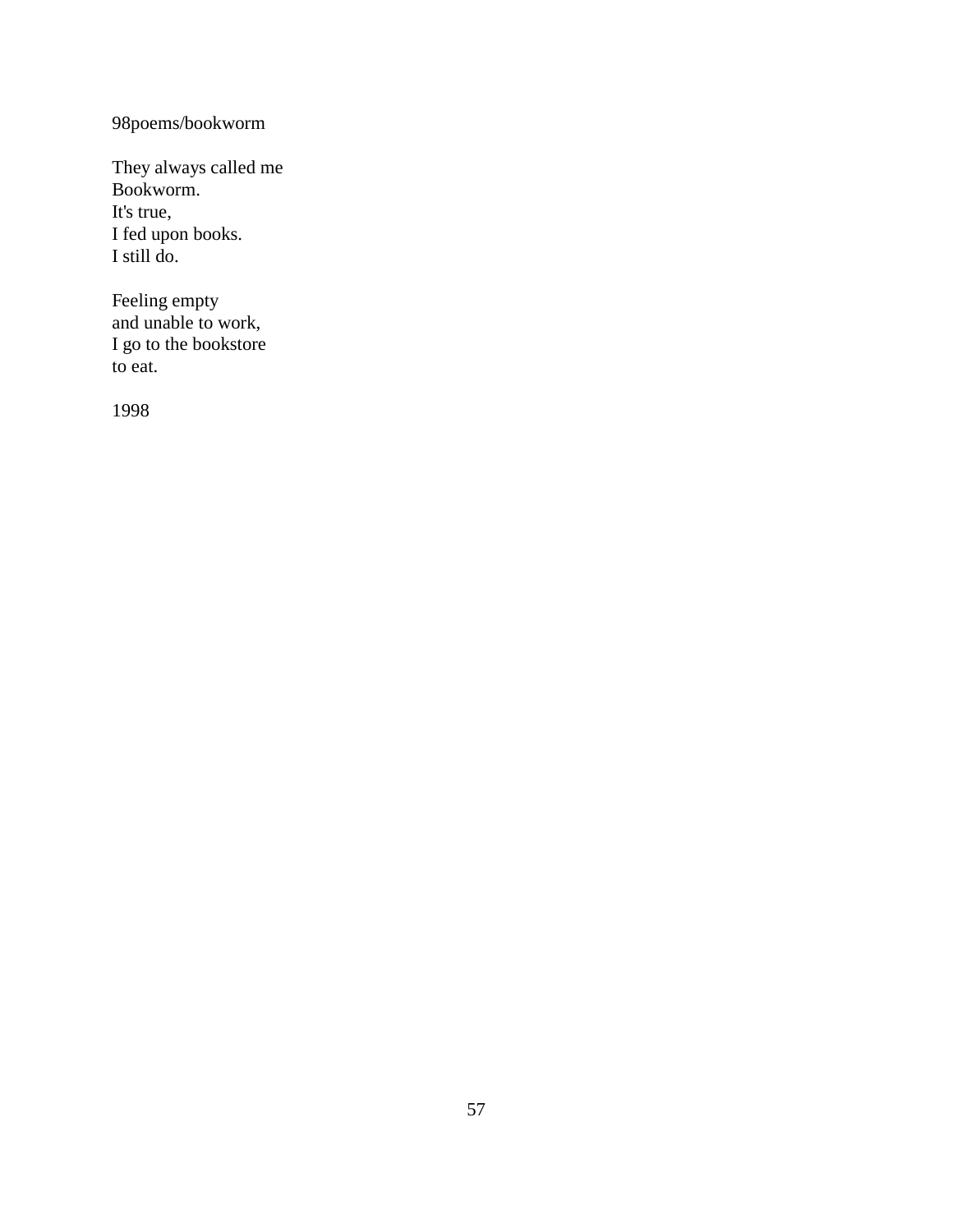98poems/bookworm

They always called me  
Bookworm.  
It's true,  
I fed upon books.  
I still do.

Feeling empty  
and unable to work,  
I go to the bookstore  
to eat.

1998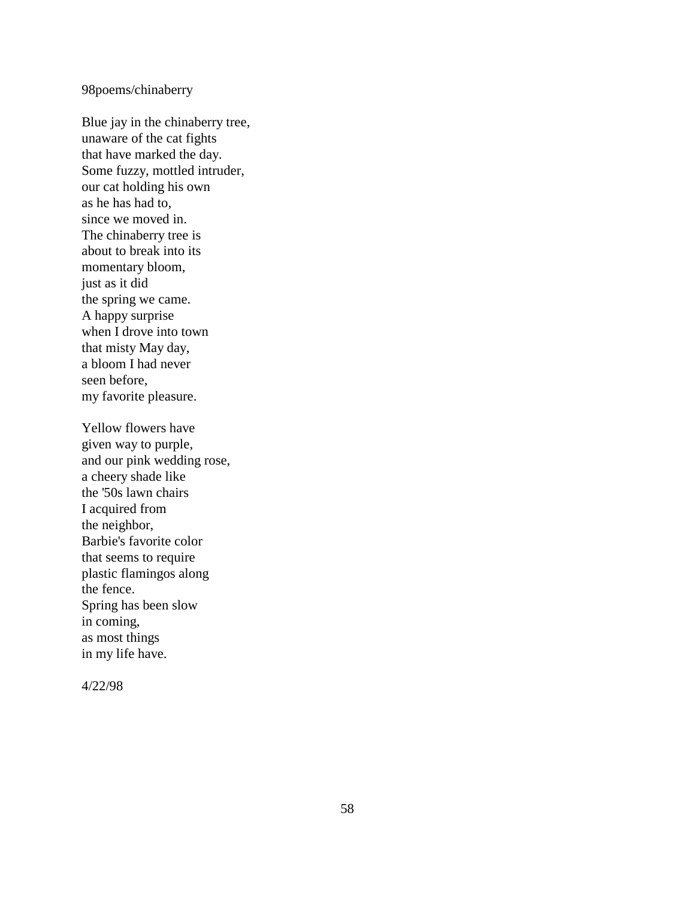98poems/chinaberry

Blue jay in the chinaberry tree,  
unaware of the cat fights  
that have marked the day.  
Some fuzzy, mottled intruder,  
our cat holding his own  
as he has had to,  
since we moved in.  
The chinaberry tree is  
about to break into its  
momentary bloom,  
just as it did  
the spring we came.  
A happy surprise  
when I drove into town  
that misty May day,  
a bloom I had never  
seen before,  
my favorite pleasure.

Yellow flowers have  
given way to purple,  
and our pink wedding rose,  
a cheery shade like  
the '50s lawn chairs  
I acquired from  
the neighbor,  
Barbie's favorite color  
that seems to require  
plastic flamingos along  
the fence.  
Spring has been slow  
in coming,  
as most things  
in my life have.

4/22/98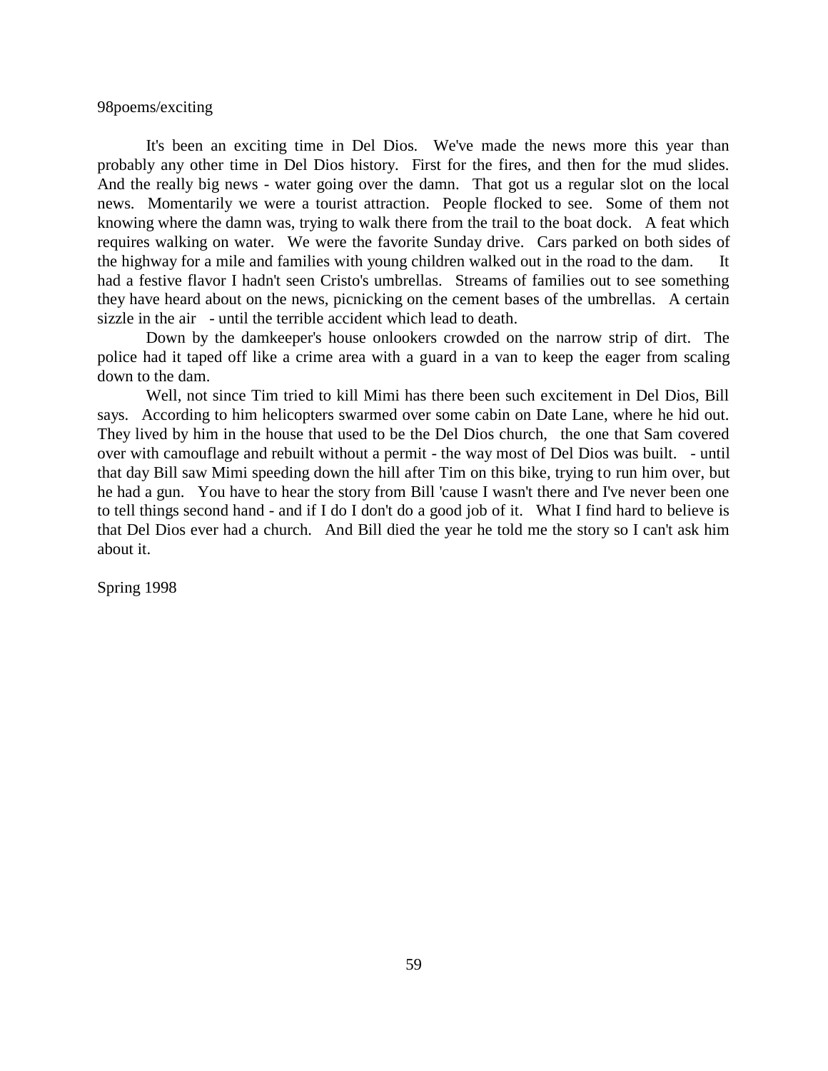98poems/exciting

It's been an exciting time in Del Dios. We've made the news more this year than probably any other time in Del Dios history. First for the fires, and then for the mud slides. And the really big news - water going over the damn. That got us a regular slot on the local news. Momentarily we were a tourist attraction. People flocked to see. Some of them not knowing where the damn was, trying to walk there from the trail to the boat dock. A feat which requires walking on water. We were the favorite Sunday drive. Cars parked on both sides of the highway for a mile and families with young children walked out in the road to the dam. It had a festive flavor I hadn't seen Cristo's umbrellas. Streams of families out to see something they have heard about on the news, picnicking on the cement bases of the umbrellas. A certain sizzle in the air - until the terrible accident which lead to death.

Down by the damkeeper's house onlookers crowded on the narrow strip of dirt. The police had it taped off like a crime area with a guard in a van to keep the eager from scaling down to the dam.

Well, not since Tim tried to kill Mimi has there been such excitement in Del Dios, Bill says. According to him helicopters swarmed over some cabin on Date Lane, where he hid out. They lived by him in the house that used to be the Del Dios church, the one that Sam covered over with camouflage and rebuilt without a permit - the way most of Del Dios was built. - until that day Bill saw Mimi speeding down the hill after Tim on this bike, trying to run him over, but he had a gun. You have to hear the story from Bill 'cause I wasn't there and I've never been one to tell things second hand - and if I do I don't do a good job of it. What I find hard to believe is that Del Dios ever had a church. And Bill died the year he told me the story so I can't ask him about it.

Spring 1998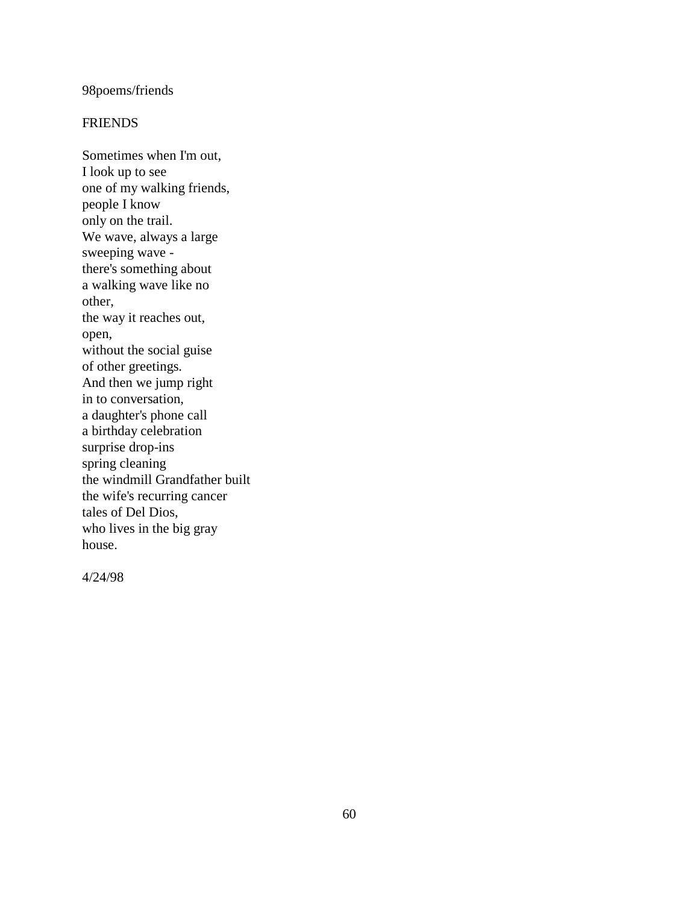98poems/friends

FRIENDS

Sometimes when I'm out,  
I look up to see  
one of my walking friends,  
people I know  
only on the trail.  
We wave, always a large  
sweeping wave -  
there's something about  
a walking wave like no  
other,  
the way it reaches out,  
open,  
without the social guise  
of other greetings.  
And then we jump right  
in to conversation,  
a daughter's phone call  
a birthday celebration  
surprise drop-ins  
spring cleaning  
the windmill Grandfather built  
the wife's recurring cancer  
tales of Del Dios,  
who lives in the big gray  
house.

4/24/98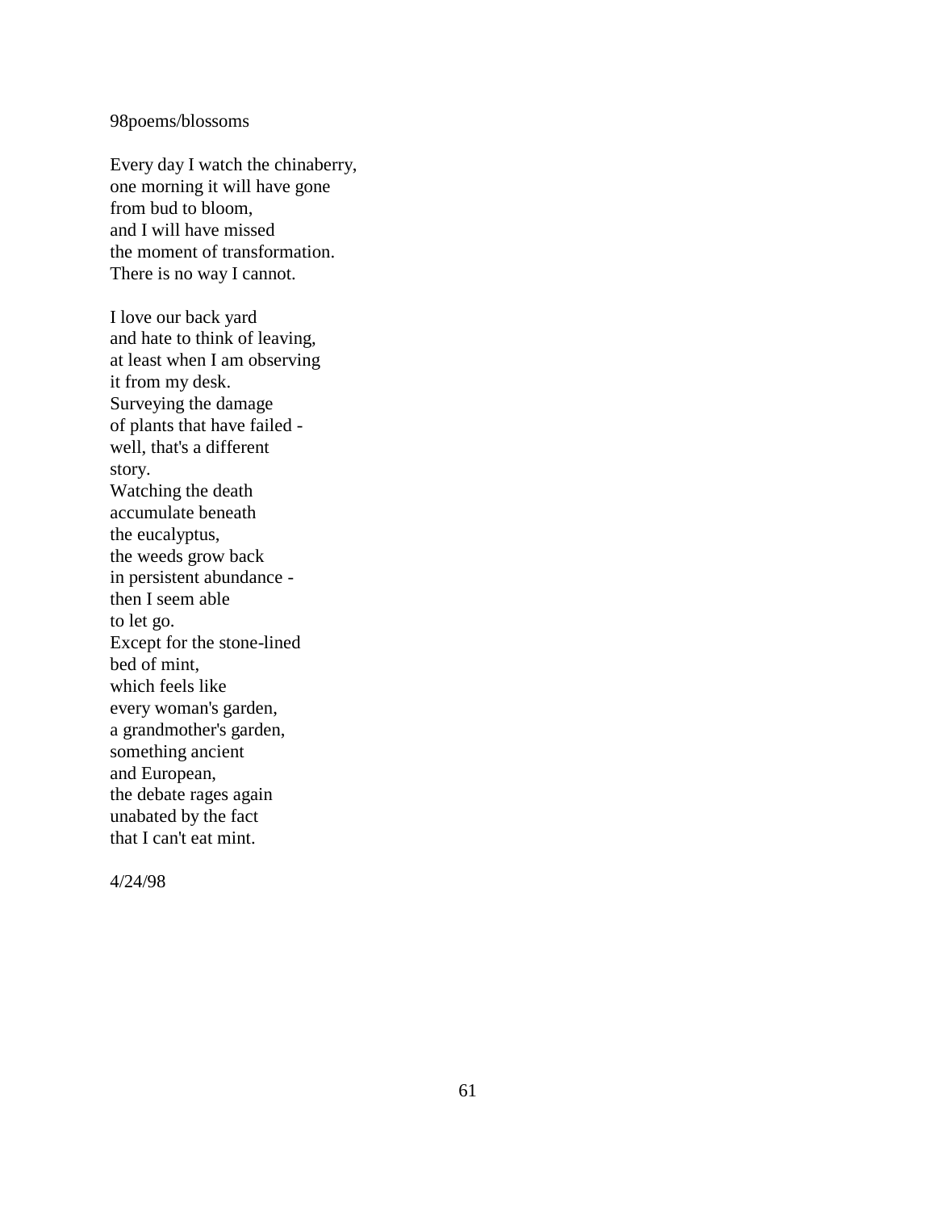98poems/blossoms

Every day I watch the chinaberry,  
one morning it will have gone  
from bud to bloom,  
and I will have missed  
the moment of transformation.  
There is no way I cannot.

I love our back yard  
and hate to think of leaving,  
at least when I am observing  
it from my desk.  
Surveying the damage  
of plants that have failed -  
well, that's a different  
story.  
Watching the death  
accumulate beneath  
the eucalyptus,  
the weeds grow back  
in persistent abundance -  
then I seem able  
to let go.  
Except for the stone-lined  
bed of mint,  
which feels like  
every woman's garden,  
a grandmother's garden,  
something ancient  
and European,  
the debate rages again  
unabated by the fact  
that I can't eat mint.

4/24/98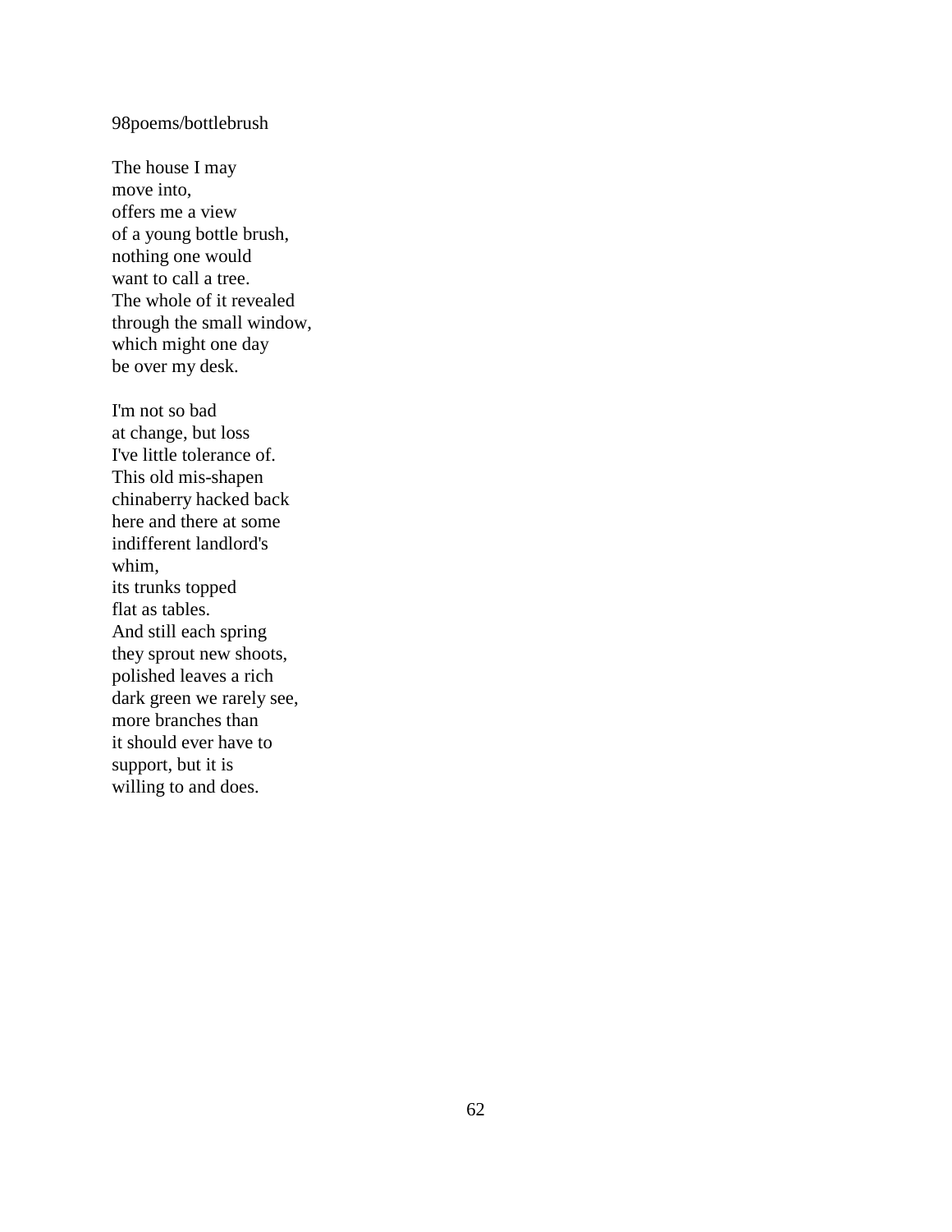98poems/bottlebrush

The house I may  
move into,  
offers me a view  
of a young bottle brush,  
nothing one would  
want to call a tree.  
The whole of it revealed  
through the small window,  
which might one day  
be over my desk.

I'm not so bad  
at change, but loss  
I've little tolerance of.  
This old mis-shapen  
chinaberry hacked back  
here and there at some  
indifferent landlord's  
whim,  
its trunks topped  
flat as tables.  
And still each spring  
they sprout new shoots,  
polished leaves a rich  
dark green we rarely see,  
more branches than  
it should ever have to  
support, but it is  
willing to and does.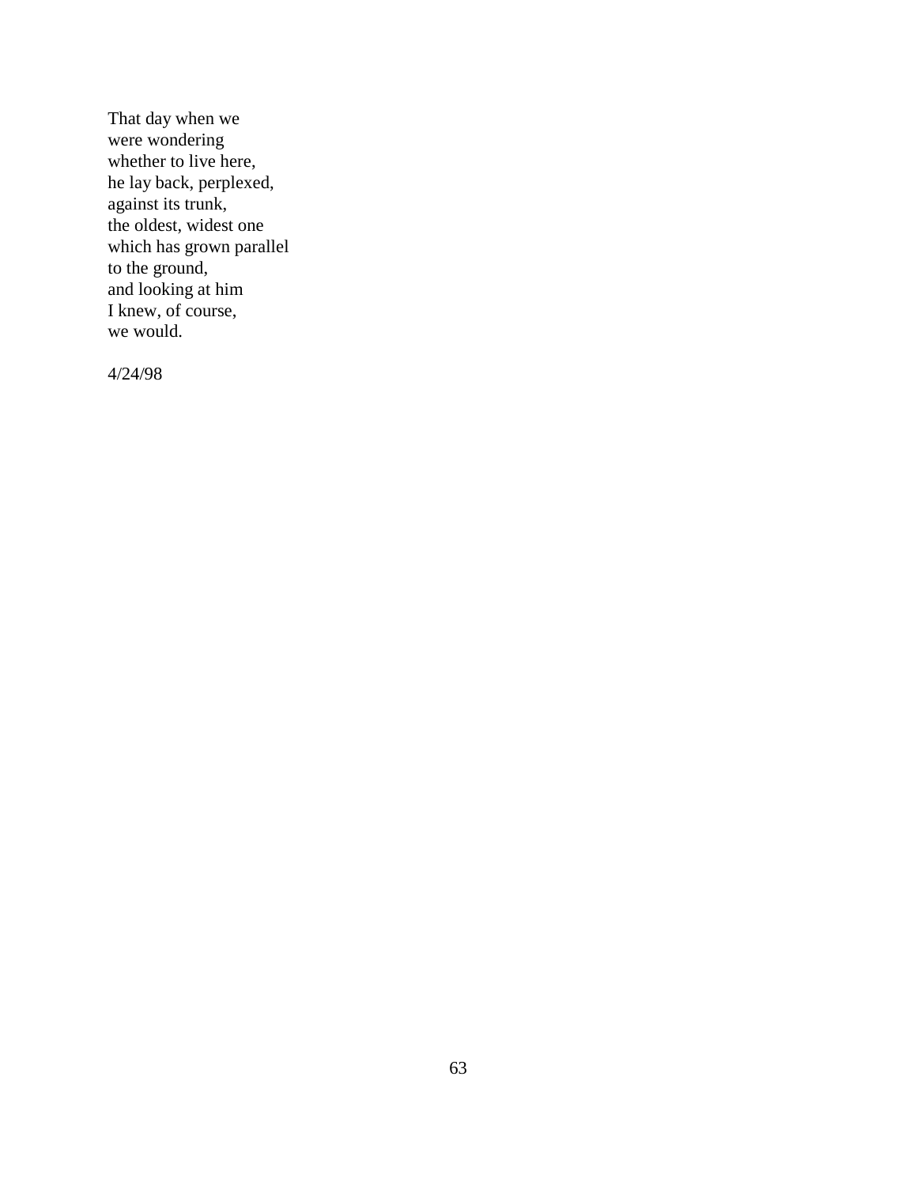That day when we  
were wondering  
whether to live here,  
he lay back, perplexed,  
against its trunk,  
the oldest, widest one  
which has grown parallel  
to the ground,  
and looking at him  
I knew, of course,  
we would.

4/24/98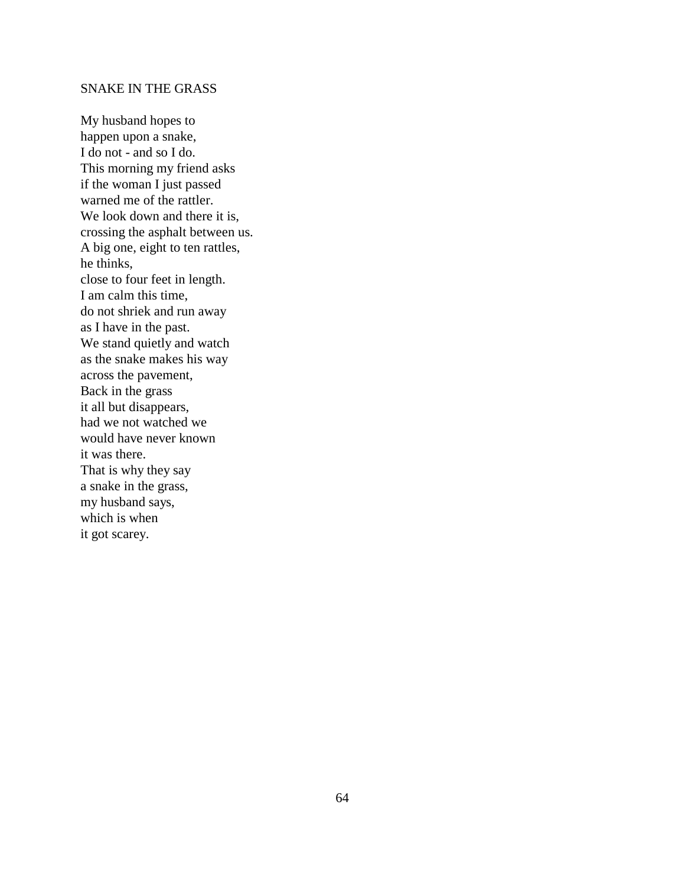## SNAKE IN THE GRASS

My husband hopes to  
happen upon a snake,  
I do not - and so I do.  
This morning my friend asks  
if the woman I just passed  
warned me of the rattler.  
We look down and there it is,  
crossing the asphalt between us.  
A big one, eight to ten rattles,  
he thinks,  
close to four feet in length.  
I am calm this time,  
do not shriek and run away  
as I have in the past.  
We stand quietly and watch  
as the snake makes his way  
across the pavement,  
Back in the grass  
it all but disappears,  
had we not watched we  
would have never known  
it was there.  
That is why they say  
a snake in the grass,  
my husband says,  
which is when  
it got scarey.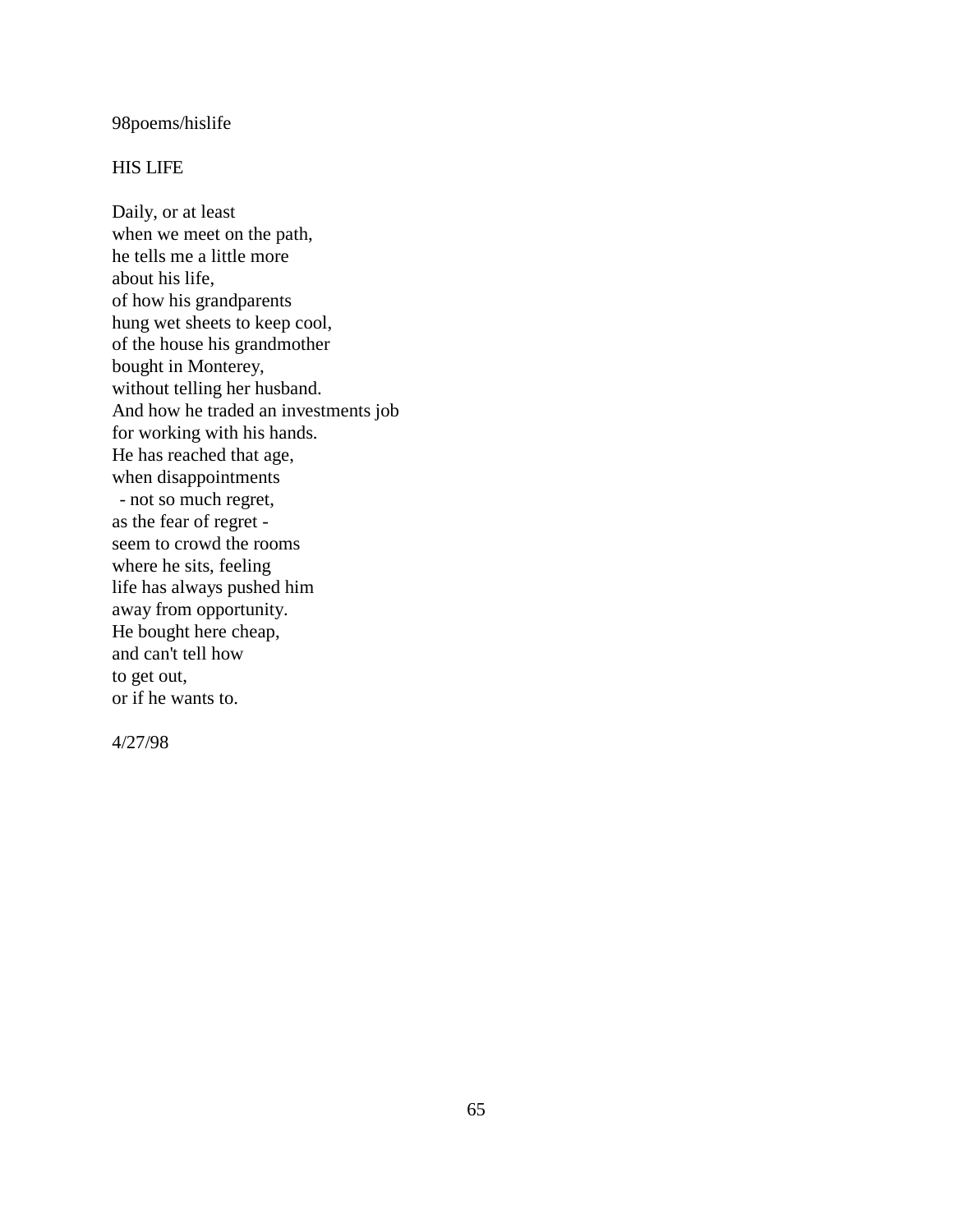98poems/hislife

HIS LIFE

Daily, or at least  
when we meet on the path,  
he tells me a little more  
about his life,  
of how his grandparents  
hung wet sheets to keep cool,  
of the house his grandmother  
bought in Monterey,  
without telling her husband.  
And how he traded an investments job  
for working with his hands.  
He has reached that age,  
when disappointments  
 - not so much regret,  
as the fear of regret -  
seem to crowd the rooms  
where he sits, feeling  
life has always pushed him  
away from opportunity.  
He bought here cheap,  
and can't tell how  
to get out,  
or if he wants to.

4/27/98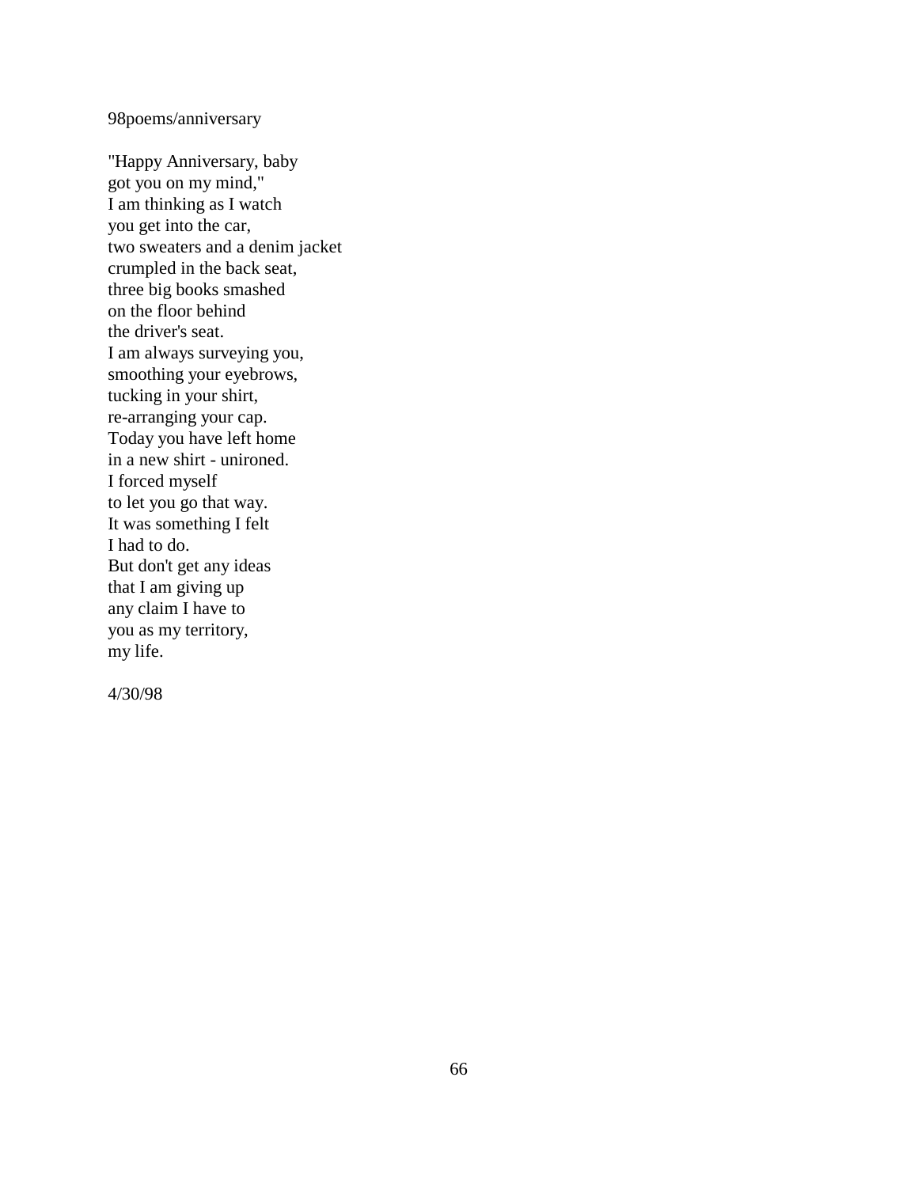98poems/anniversary

"Happy Anniversary, baby  
got you on my mind,"  
I am thinking as I watch  
you get into the car,  
two sweaters and a denim jacket  
crumpled in the back seat,  
three big books smashed  
on the floor behind  
the driver's seat.  
I am always surveying you,  
smoothing your eyebrows,  
tucking in your shirt,  
re-arranging your cap.  
Today you have left home  
in a new shirt - unironed.  
I forced myself  
to let you go that way.  
It was something I felt  
I had to do.  
But don't get any ideas  
that I am giving up  
any claim I have to  
you as my territory,  
my life.

4/30/98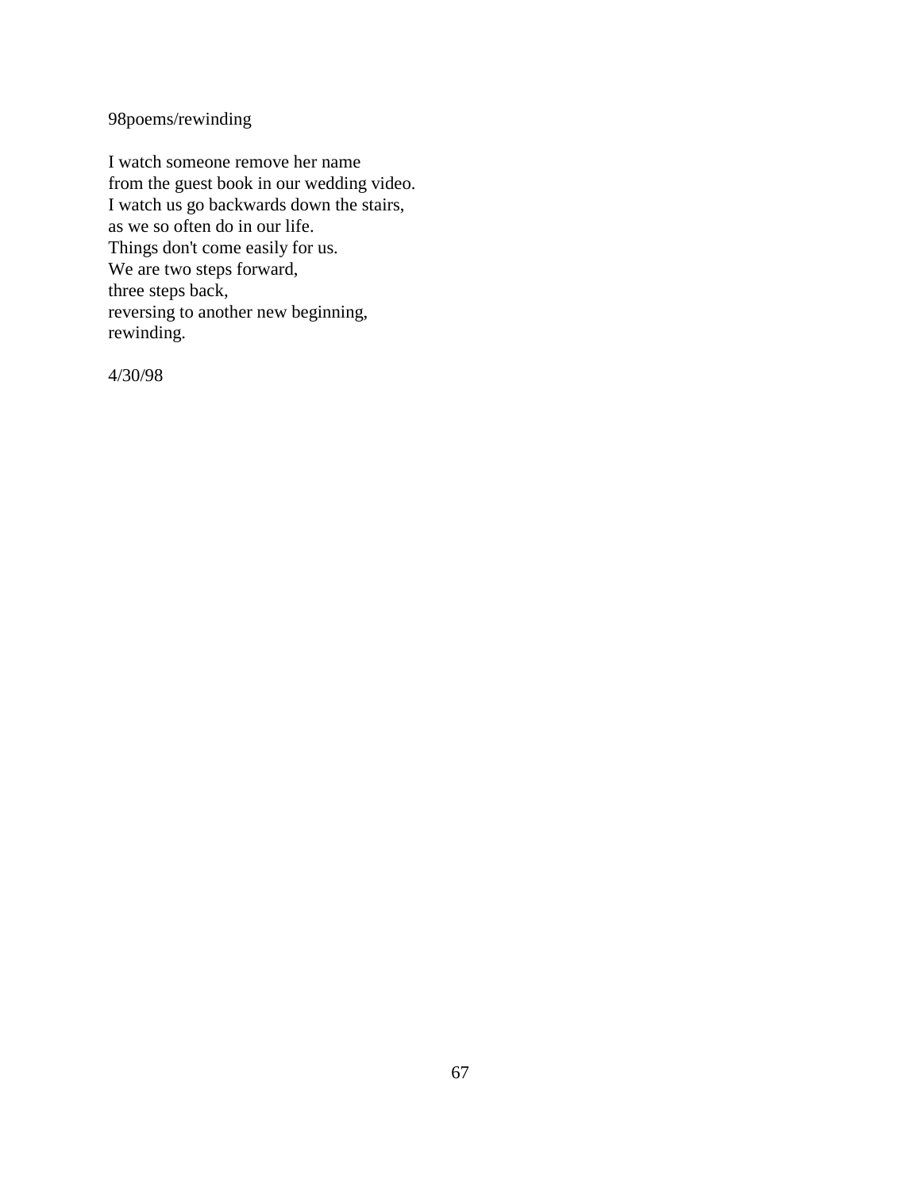98poems/rewinding

I watch someone remove her name  
from the guest book in our wedding video.  
I watch us go backwards down the stairs,  
as we so often do in our life.  
Things don't come easily for us.  
We are two steps forward,  
three steps back,  
reversing to another new beginning,  
rewinding.

4/30/98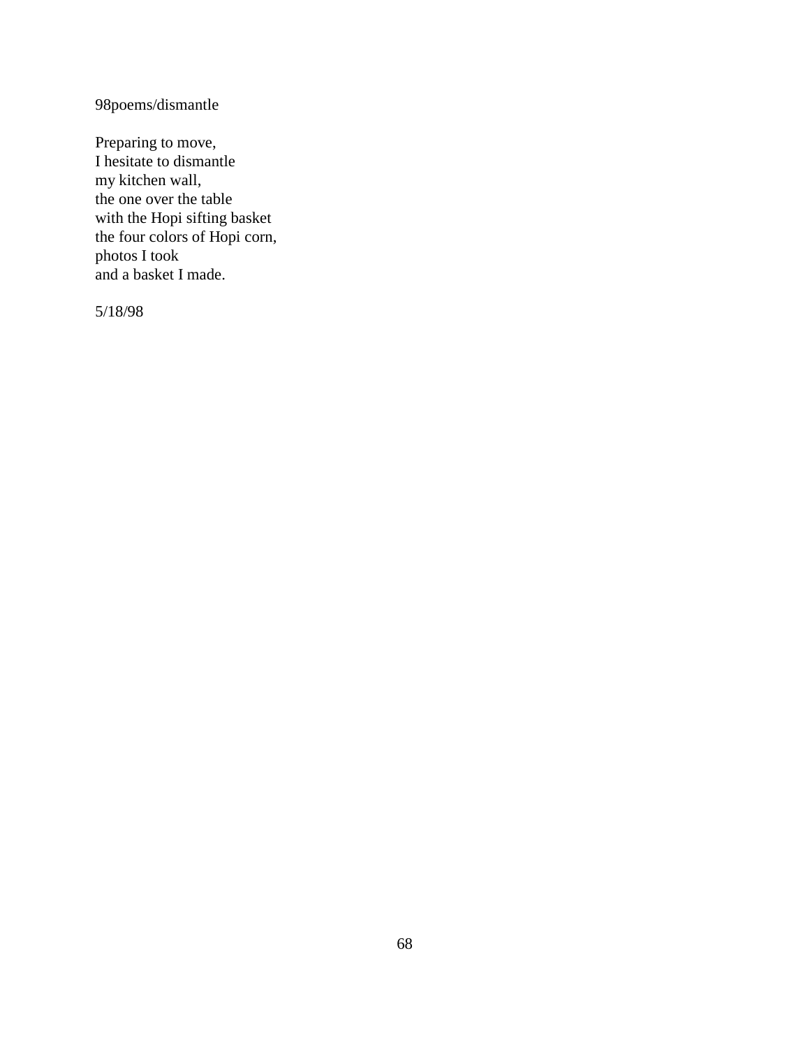98poems/dismantle

Preparing to move,  
I hesitate to dismantle  
my kitchen wall,  
the one over the table  
with the Hopi sifting basket  
the four colors of Hopi corn,  
photos I took  
and a basket I made.

5/18/98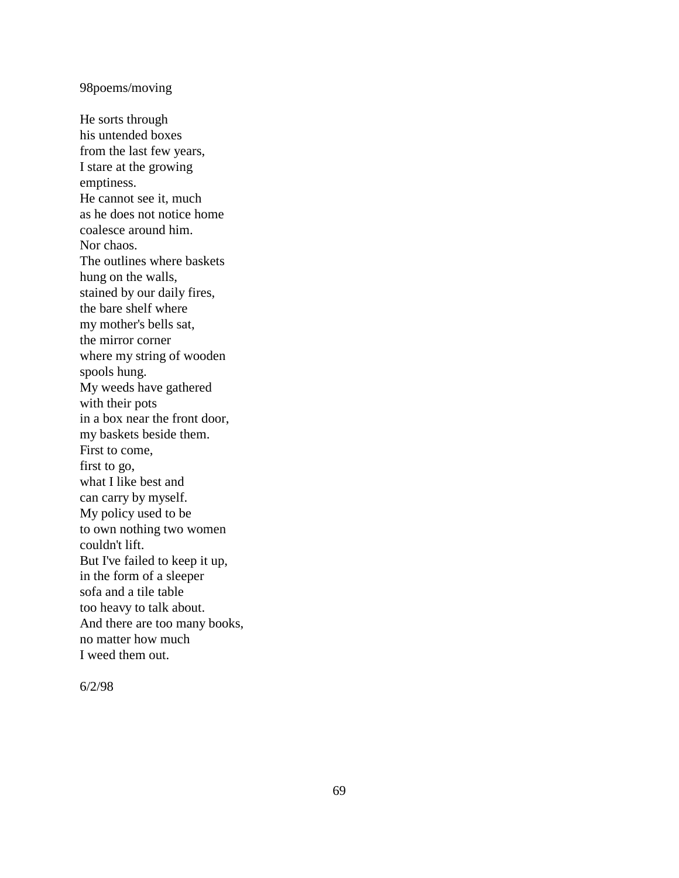98poems/moving

He sorts through  
his untended boxes  
from the last few years,  
I stare at the growing  
emptiness.  
He cannot see it, much  
as he does not notice home  
coalesce around him.  
Nor chaos.  
The outlines where baskets  
hung on the walls,  
stained by our daily fires,  
the bare shelf where  
my mother's bells sat,  
the mirror corner  
where my string of wooden  
spools hung.  
My weeds have gathered  
with their pots  
in a box near the front door,  
my baskets beside them.  
First to come,  
first to go,  
what I like best and  
can carry by myself.  
My policy used to be  
to own nothing two women  
couldn't lift.  
But I've failed to keep it up,  
in the form of a sleeper  
sofa and a tile table  
too heavy to talk about.  
And there are too many books,  
no matter how much  
I weed them out.

6/2/98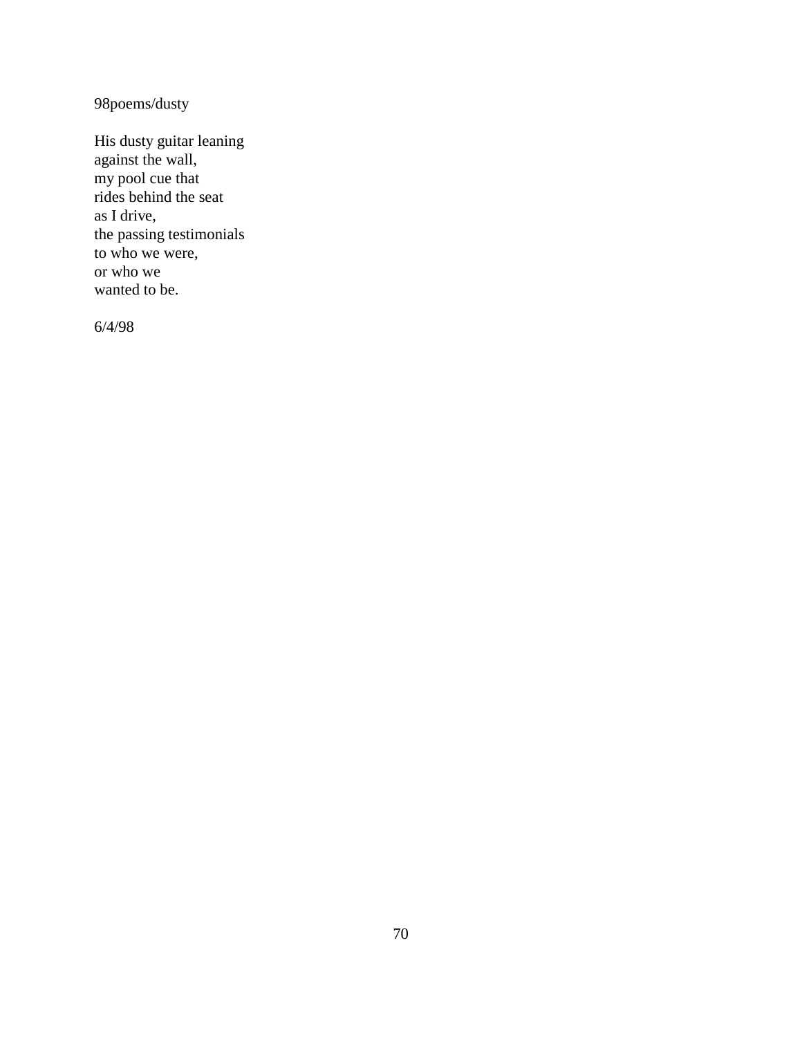98poems/dusty

His dusty guitar leaning
against the wall,
my pool cue that
rides behind the seat
as I drive,
the passing testimonials
to who we were,
or who we
wanted to be.

6/4/98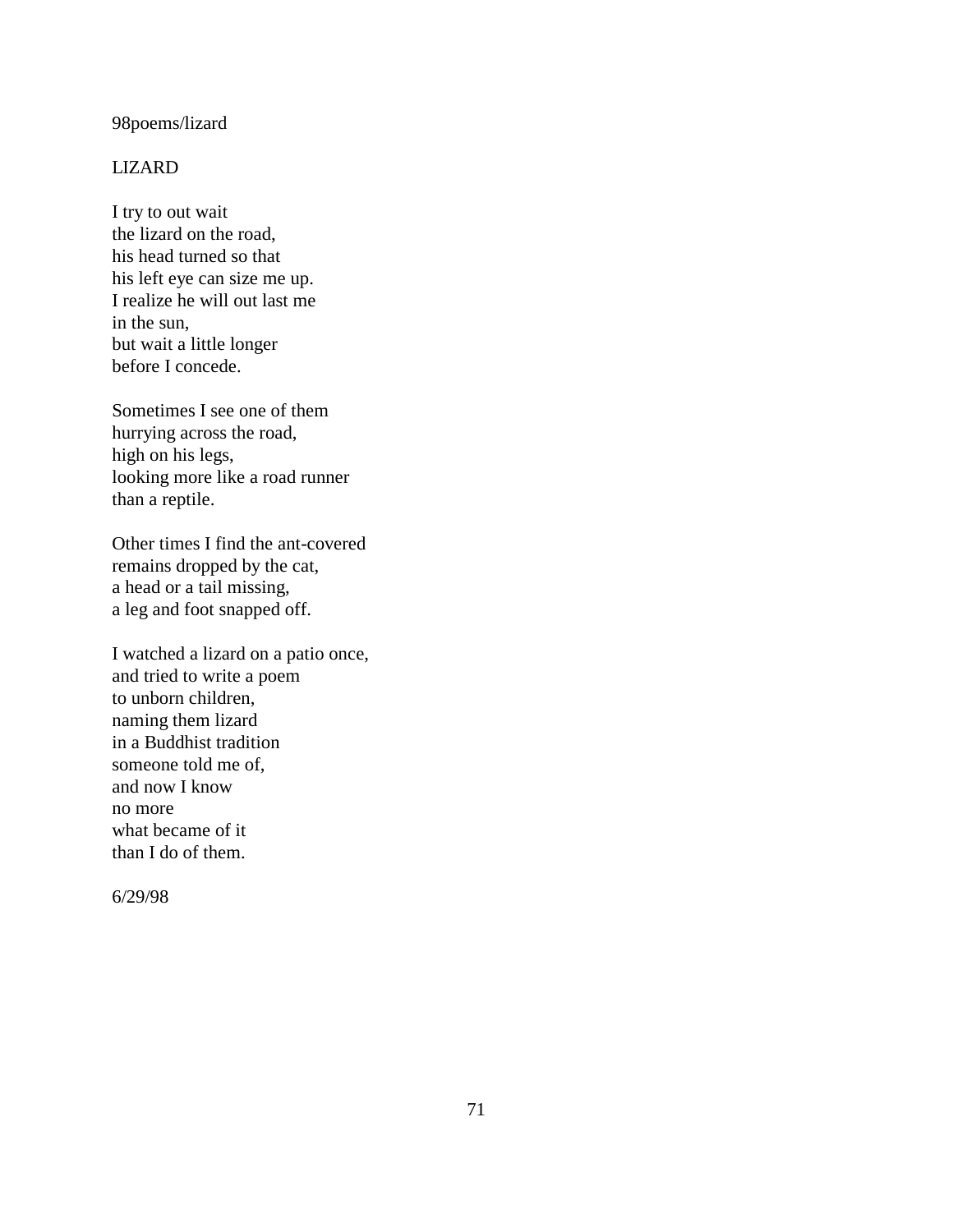98poems/lizard

# LIZARD

I try to out wait  
the lizard on the road,  
his head turned so that  
his left eye can size me up.  
I realize he will out last me  
in the sun,  
but wait a little longer  
before I concede.

Sometimes I see one of them  
hurrying across the road,  
high on his legs,  
looking more like a road runner  
than a reptile.

Other times I find the ant-covered  
remains dropped by the cat,  
a head or a tail missing,  
a leg and foot snapped off.

I watched a lizard on a patio once,  
and tried to write a poem  
to unborn children,  
naming them lizard  
in a Buddhist tradition  
someone told me of,  
and now I know  
no more  
what became of it  
than I do of them.

6/29/98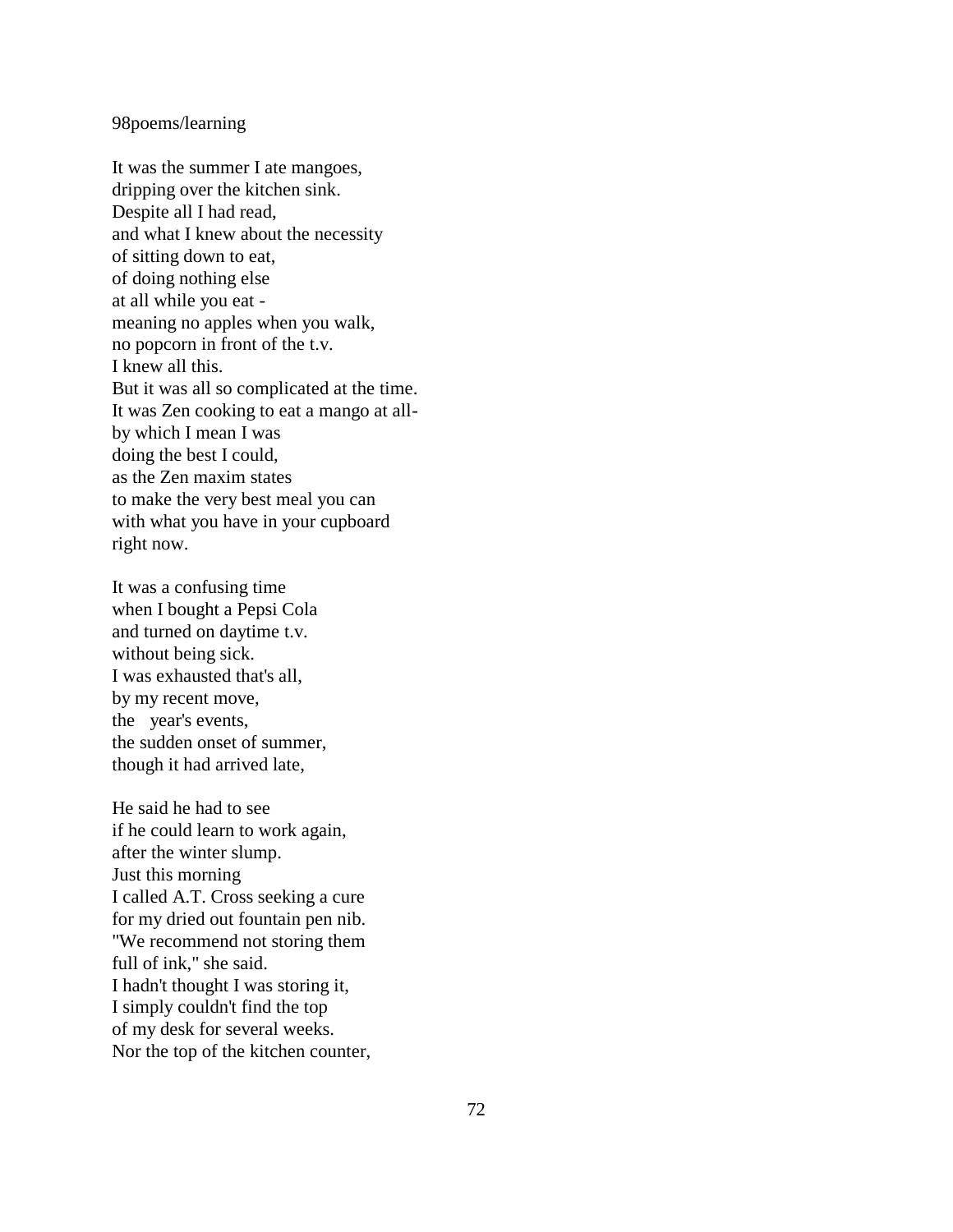98poems/learning

It was the summer I ate mangoes,  
dripping over the kitchen sink.  
Despite all I had read,  
and what I knew about the necessity  
of sitting down to eat,  
of doing nothing else  
at all while you eat -  
meaning no apples when you walk,  
no popcorn in front of the t.v.  
I knew all this.  
But it was all so complicated at the time.  
It was Zen cooking to eat a mango at all-  
by which I mean I was  
doing the best I could,  
as the Zen maxim states  
to make the very best meal you can  
with what you have in your cupboard  
right now.

It was a confusing time  
when I bought a Pepsi Cola  
and turned on daytime t.v.  
without being sick.  
I was exhausted that's all,  
by my recent move,  
the year's events,  
the sudden onset of summer,  
though it had arrived late,

He said he had to see  
if he could learn to work again,  
after the winter slump.  
Just this morning  
I called A.T. Cross seeking a cure  
for my dried out fountain pen nib.  
"We recommend not storing them  
full of ink," she said.  
I hadn't thought I was storing it,  
I simply couldn't find the top  
of my desk for several weeks.  
Nor the top of the kitchen counter,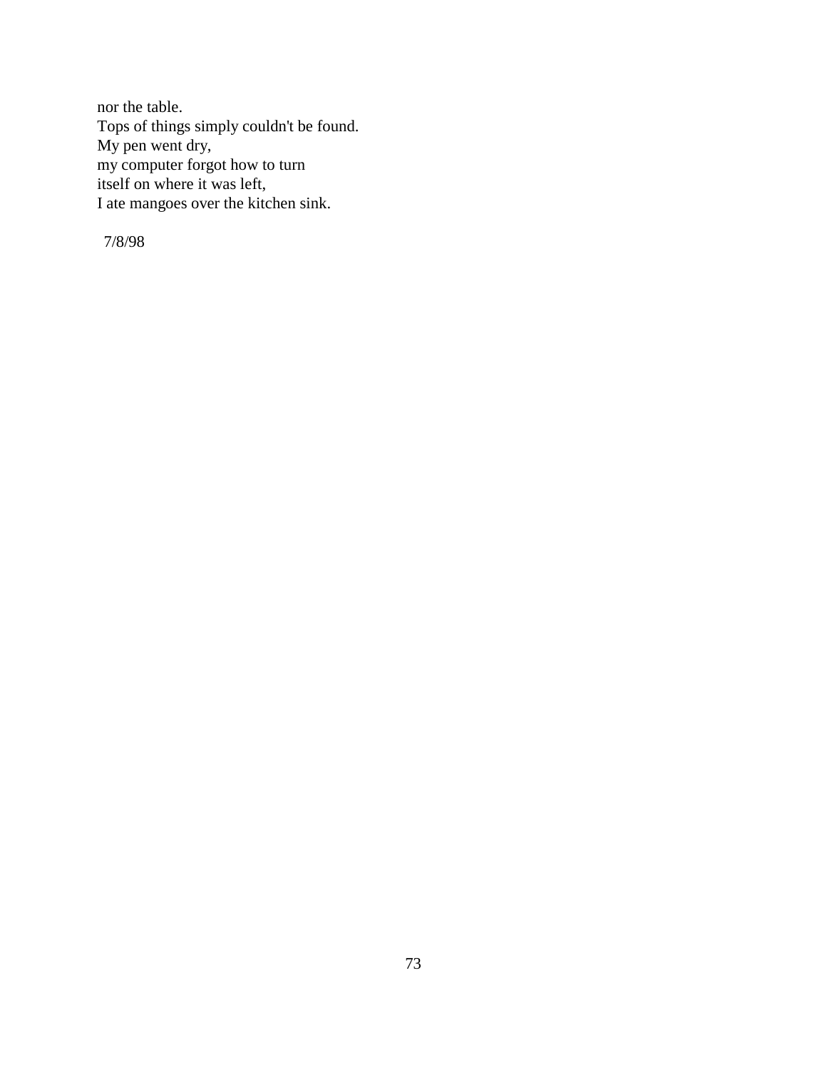nor the table.
Tops of things simply couldn't be found.
My pen went dry,
my computer forgot how to turn
itself on where it was left,
I ate mangoes over the kitchen sink.

7/8/98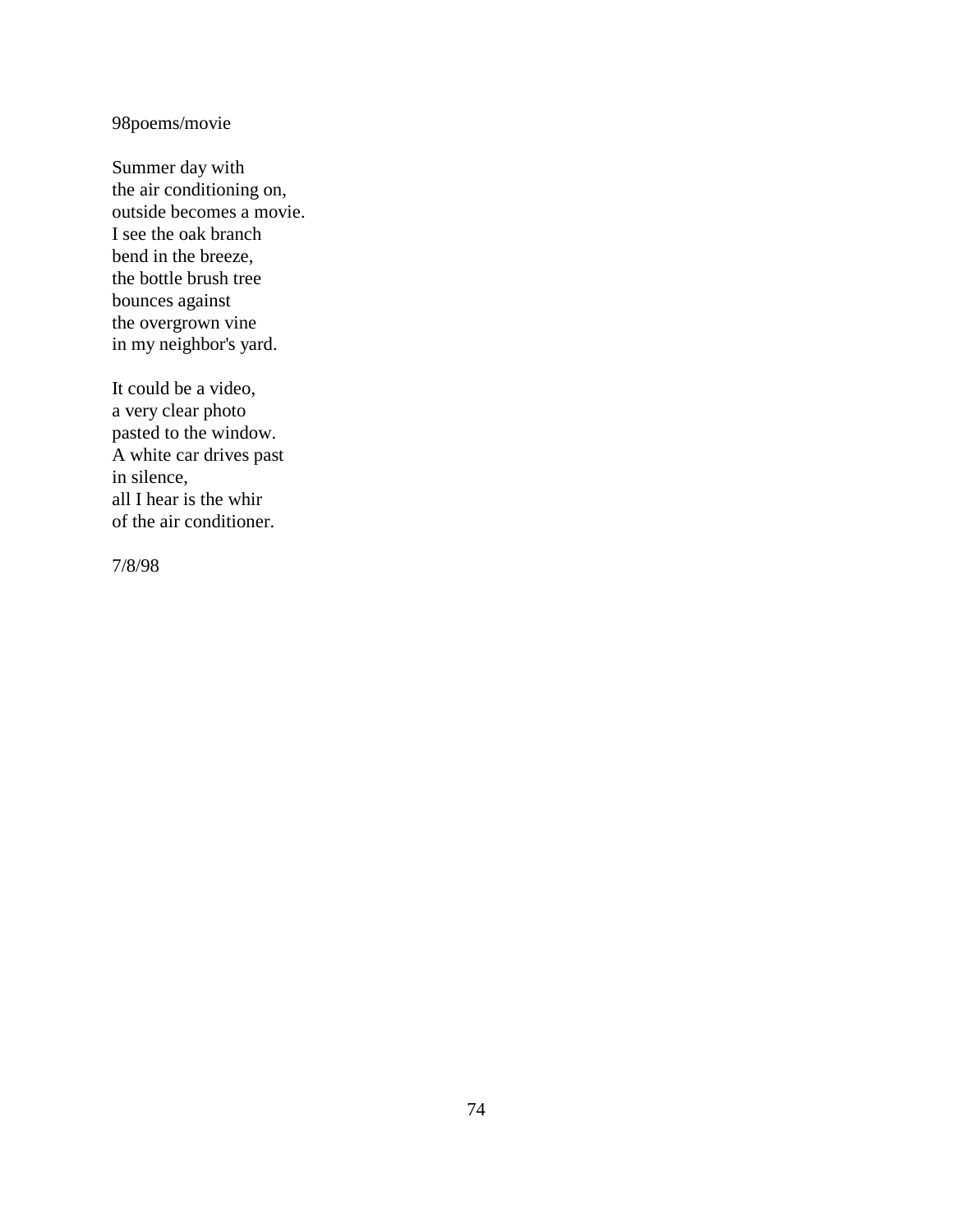98poems/movie

Summer day with  
the air conditioning on,  
outside becomes a movie.  
I see the oak branch  
bend in the breeze,  
the bottle brush tree  
bounces against  
the overgrown vine  
in my neighbor's yard.

It could be a video,  
a very clear photo  
pasted to the window.  
A white car drives past  
in silence,  
all I hear is the whir  
of the air conditioner.

7/8/98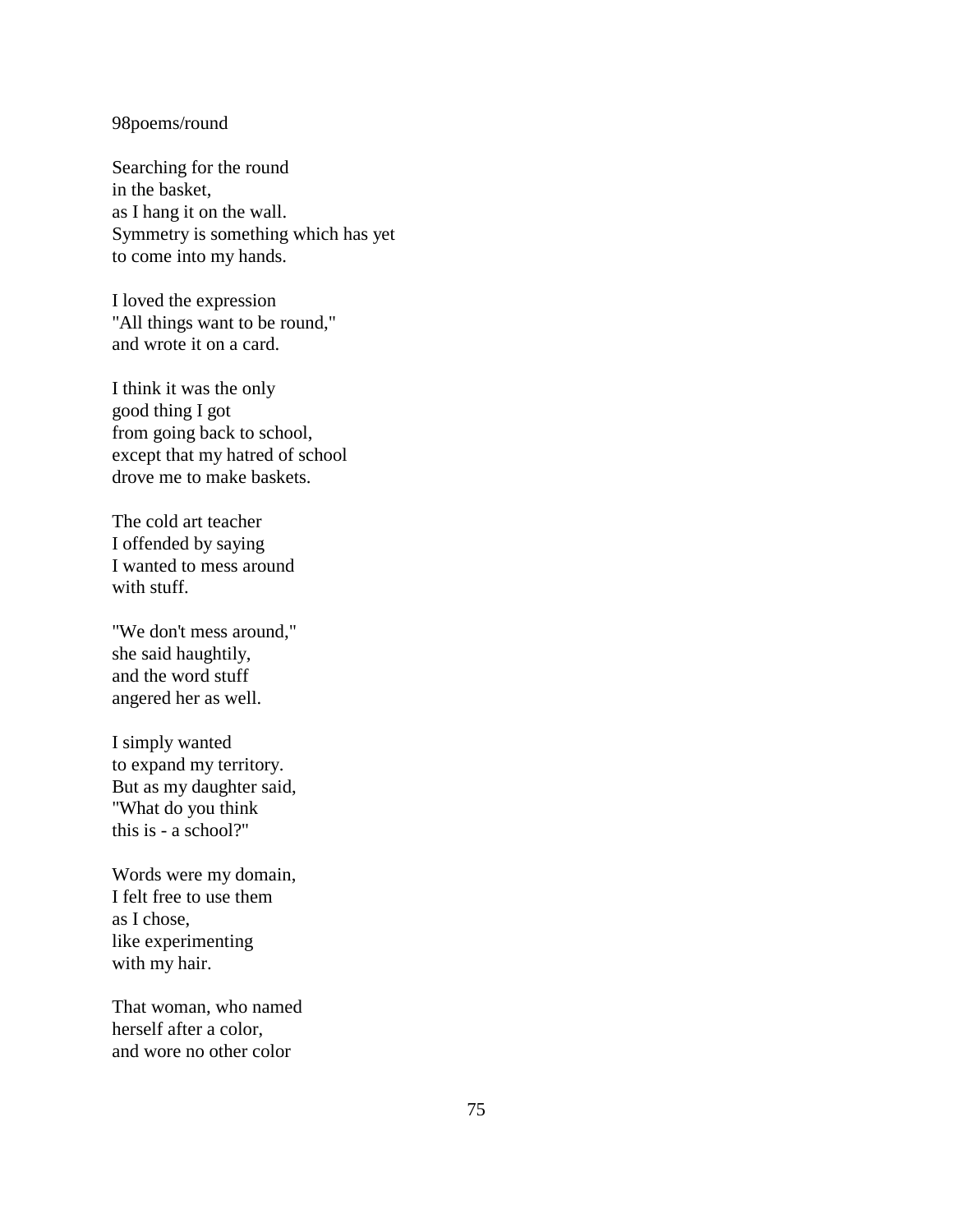98poems/round

Searching for the round  
in the basket,  
as I hang it on the wall.  
Symmetry is something which has yet  
to come into my hands.

I loved the expression  
"All things want to be round,"  
and wrote it on a card.

I think it was the only  
good thing I got  
from going back to school,  
except that my hatred of school  
drove me to make baskets.

The cold art teacher  
I offended by saying  
I wanted to mess around  
with stuff.

"We don't mess around,"  
she said haughtily,  
and the word stuff  
angered her as well.

I simply wanted  
to expand my territory.  
But as my daughter said,  
"What do you think  
this is - a school?"

Words were my domain,  
I felt free to use them  
as I chose,  
like experimenting  
with my hair.

That woman, who named  
herself after a color,  
and wore no other color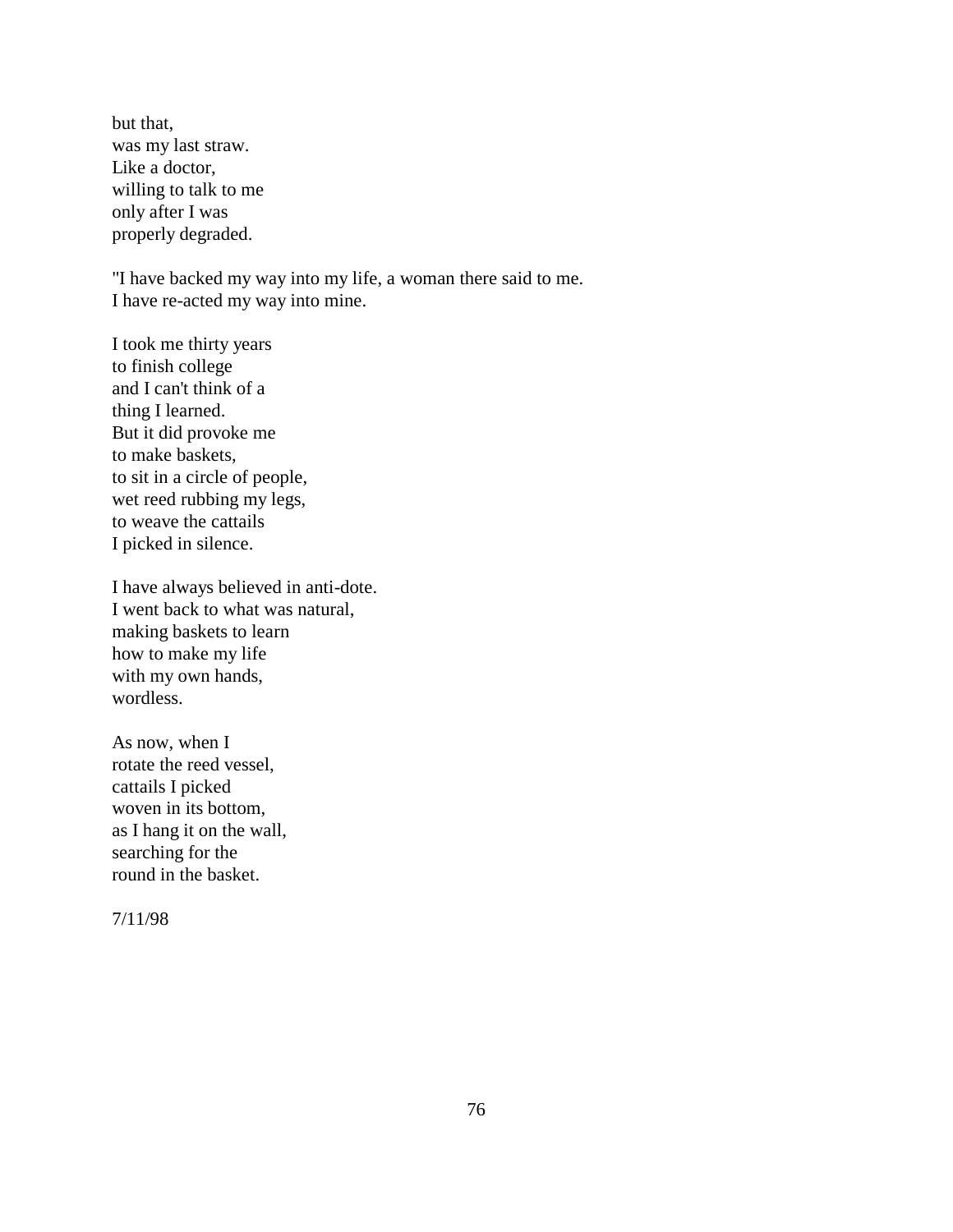but that,  
was my last straw.  
Like a doctor,  
willing to talk to me  
only after I was  
properly degraded.

"I have backed my way into my life, a woman there said to me.  
I have re-acted my way into mine.

I took me thirty years  
to finish college  
and I can't think of a  
thing I learned.  
But it did provoke me  
to make baskets,  
to sit in a circle of people,  
wet reed rubbing my legs,  
to weave the cattails  
I picked in silence.

I have always believed in anti-dote.  
I went back to what was natural,  
making baskets to learn  
how to make my life  
with my own hands,  
wordless.

As now, when I  
rotate the reed vessel,  
cattails I picked  
woven in its bottom,  
as I hang it on the wall,  
searching for the  
round in the basket.

7/11/98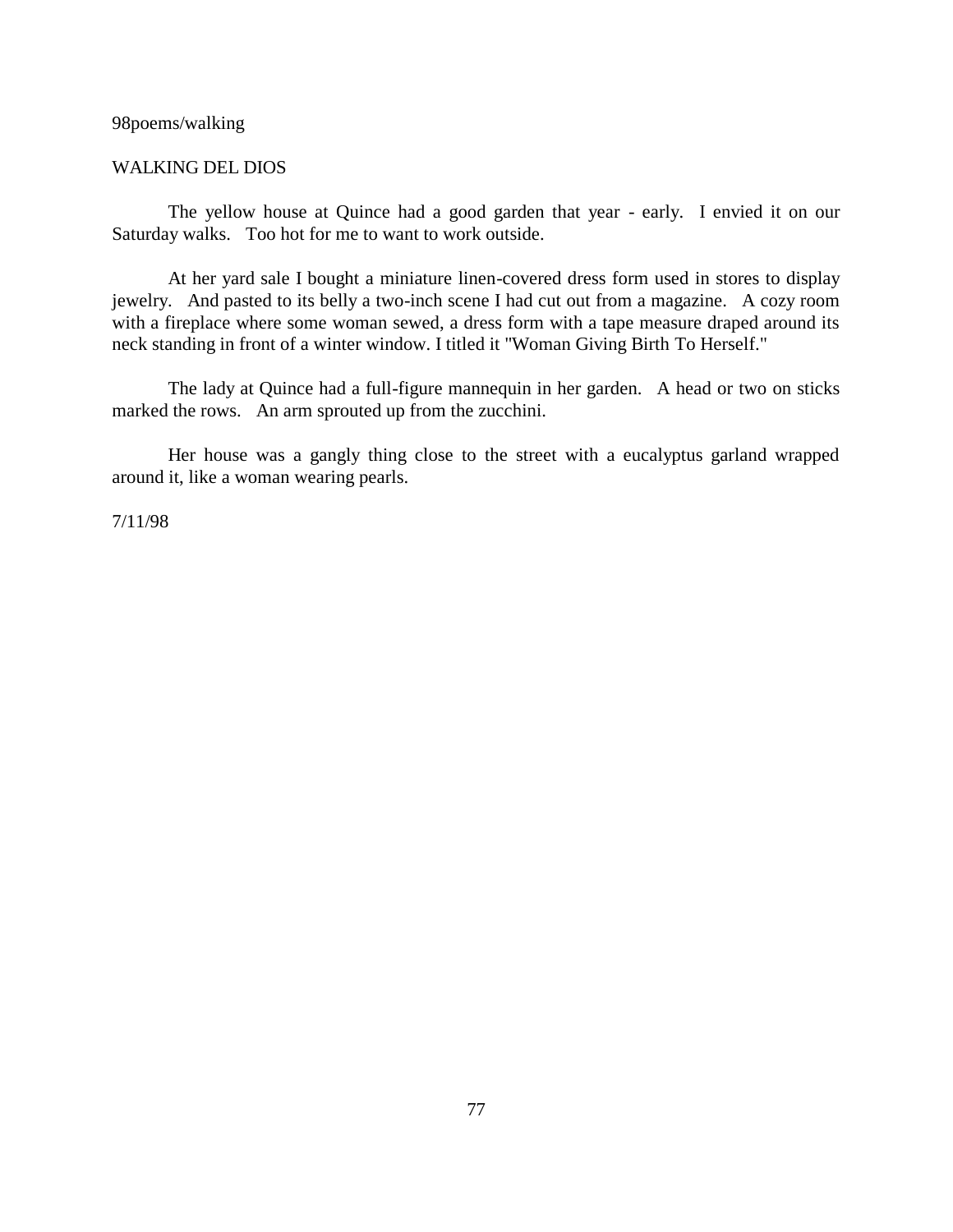98poems/walking

## WALKING DEL DIOS

The yellow house at Quince had a good garden that year - early. I envied it on our Saturday walks. Too hot for me to want to work outside.

At her yard sale I bought a miniature linen-covered dress form used in stores to display jewelry. And pasted to its belly a two-inch scene I had cut out from a magazine. A cozy room with a fireplace where some woman sewed, a dress form with a tape measure draped around its neck standing in front of a winter window. I titled it "Woman Giving Birth To Herself."

The lady at Quince had a full-figure mannequin in her garden. A head or two on sticks marked the rows. An arm sprouted up from the zucchini.

Her house was a gangly thing close to the street with a eucalyptus garland wrapped around it, like a woman wearing pearls.

7/11/98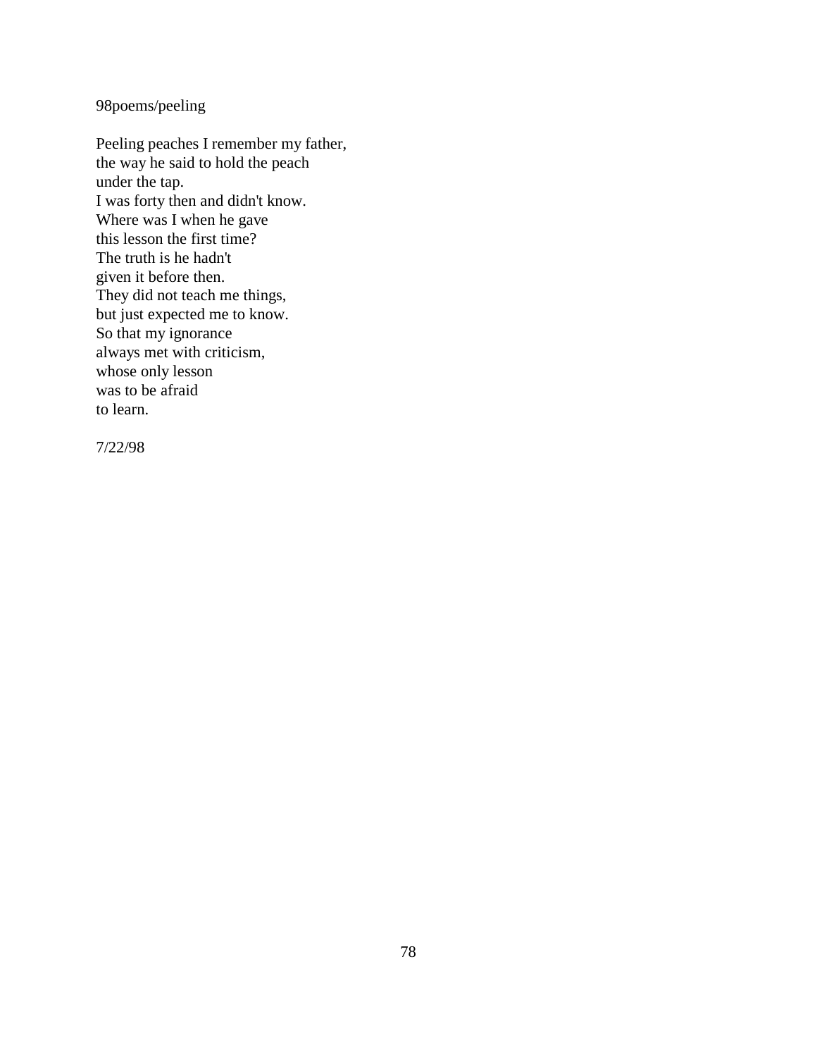98poems/peeling

Peeling peaches I remember my father,  
the way he said to hold the peach  
under the tap.  
I was forty then and didn't know.  
Where was I when he gave  
this lesson the first time?  
The truth is he hadn't  
given it before then.  
They did not teach me things,  
but just expected me to know.  
So that my ignorance  
always met with criticism,  
whose only lesson  
was to be afraid  
to learn.

7/22/98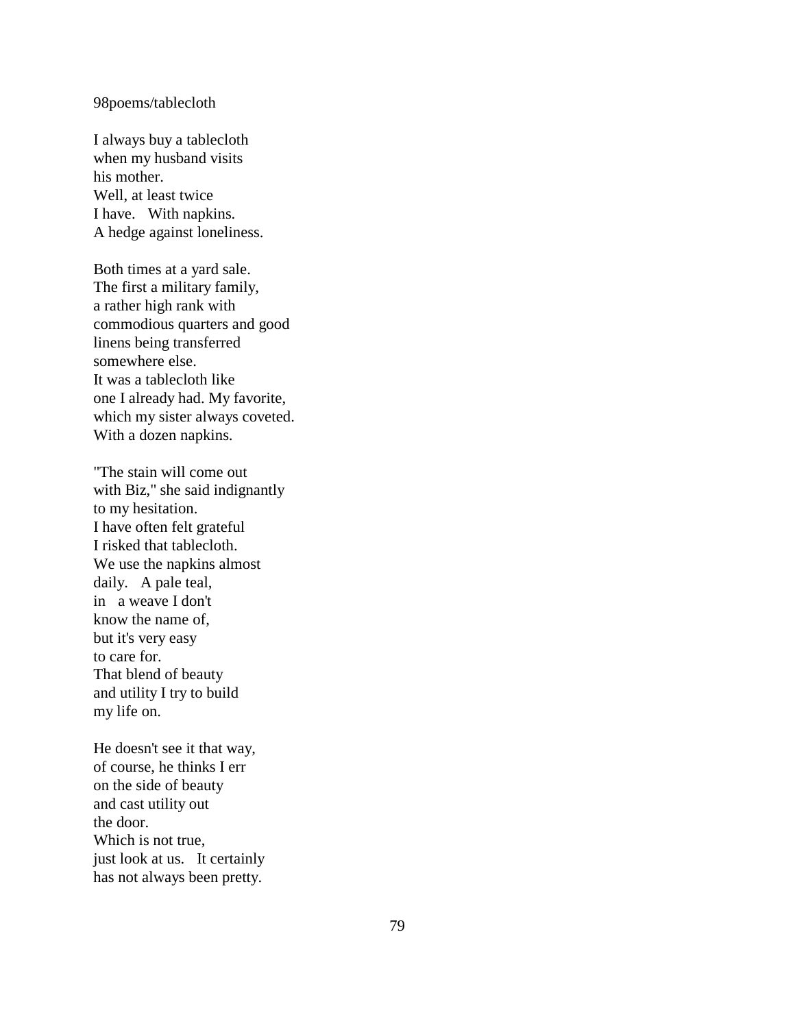98poems/tablecloth

I always buy a tablecloth  
when my husband visits  
his mother.  
Well, at least twice  
I have.   With napkins.  
A hedge against loneliness.

Both times at a yard sale.  
The first a military family,  
a rather high rank with  
commodious quarters and good  
linens being transferred  
somewhere else.  
It was a tablecloth like  
one I already had. My favorite,  
which my sister always coveted.  
With a dozen napkins.

"The stain will come out  
with Biz," she said indignantly  
to my hesitation.  
I have often felt grateful  
I risked that tablecloth.  
We use the napkins almost  
daily.   A pale teal,  
in   a weave I don't  
know the name of,  
but it's very easy  
to care for.  
That blend of beauty  
and utility I try to build  
my life on.

He doesn't see it that way,  
of course, he thinks I err  
on the side of beauty  
and cast utility out  
the door.  
Which is not true,  
just look at us.   It certainly  
has not always been pretty.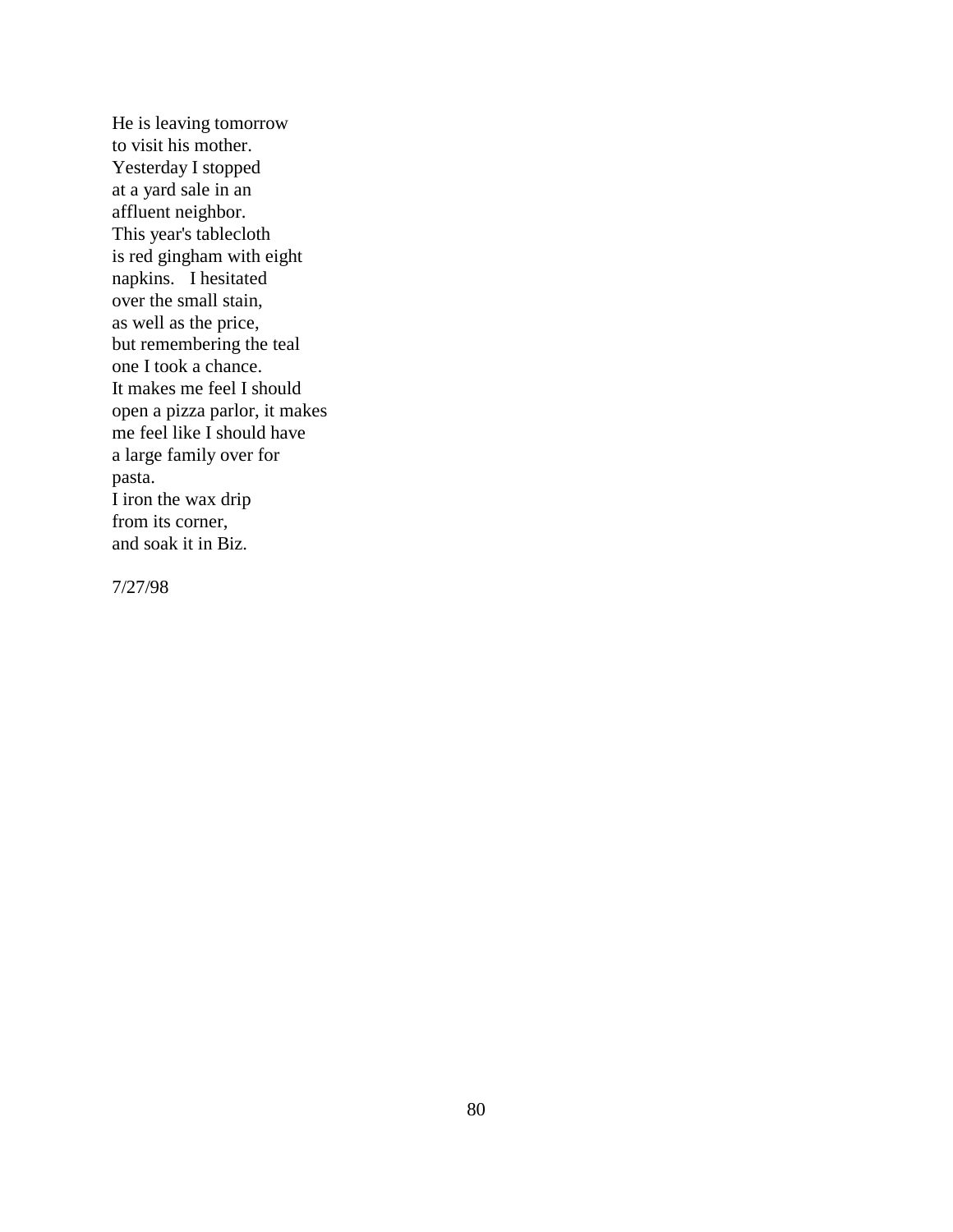He is leaving tomorrow  
to visit his mother.  
Yesterday I stopped  
at a yard sale in an  
affluent neighbor.  
This year's tablecloth  
is red gingham with eight  
napkins.   I hesitated  
over the small stain,  
as well as the price,  
but remembering the teal  
one I took a chance.  
It makes me feel I should  
open a pizza parlor, it makes  
me feel like I should have  
a large family over for  
pasta.  
I iron the wax drip  
from its corner,  
and soak it in Biz.

7/27/98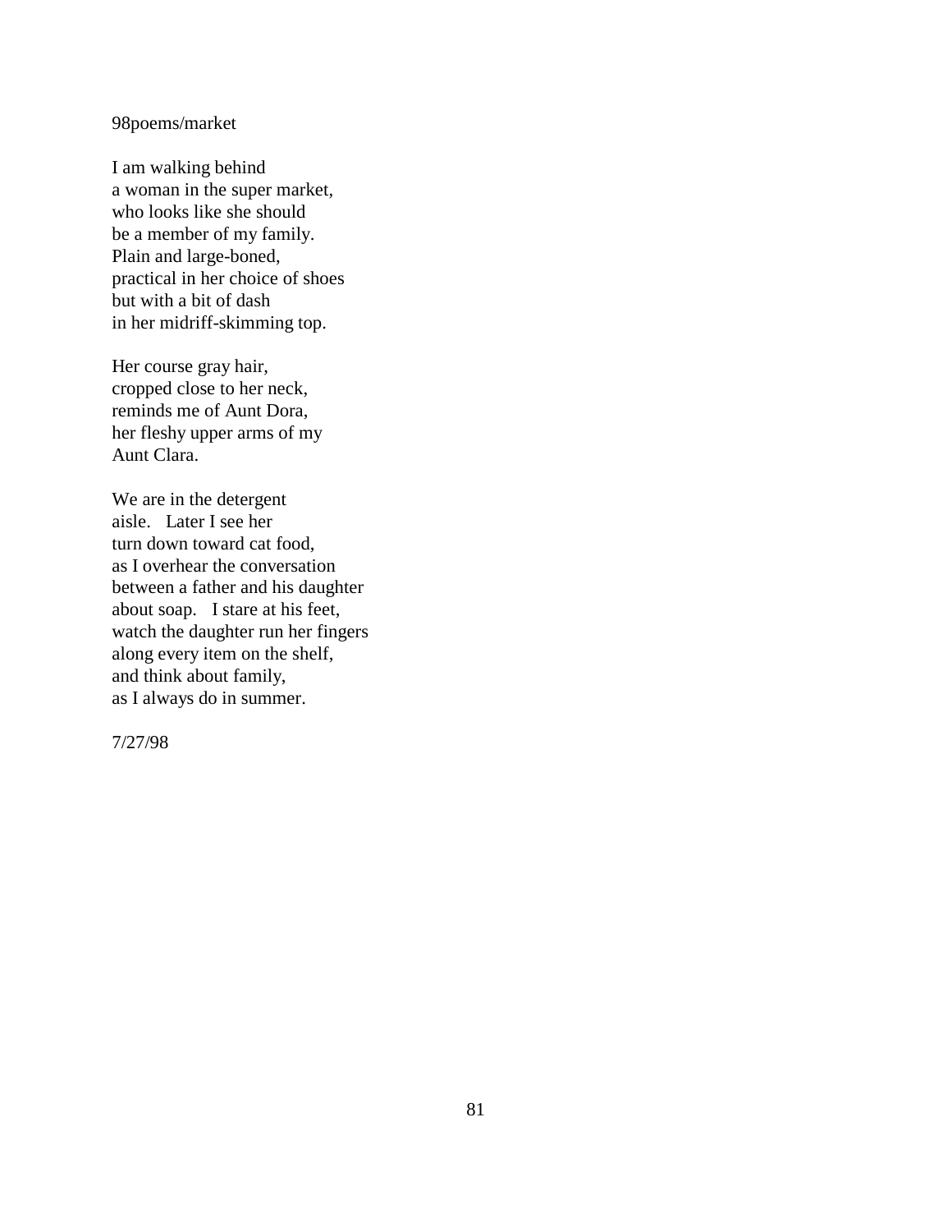98poems/market

I am walking behind  
a woman in the super market,  
who looks like she should  
be a member of my family.  
Plain and large-boned,  
practical in her choice of shoes  
but with a bit of dash  
in her midriff-skimming top.

Her course gray hair,  
cropped close to her neck,  
reminds me of Aunt Dora,  
her fleshy upper arms of my  
Aunt Clara.

We are in the detergent  
aisle.   Later I see her  
turn down toward cat food,  
as I overhear the conversation  
between a father and his daughter  
about soap.   I stare at his feet,  
watch the daughter run her fingers  
along every item on the shelf,  
and think about family,  
as I always do in summer.

7/27/98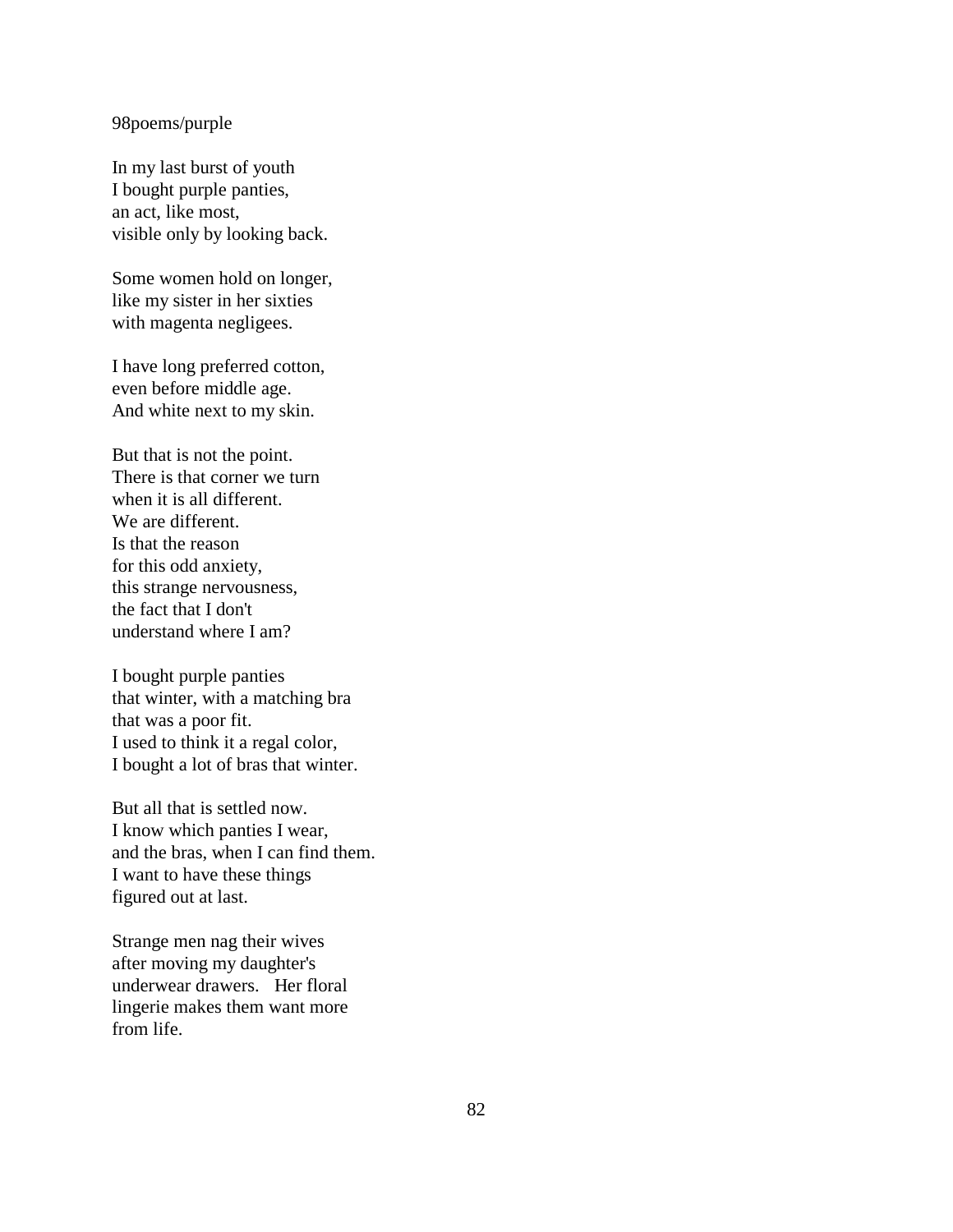98poems/purple

In my last burst of youth  
I bought purple panties,  
an act, like most,  
visible only by looking back.

Some women hold on longer,  
like my sister in her sixties  
with magenta negligees.

I have long preferred cotton,  
even before middle age.  
And white next to my skin.

But that is not the point.  
There is that corner we turn  
when it is all different.  
We are different.  
Is that the reason  
for this odd anxiety,  
this strange nervousness,  
the fact that I don't  
understand where I am?

I bought purple panties  
that winter, with a matching bra  
that was a poor fit.  
I used to think it a regal color,  
I bought a lot of bras that winter.

But all that is settled now.  
I know which panties I wear,  
and the bras, when I can find them.  
I want to have these things  
figured out at last.

Strange men nag their wives  
after moving my daughter's  
underwear drawers.   Her floral  
lingerie makes them want more  
from life.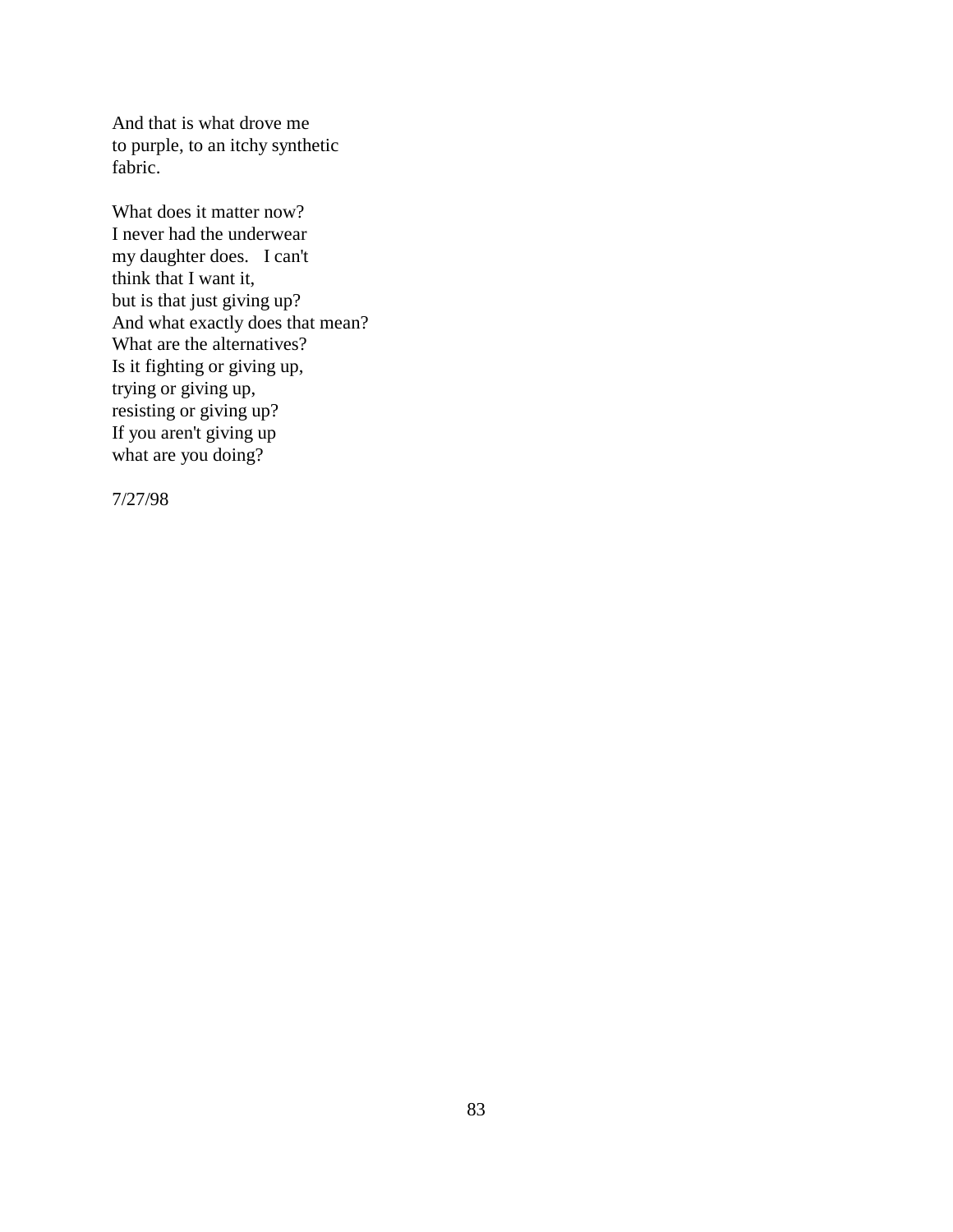And that is what drove me  
to purple, to an itchy synthetic  
fabric.

What does it matter now?  
I never had the underwear  
my daughter does.   I can't  
think that I want it,  
but is that just giving up?  
And what exactly does that mean?  
What are the alternatives?  
Is it fighting or giving up,  
trying or giving up,  
resisting or giving up?  
If you aren't giving up  
what are you doing?

7/27/98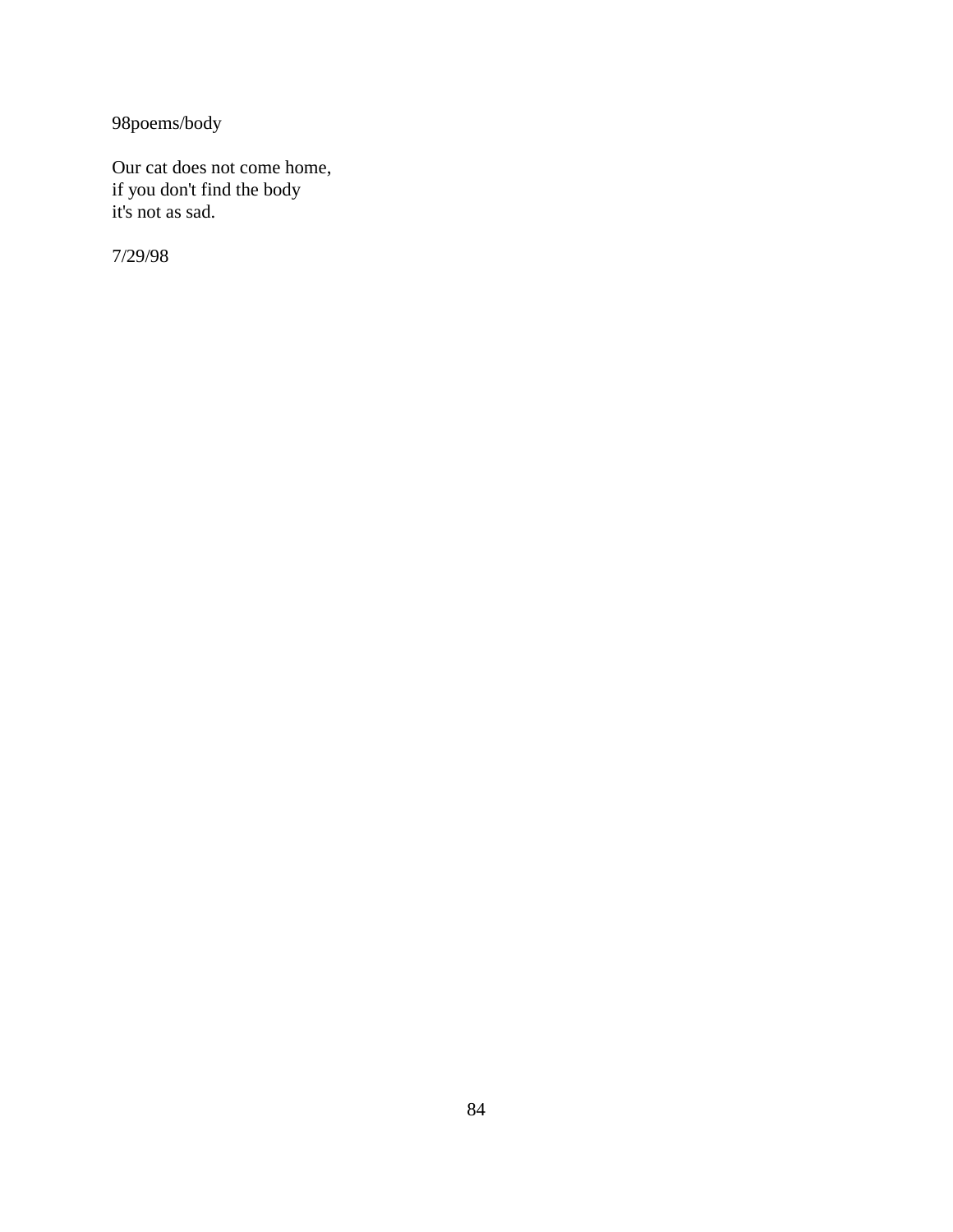98poems/body

Our cat does not come home,  
if you don't find the body  
it's not as sad.

7/29/98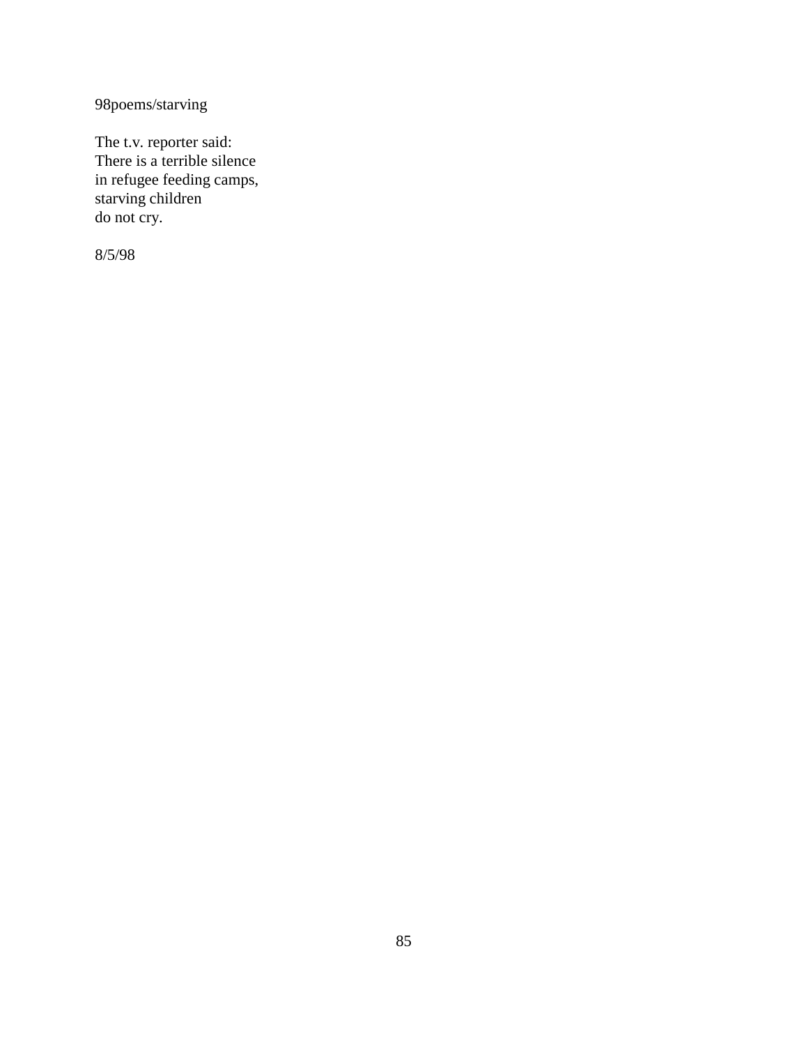98poems/starving

The t.v. reporter said:  
There is a terrible silence  
in refugee feeding camps,  
starving children  
do not cry.

8/5/98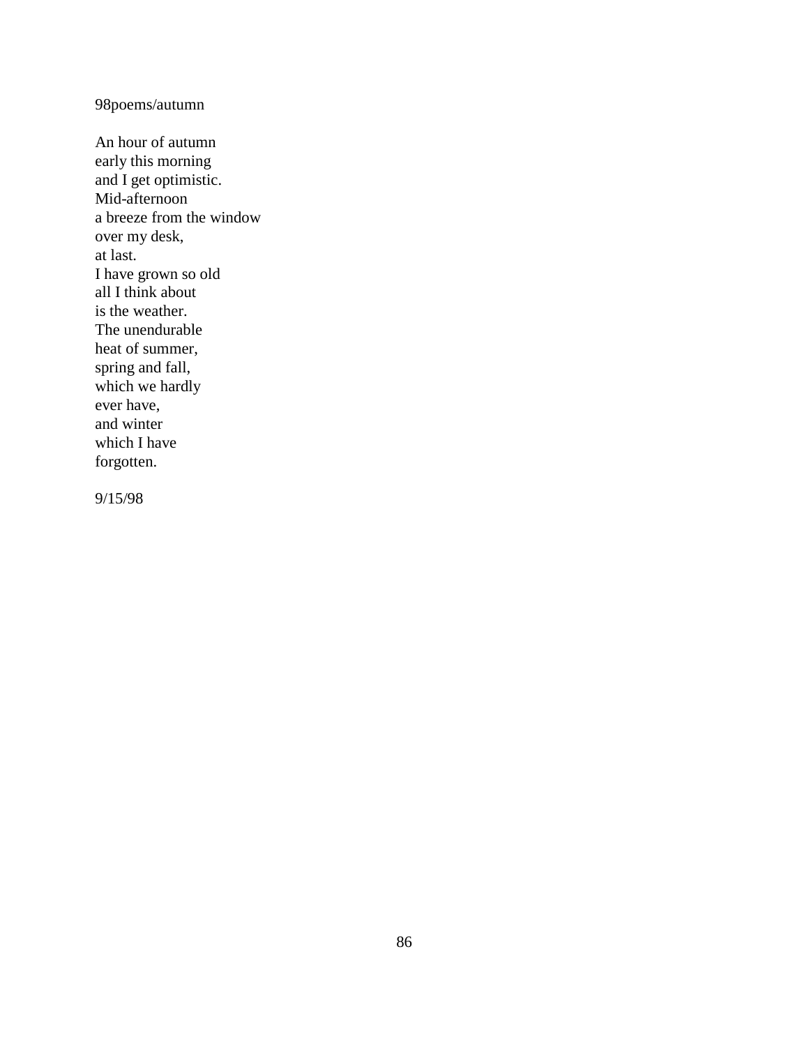98poems/autumn

An hour of autumn  
early this morning  
and I get optimistic.  
Mid-afternoon  
a breeze from the window  
over my desk,  
at last.  
I have grown so old  
all I think about  
is the weather.  
The unendurable  
heat of summer,  
spring and fall,  
which we hardly  
ever have,  
and winter  
which I have  
forgotten.

9/15/98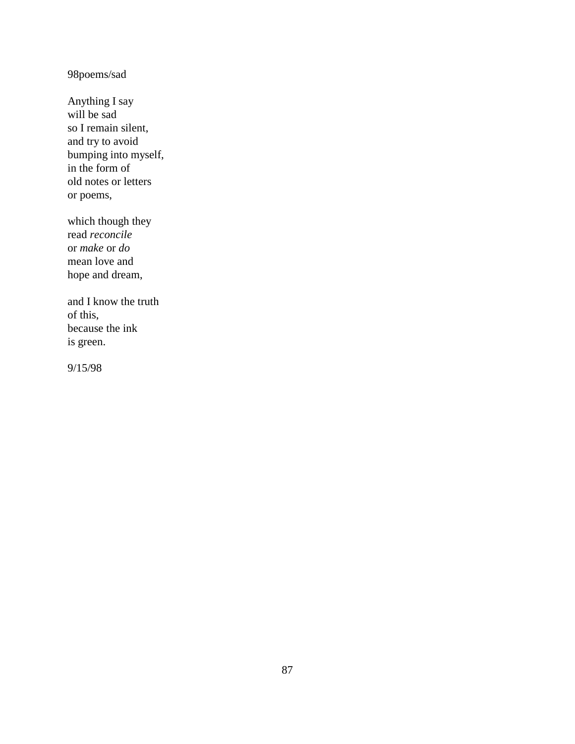98poems/sad

Anything I say  
will be sad  
so I remain silent,  
and try to avoid  
bumping into myself,  
in the form of  
old notes or letters  
or poems,

which though they  
read *reconcile*  
or *make* or *do*  
mean love and  
hope and dream,

and I know the truth  
of this,  
because the ink  
is green.

9/15/98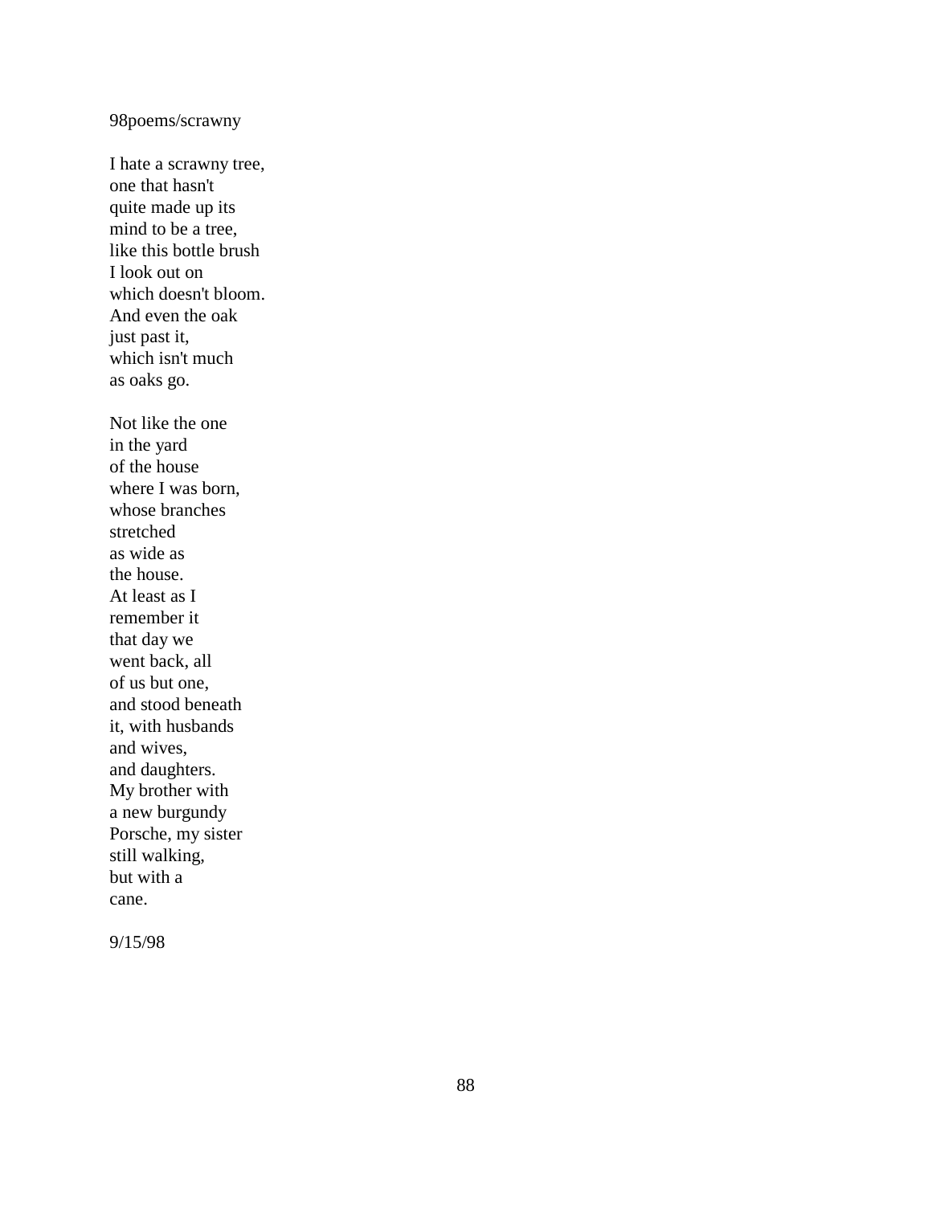98poems/scrawny

I hate a scrawny tree,  
one that hasn't  
quite made up its  
mind to be a tree,  
like this bottle brush  
I look out on  
which doesn't bloom.  
And even the oak  
just past it,  
which isn't much  
as oaks go.

Not like the one  
in the yard  
of the house  
where I was born,  
whose branches  
stretched  
as wide as  
the house.  
At least as I  
remember it  
that day we  
went back, all  
of us but one,  
and stood beneath  
it, with husbands  
and wives,  
and daughters.  
My brother with  
a new burgundy  
Porsche, my sister  
still walking,  
but with a  
cane.

9/15/98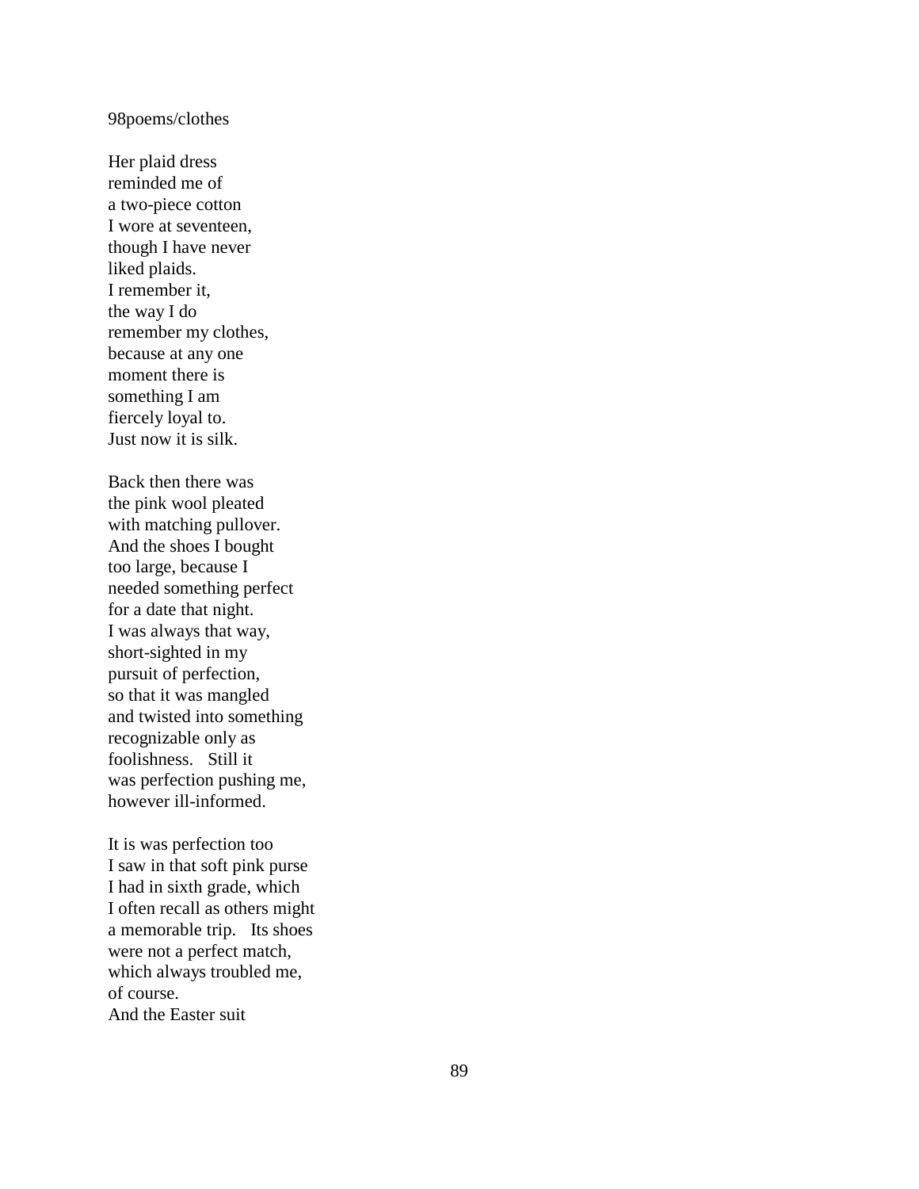98poems/clothes

Her plaid dress  
reminded me of  
a two-piece cotton  
I wore at seventeen,  
though I have never  
liked plaids.  
I remember it,  
the way I do  
remember my clothes,  
because at any one  
moment there is  
something I am  
fiercely loyal to.  
Just now it is silk.

Back then there was  
the pink wool pleated  
with matching pullover.  
And the shoes I bought  
too large, because I  
needed something perfect  
for a date that night.  
I was always that way,  
short-sighted in my  
pursuit of perfection,  
so that it was mangled  
and twisted into something  
recognizable only as  
foolishness.   Still it  
was perfection pushing me,  
however ill-informed.

It is was perfection too  
I saw in that soft pink purse  
I had in sixth grade, which  
I often recall as others might  
a memorable trip.   Its shoes  
were not a perfect match,  
which always troubled me,  
of course.  
And the Easter suit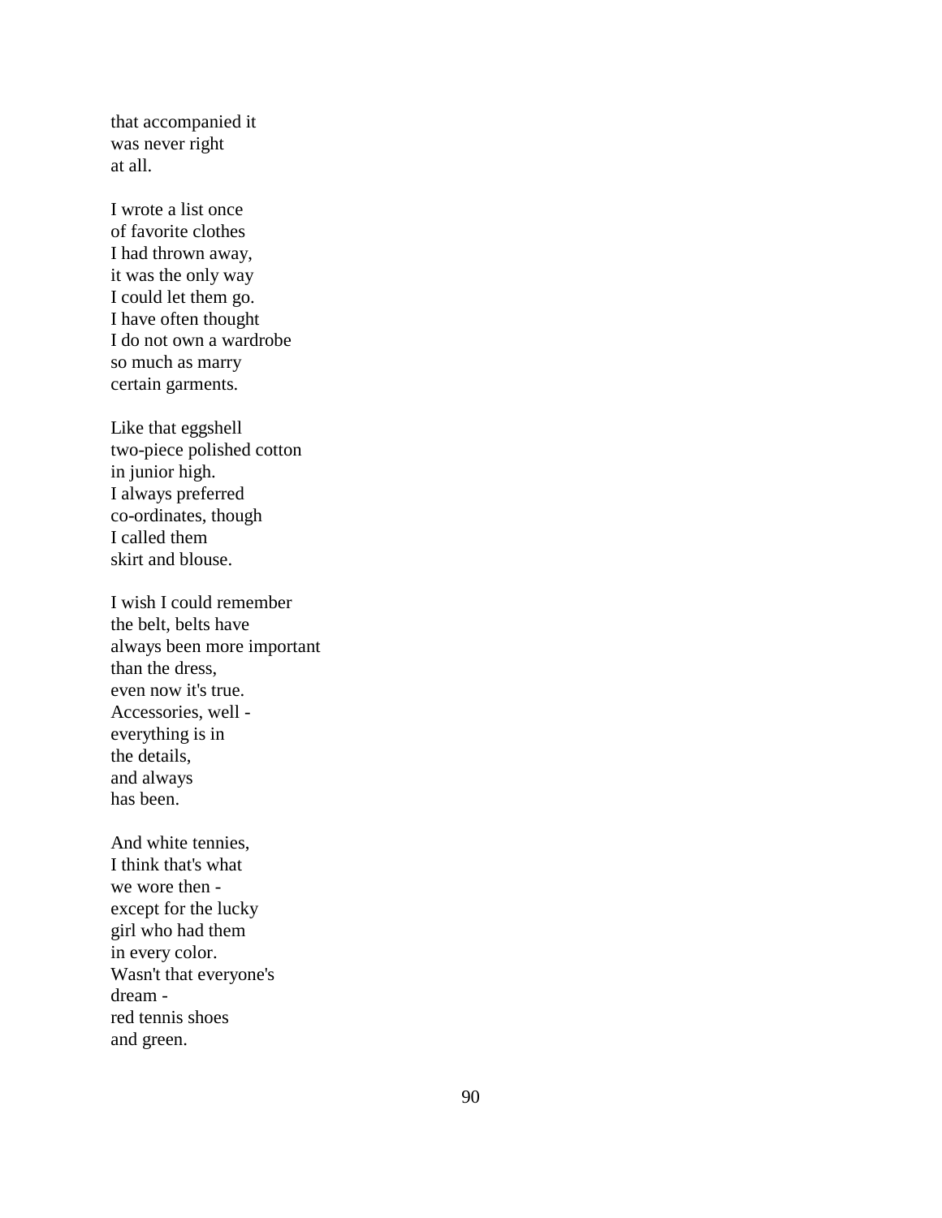that accompanied it
was never right
at all.

I wrote a list once
of favorite clothes
I had thrown away,
it was the only way
I could let them go.
I have often thought
I do not own a wardrobe
so much as marry
certain garments.

Like that eggshell
two-piece polished cotton
in junior high.
I always preferred
co-ordinates, though
I called them
skirt and blouse.

I wish I could remember
the belt, belts have
always been more important
than the dress,
even now it's true.
Accessories, well -
everything is in
the details,
and always
has been.

And white tennies,
I think that's what
we wore then -
except for the lucky
girl who had them
in every color.
Wasn't that everyone's
dream -
red tennis shoes
and green.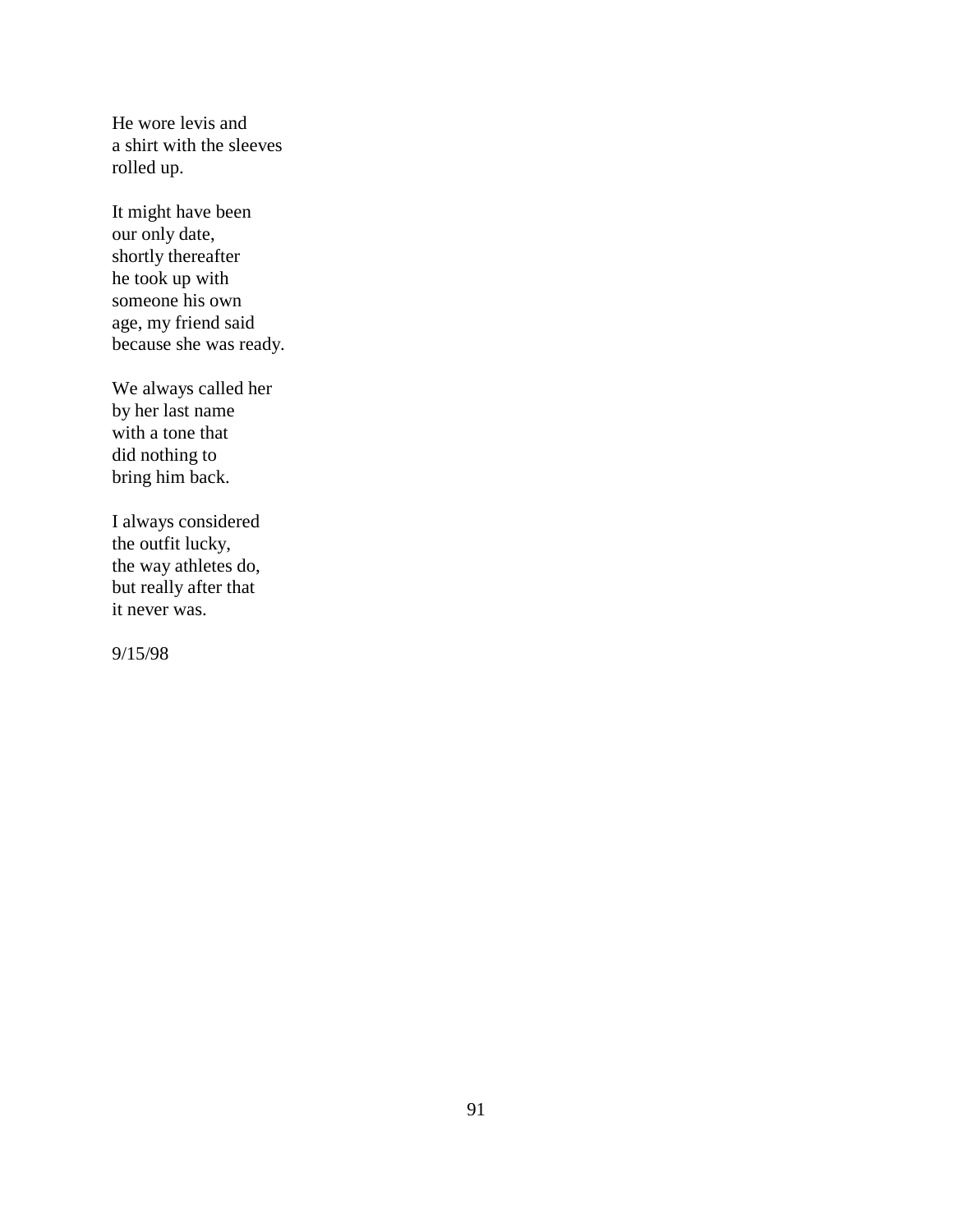He wore levis and
a shirt with the sleeves
rolled up.

It might have been
our only date,
shortly thereafter
he took up with
someone his own
age, my friend said
because she was ready.

We always called her
by her last name
with a tone that
did nothing to
bring him back.

I always considered
the outfit lucky,
the way athletes do,
but really after that
it never was.

9/15/98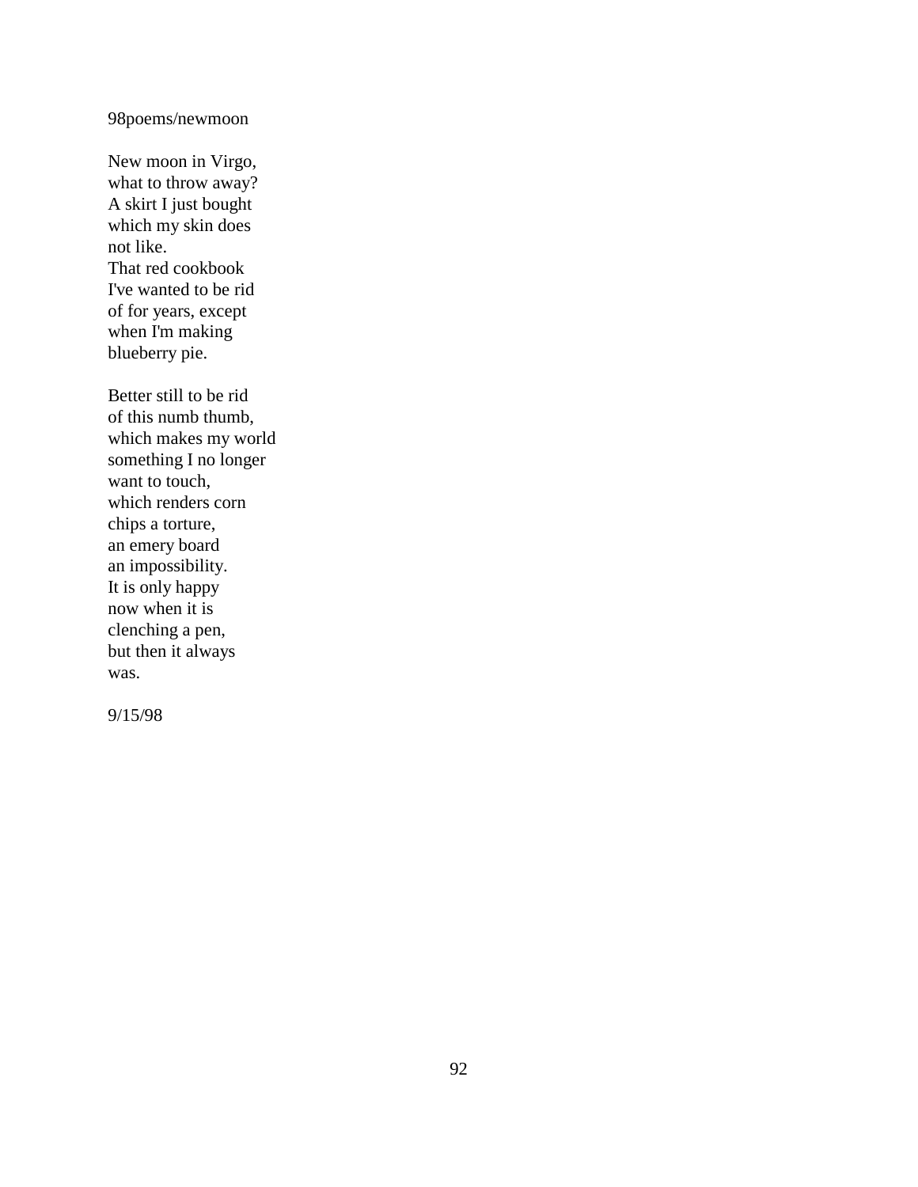98poems/newmoon

New moon in Virgo,  
what to throw away?  
A skirt I just bought  
which my skin does  
not like.  
That red cookbook  
I've wanted to be rid  
of for years, except  
when I'm making  
blueberry pie.

Better still to be rid  
of this numb thumb,  
which makes my world  
something I no longer  
want to touch,  
which renders corn  
chips a torture,  
an emery board  
an impossibility.  
It is only happy  
now when it is  
clenching a pen,  
but then it always  
was.

9/15/98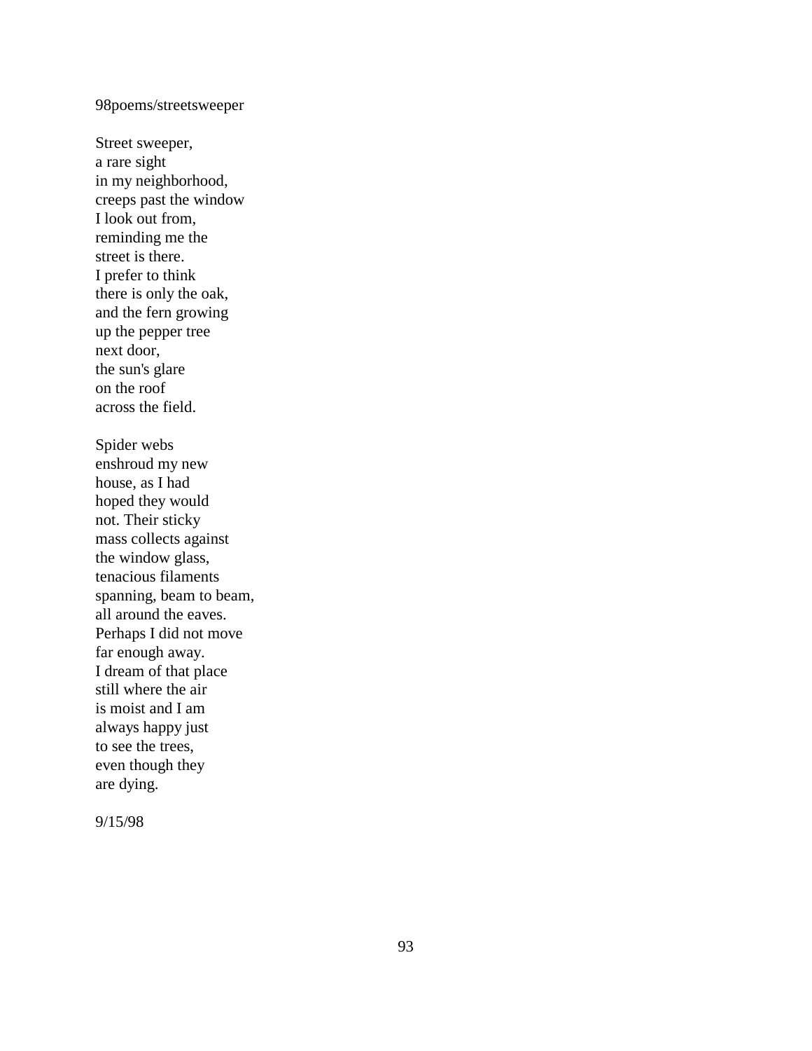98poems/streetsweeper

Street sweeper,
a rare sight
in my neighborhood,
creeps past the window
I look out from,
reminding me the
street is there.
I prefer to think
there is only the oak,
and the fern growing
up the pepper tree
next door,
the sun's glare
on the roof
across the field.

Spider webs
enshroud my new
house, as I had
hoped they would
not. Their sticky
mass collects against
the window glass,
tenacious filaments
spanning, beam to beam,
all around the eaves.
Perhaps I did not move
far enough away.
I dream of that place
still where the air
is moist and I am
always happy just
to see the trees,
even though they
are dying.

9/15/98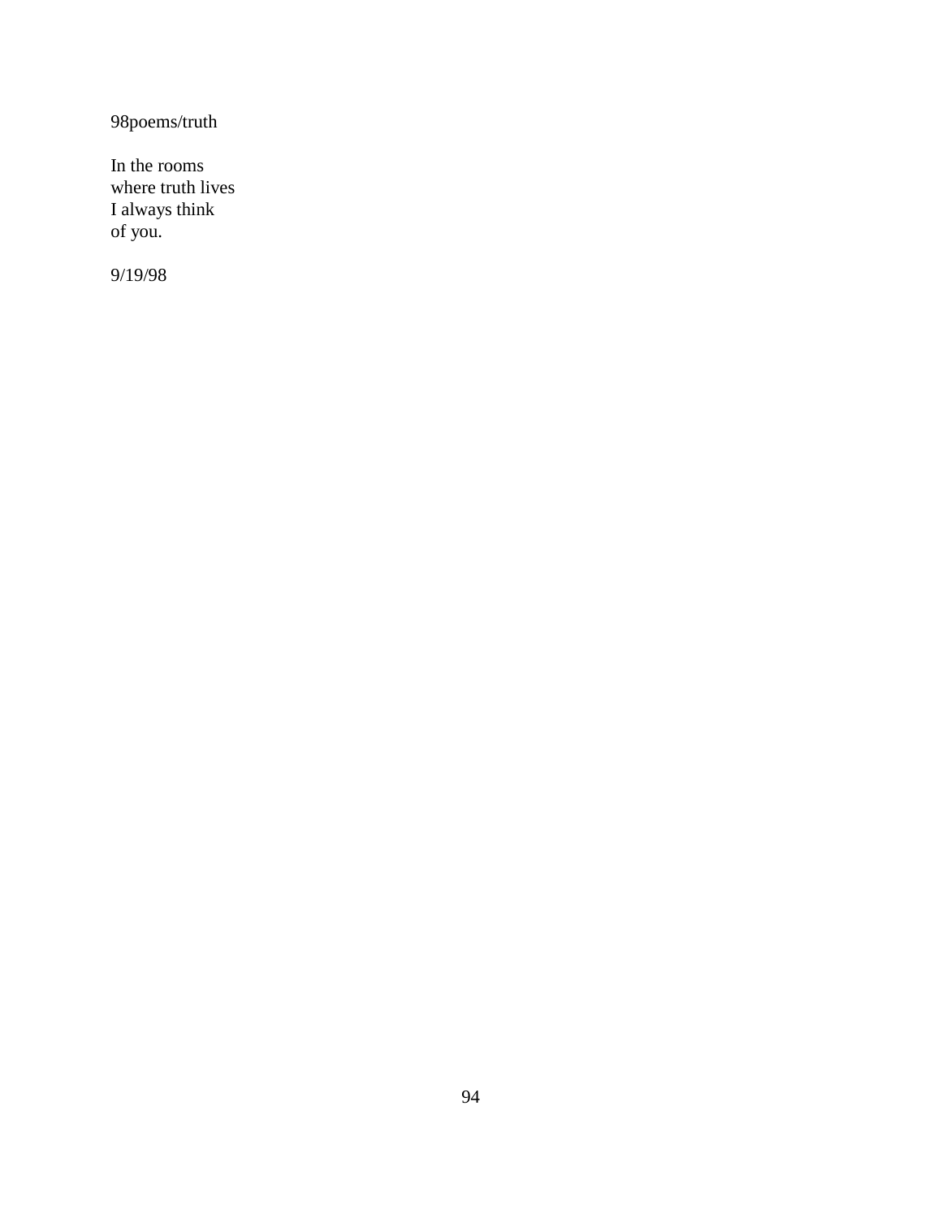98poems/truth

In the rooms  
where truth lives  
I always think  
of you.

9/19/98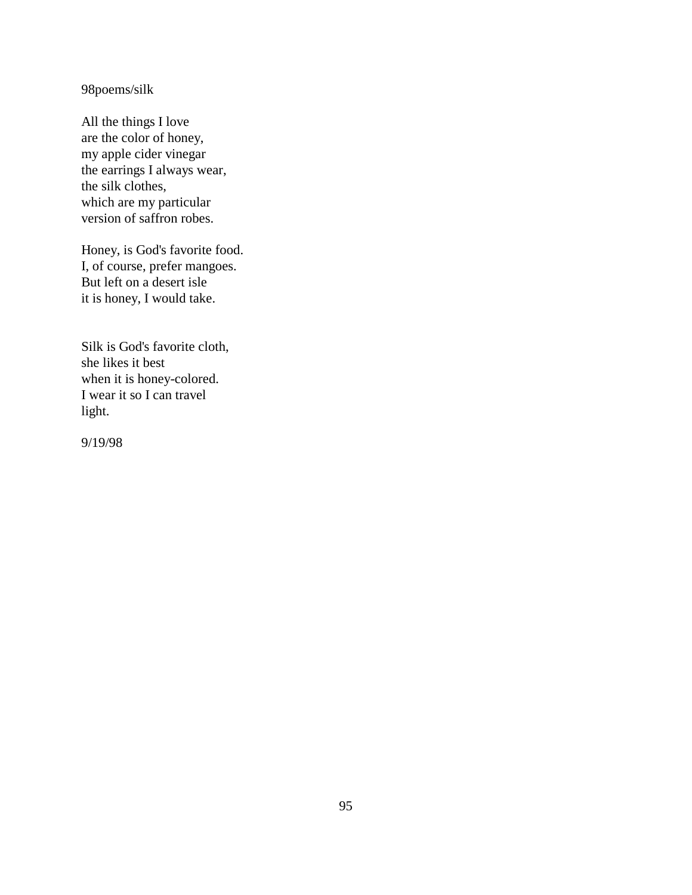98poems/silk

All the things I love  
are the color of honey,  
my apple cider vinegar  
the earrings I always wear,  
the silk clothes,  
which are my particular  
version of saffron robes.

Honey, is God's favorite food.  
I, of course, prefer mangoes.  
But left on a desert isle  
it is honey, I would take.

Silk is God's favorite cloth,  
she likes it best  
when it is honey-colored.  
I wear it so I can travel  
light.

9/19/98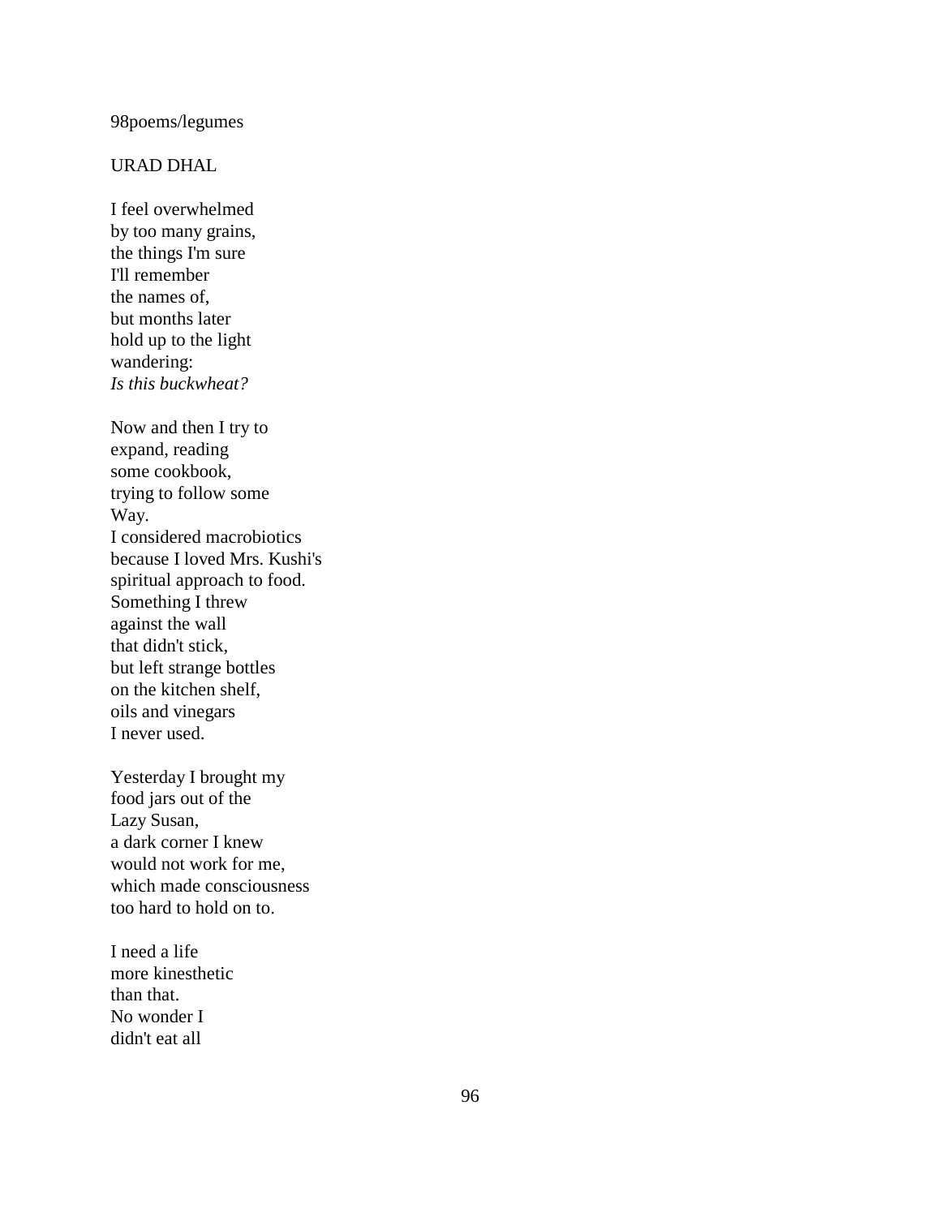98poems/legumes

URAD DHAL

I feel overwhelmed  
by too many grains,  
the things I'm sure  
I'll remember  
the names of,  
but months later  
hold up to the light  
wandering:  
*Is this buckwheat?*

Now and then I try to  
expand, reading  
some cookbook,  
trying to follow some  
Way.  
I considered macrobiotics  
because I loved Mrs. Kushi's  
spiritual approach to food.  
Something I threw  
against the wall  
that didn't stick,  
but left strange bottles  
on the kitchen shelf,  
oils and vinegars  
I never used.

Yesterday I brought my  
food jars out of the  
Lazy Susan,  
a dark corner I knew  
would not work for me,  
which made consciousness  
too hard to hold on to.

I need a life  
more kinesthetic  
than that.  
No wonder I  
didn't eat all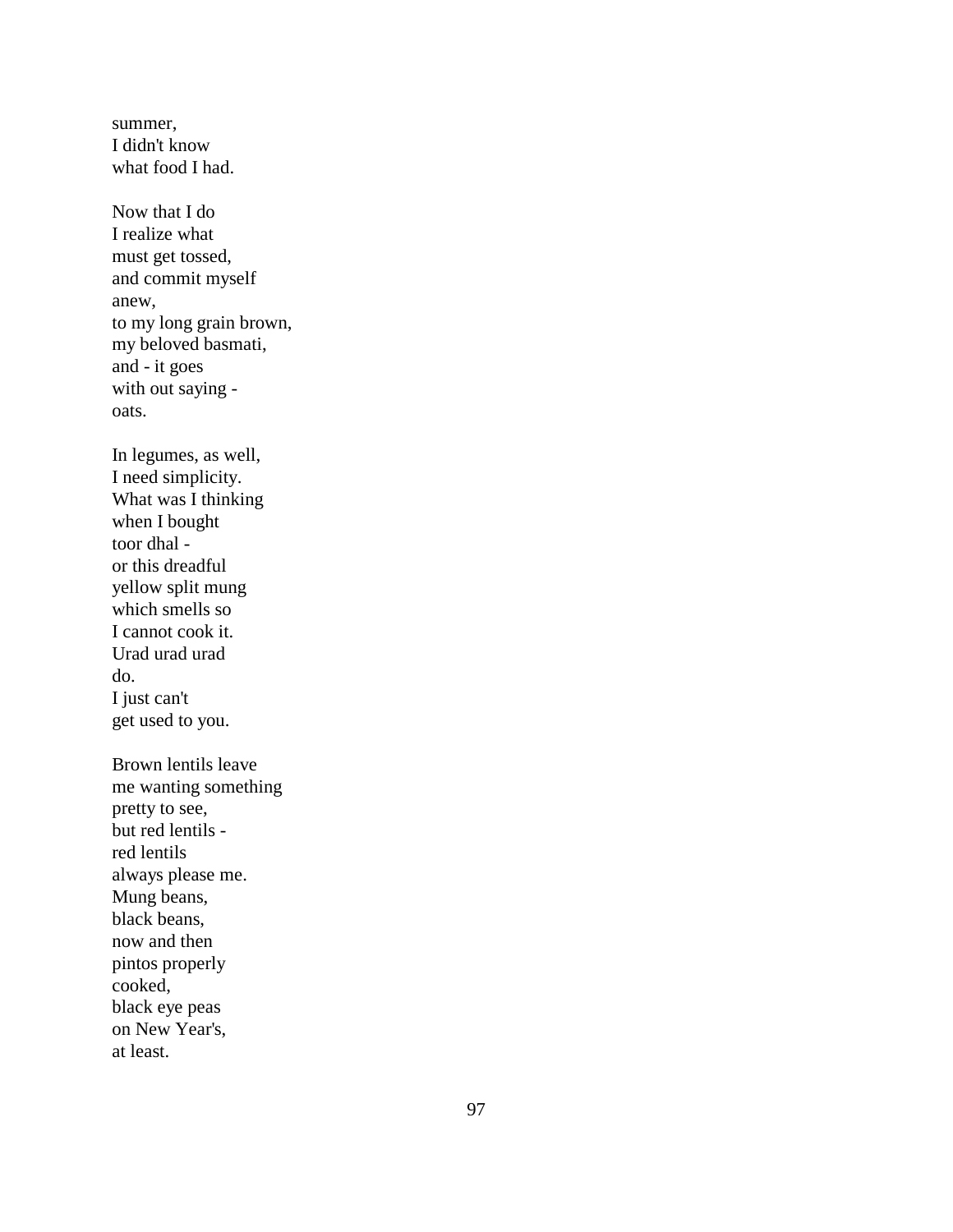summer,  
I didn't know  
what food I had.

Now that I do  
I realize what  
must get tossed,  
and commit myself  
anew,  
to my long grain brown,  
my beloved basmati,  
and - it goes  
with out saying -  
oats.

In legumes, as well,  
I need simplicity.  
What was I thinking  
when I bought  
toor dhal -  
or this dreadful  
yellow split mung  
which smells so  
I cannot cook it.  
Urad urad urad  
do.  
I just can't  
get used to you.

Brown lentils leave  
me wanting something  
pretty to see,  
but red lentils -  
red lentils  
always please me.  
Mung beans,  
black beans,  
now and then  
pintos properly  
cooked,  
black eye peas  
on New Year's,  
at least.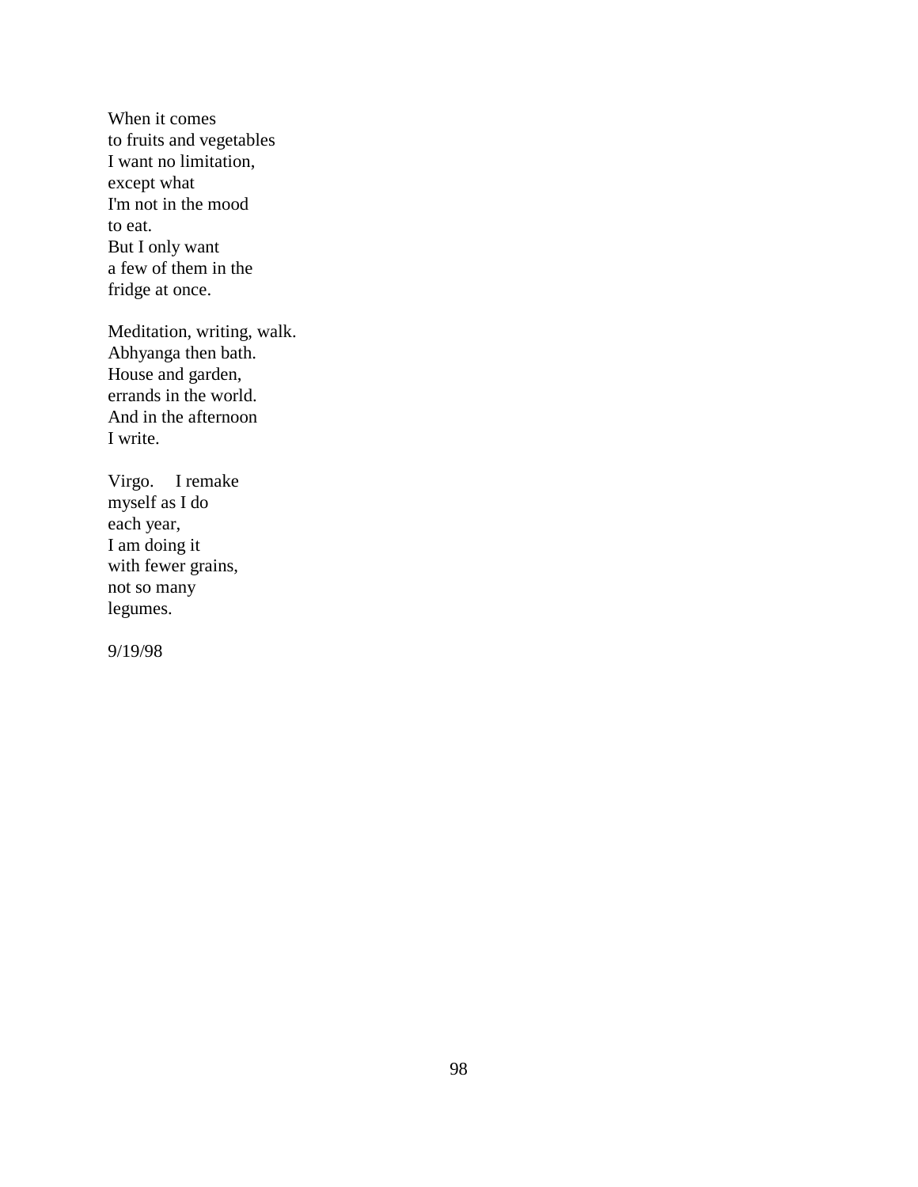When it comes  
to fruits and vegetables  
I want no limitation,  
except what  
I'm not in the mood  
to eat.  
But I only want  
a few of them in the  
fridge at once.

Meditation, writing, walk.  
Abhyanga then bath.  
House and garden,  
errands in the world.  
And in the afternoon  
I write.

Virgo.     I remake  
myself as I do  
each year,  
I am doing it  
with fewer grains,  
not so many  
legumes.

9/19/98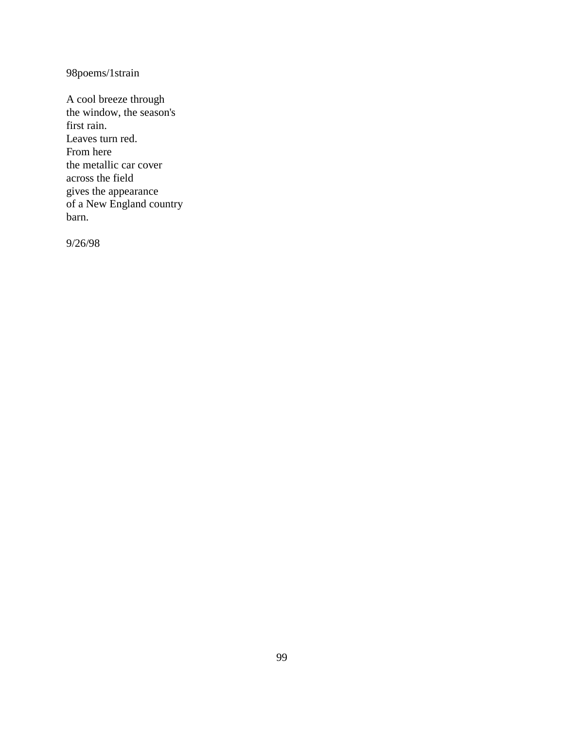98poems/1strain

A cool breeze through  
the window, the season's  
first rain.  
Leaves turn red.  
From here  
the metallic car cover  
across the field  
gives the appearance  
of a New England country  
barn.

9/26/98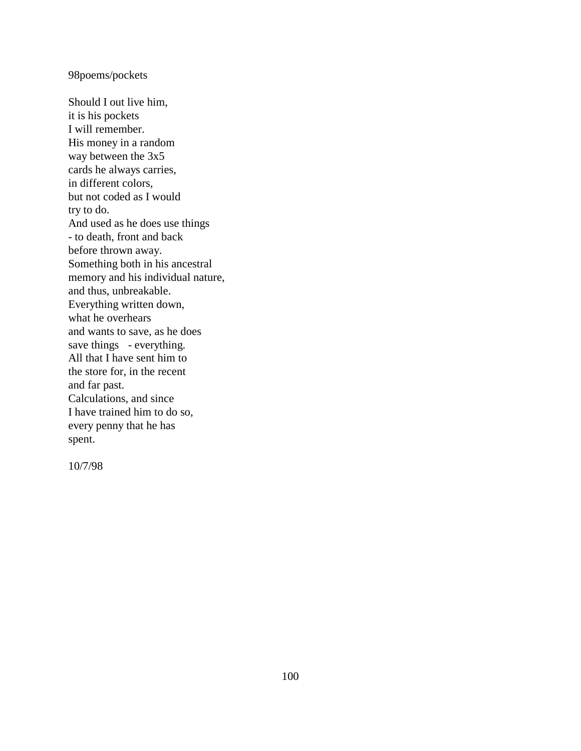98poems/pockets

Should I out live him,  
it is his pockets  
I will remember.  
His money in a random  
way between the 3x5  
cards he always carries,  
in different colors,  
but not coded as I would  
try to do.  
And used as he does use things  
- to death, front and back  
before thrown away.  
Something both in his ancestral  
memory and his individual nature,  
and thus, unbreakable.  
Everything written down,  
what he overhears  
and wants to save, as he does  
save things - everything.  
All that I have sent him to  
the store for, in the recent  
and far past.  
Calculations, and since  
I have trained him to do so,  
every penny that he has  
spent.

10/7/98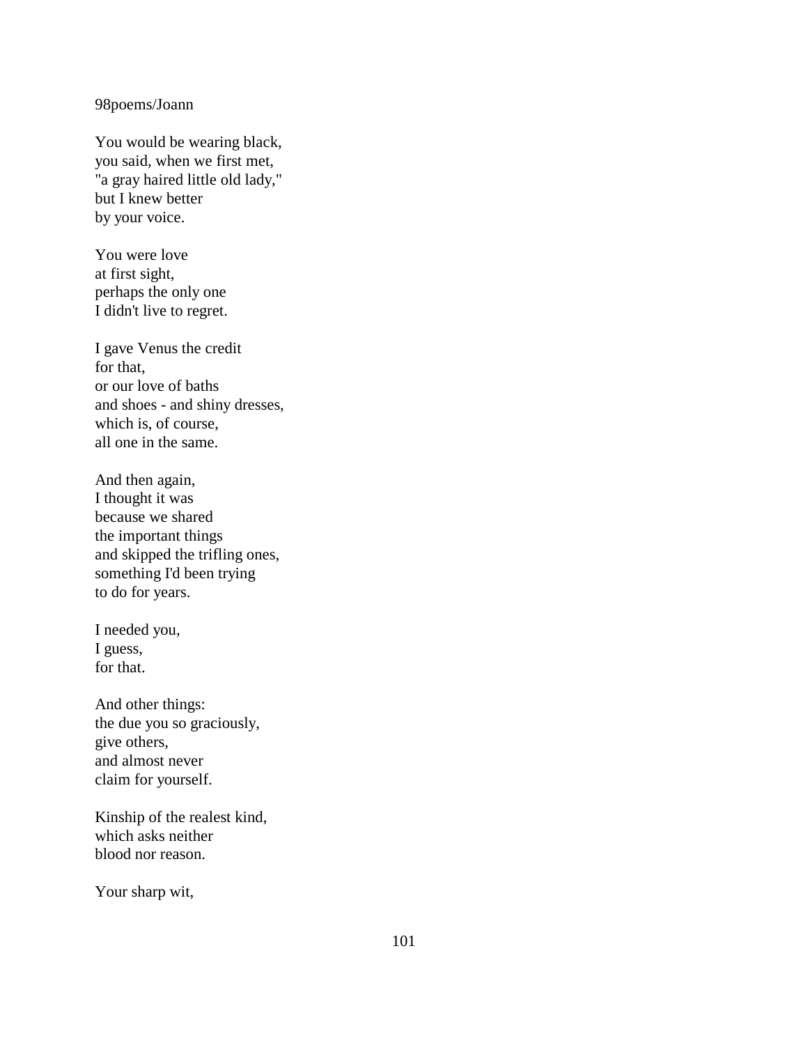98poems/Joann

You would be wearing black,
you said, when we first met,
"a gray haired little old lady,"
but I knew better
by your voice.

You were love
at first sight,
perhaps the only one
I didn't live to regret.

I gave Venus the credit
for that,
or our love of baths
and shoes - and shiny dresses,
which is, of course,
all one in the same.

And then again,
I thought it was
because we shared
the important things
and skipped the trifling ones,
something I'd been trying
to do for years.

I needed you,
I guess,
for that.

And other things:
the due you so graciously,
give others,
and almost never
claim for yourself.

Kinship of the realest kind,
which asks neither
blood nor reason.

Your sharp wit,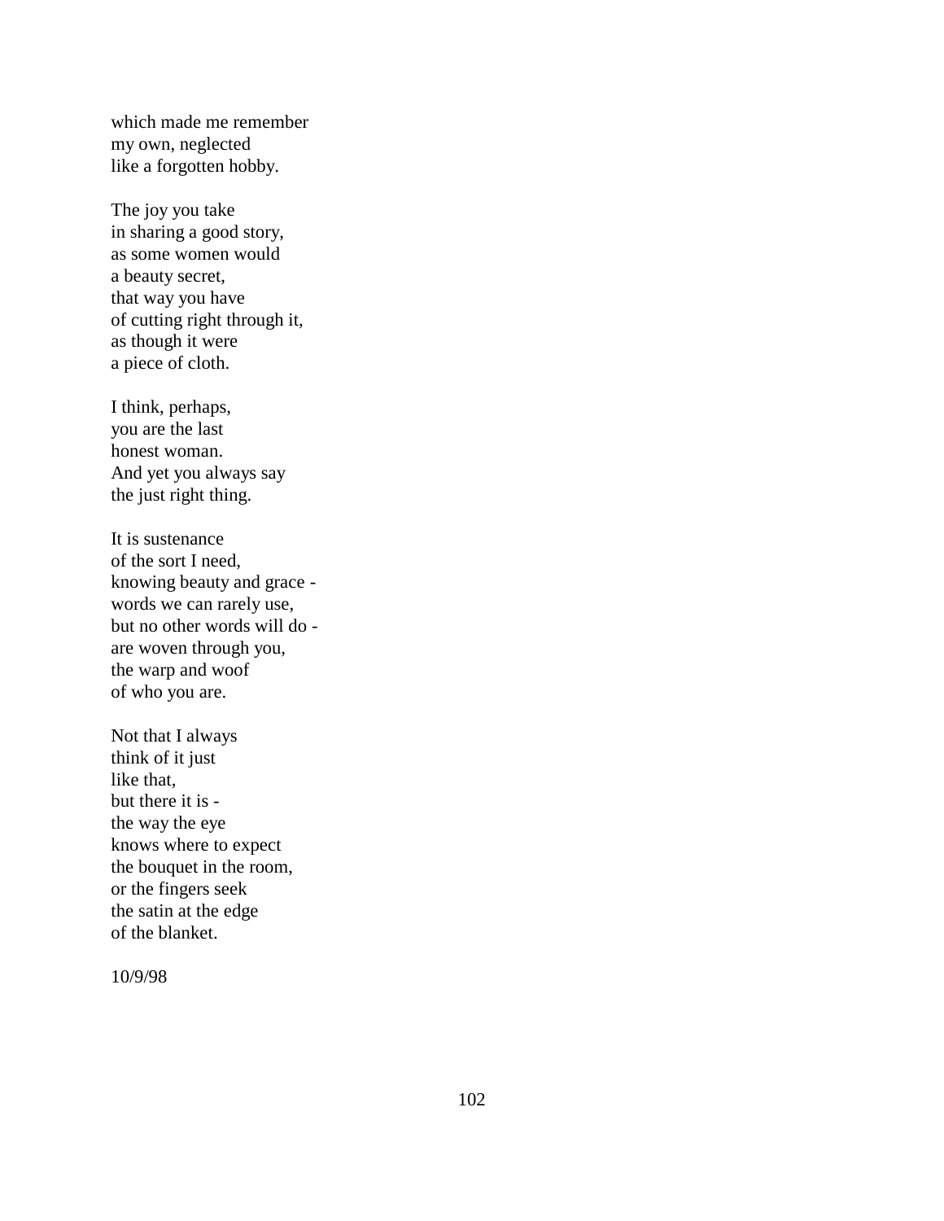which made me remember  
my own, neglected  
like a forgotten hobby.

The joy you take  
in sharing a good story,  
as some women would  
a beauty secret,  
that way you have  
of cutting right through it,  
as though it were  
a piece of cloth.

I think, perhaps,  
you are the last  
honest woman.  
And yet you always say  
the just right thing.

It is sustenance  
of the sort I need,  
knowing beauty and grace -  
words we can rarely use,  
but no other words will do -  
are woven through you,  
the warp and woof  
of who you are.

Not that I always  
think of it just  
like that,  
but there it is -  
the way the eye  
knows where to expect  
the bouquet in the room,  
or the fingers seek  
the satin at the edge  
of the blanket.

10/9/98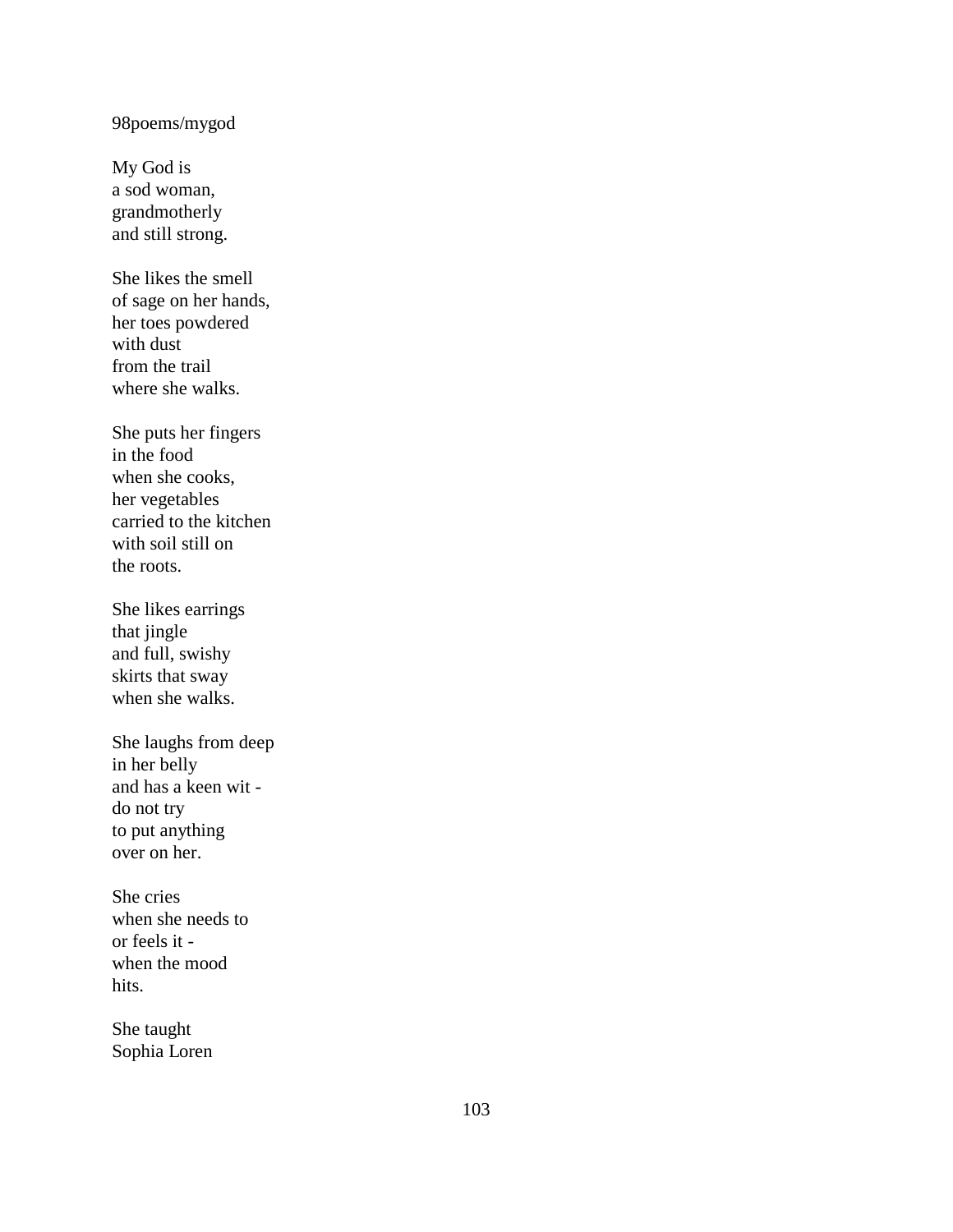98poems/mygod

My God is  
a sod woman,  
grandmotherly  
and still strong.

She likes the smell  
of sage on her hands,  
her toes powdered  
with dust  
from the trail  
where she walks.

She puts her fingers  
in the food  
when she cooks,  
her vegetables  
carried to the kitchen  
with soil still on  
the roots.

She likes earrings  
that jingle  
and full, swishy  
skirts that sway  
when she walks.

She laughs from deep  
in her belly  
and has a keen wit -  
do not try  
to put anything  
over on her.

She cries  
when she needs to  
or feels it -  
when the mood  
hits.

She taught  
Sophia Loren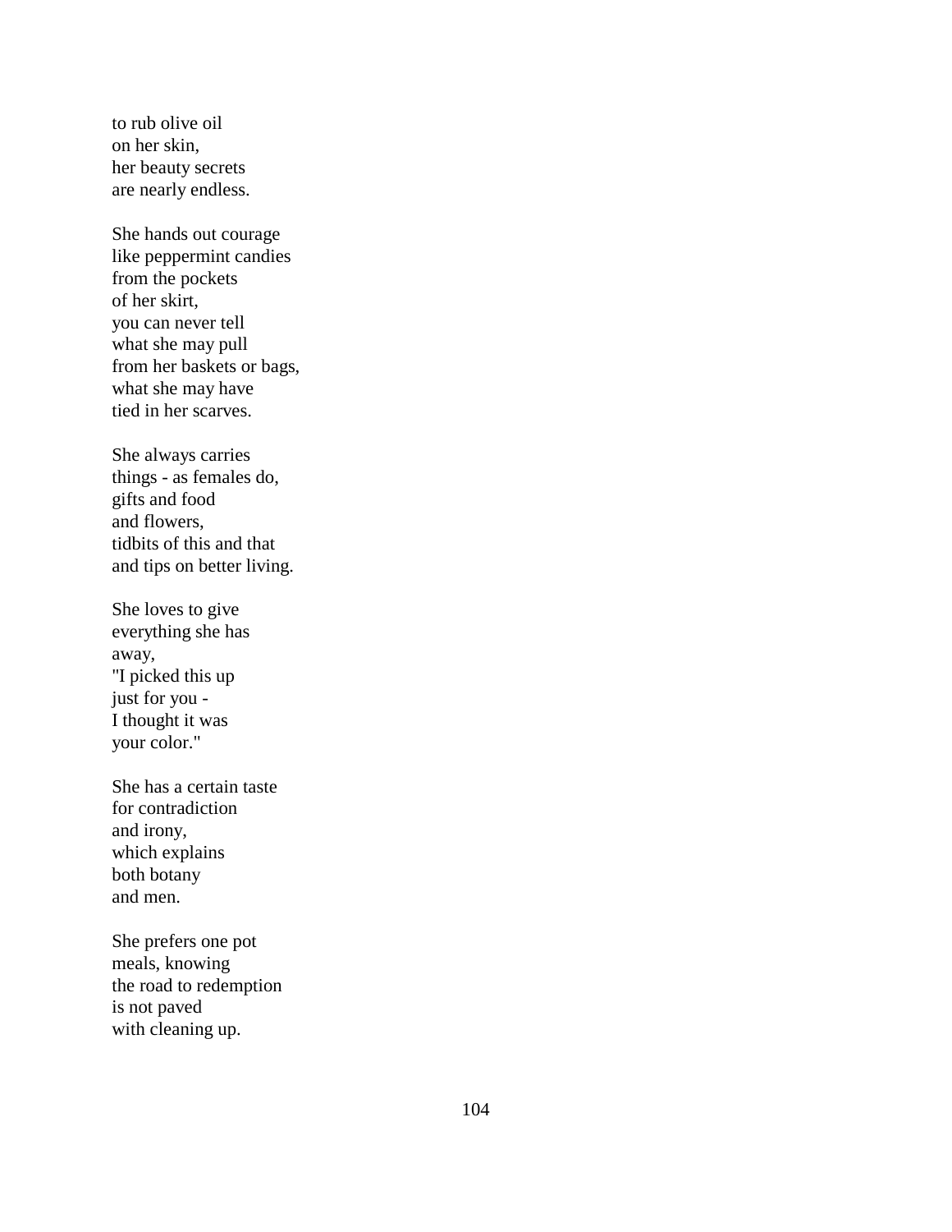to rub olive oil  
on her skin,  
her beauty secrets  
are nearly endless.

She hands out courage  
like peppermint candies  
from the pockets  
of her skirt,  
you can never tell  
what she may pull  
from her baskets or bags,  
what she may have  
tied in her scarves.

She always carries  
things - as females do,  
gifts and food  
and flowers,  
tidbits of this and that  
and tips on better living.

She loves to give  
everything she has  
away,  
"I picked this up  
just for you -  
I thought it was  
your color."

She has a certain taste  
for contradiction  
and irony,  
which explains  
both botany  
and men.

She prefers one pot  
meals, knowing  
the road to redemption  
is not paved  
with cleaning up.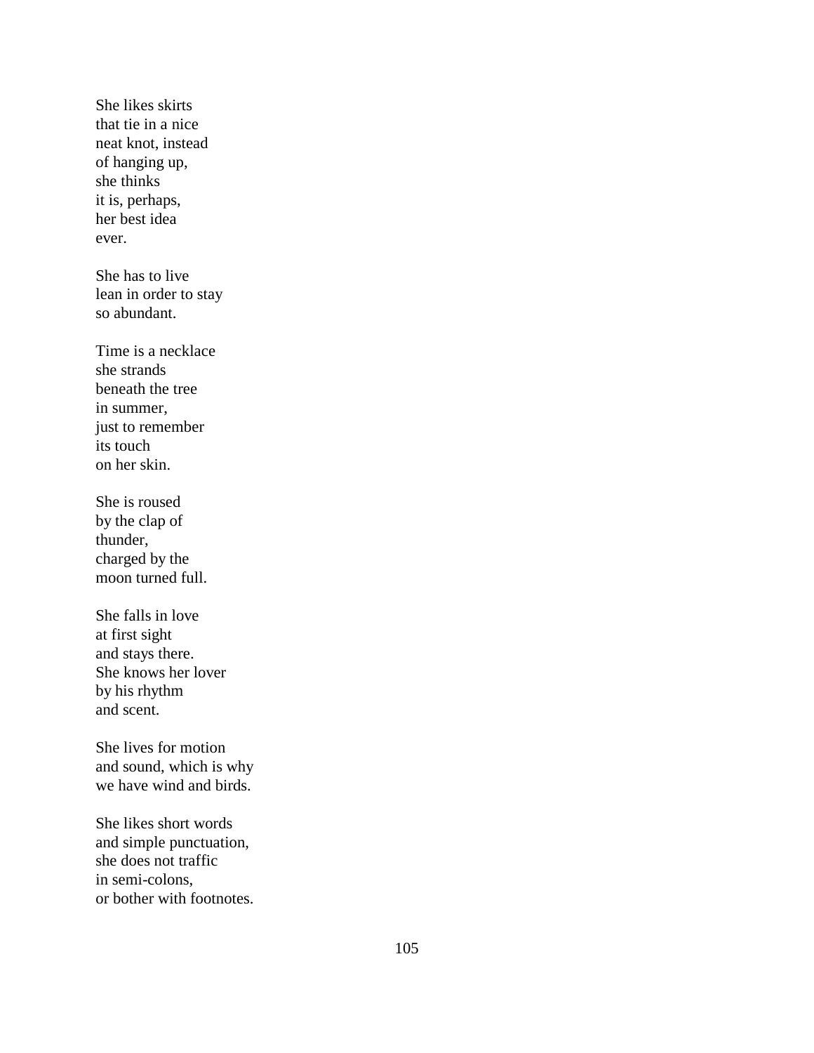She likes skirts
that tie in a nice
neat knot, instead
of hanging up,
she thinks
it is, perhaps,
her best idea
ever.

She has to live
lean in order to stay
so abundant.

Time is a necklace
she strands
beneath the tree
in summer,
just to remember
its touch
on her skin.

She is roused
by the clap of
thunder,
charged by the
moon turned full.

She falls in love
at first sight
and stays there.
She knows her lover
by his rhythm
and scent.

She lives for motion
and sound, which is why
we have wind and birds.

She likes short words
and simple punctuation,
she does not traffic
in semi-colons,
or bother with footnotes.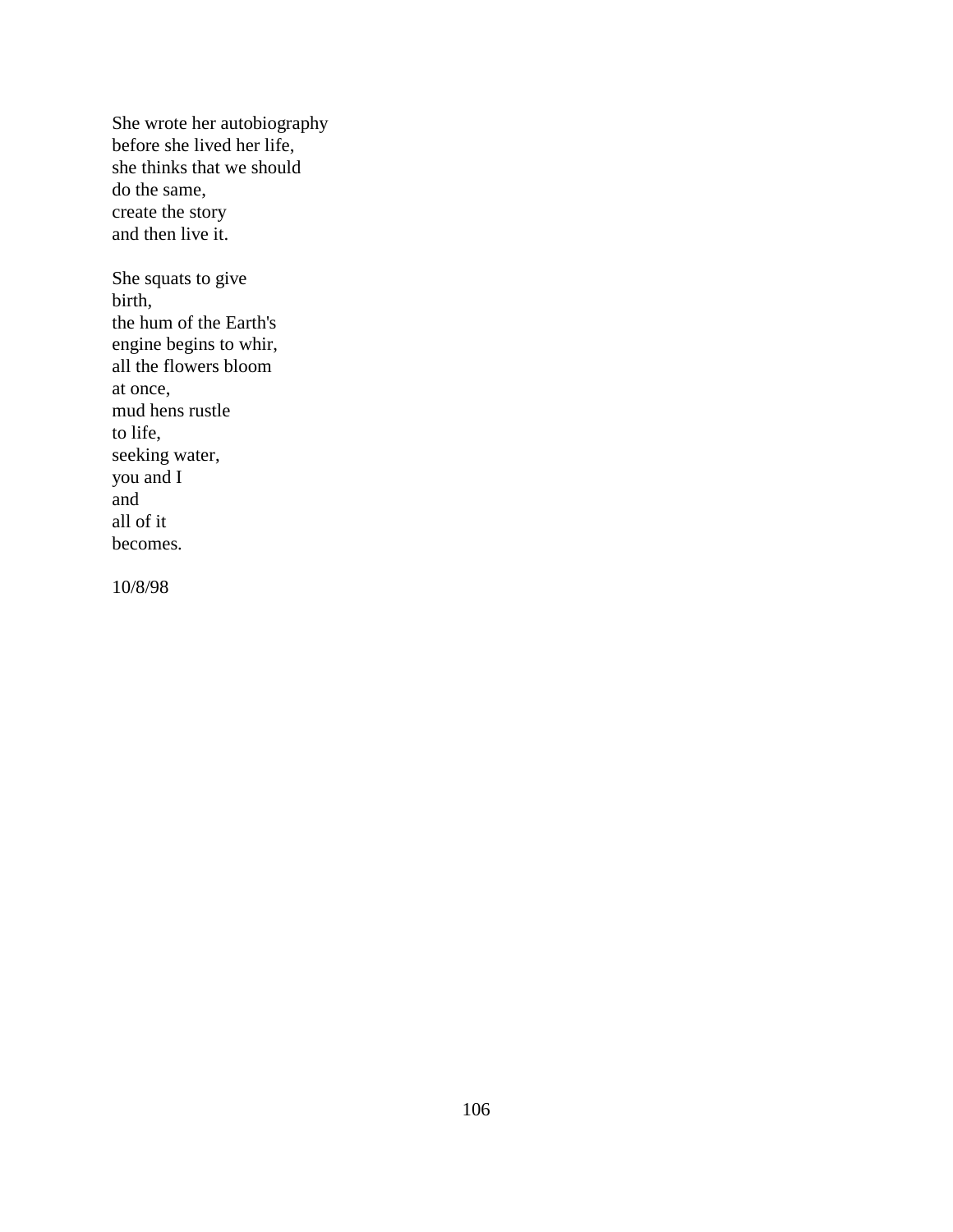She wrote her autobiography  
before she lived her life,  
she thinks that we should  
do the same,  
create the story  
and then live it.

She squats to give  
birth,  
the hum of the Earth's  
engine begins to whir,  
all the flowers bloom  
at once,  
mud hens rustle  
to life,  
seeking water,  
you and I  
and  
all of it  
becomes.

10/8/98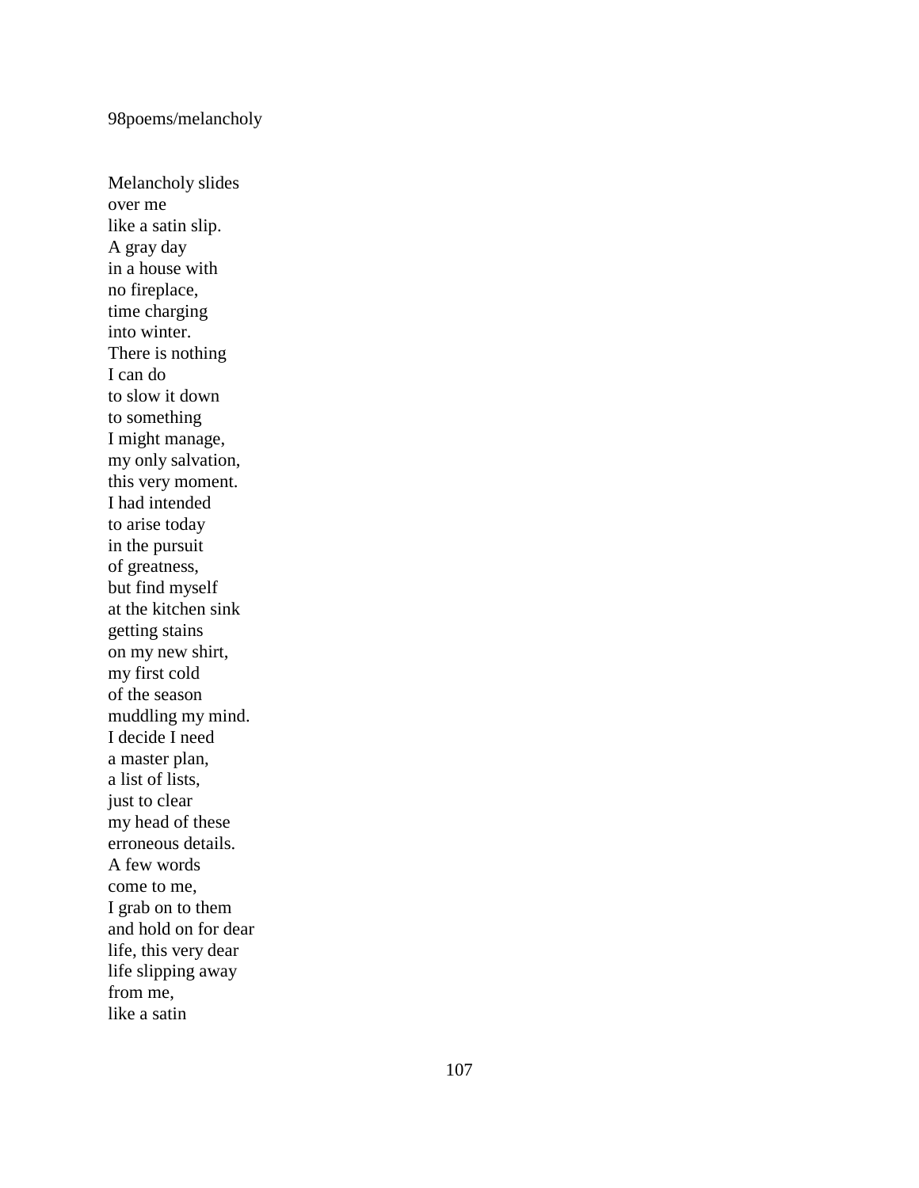98poems/melancholy

Melancholy slides  
over me  
like a satin slip.  
A gray day  
in a house with  
no fireplace,  
time charging  
into winter.  
There is nothing  
I can do  
to slow it down  
to something  
I might manage,  
my only salvation,  
this very moment.  
I had intended  
to arise today  
in the pursuit  
of greatness,  
but find myself  
at the kitchen sink  
getting stains  
on my new shirt,  
my first cold  
of the season  
muddling my mind.  
I decide I need  
a master plan,  
a list of lists,  
just to clear  
my head of these  
erroneous details.  
A few words  
come to me,  
I grab on to them  
and hold on for dear  
life, this very dear  
life slipping away  
from me,  
like a satin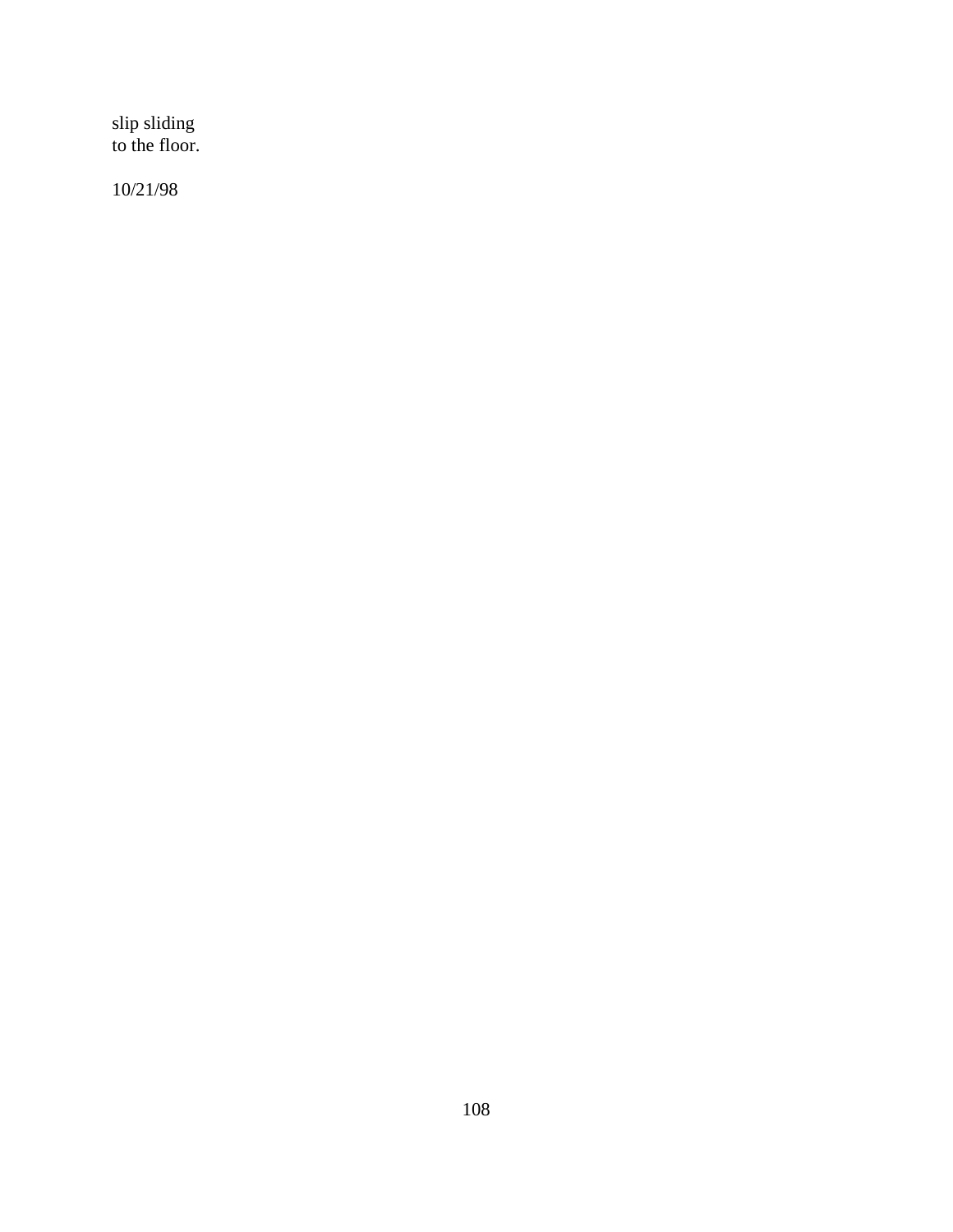slip sliding  
to the floor.

10/21/98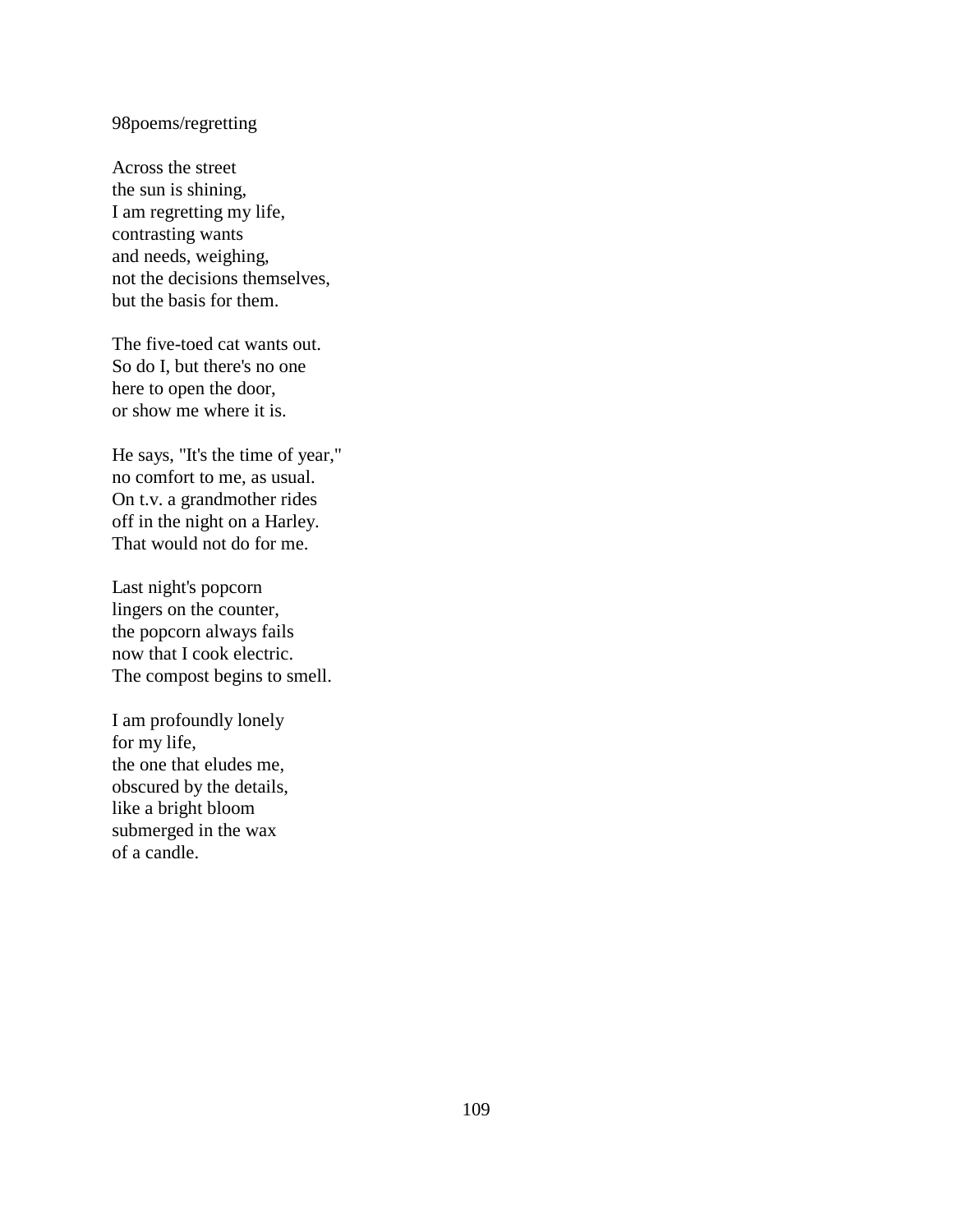98poems/regretting

Across the street  
the sun is shining,  
I am regretting my life,  
contrasting wants  
and needs, weighing,  
not the decisions themselves,  
but the basis for them.

The five-toed cat wants out.  
So do I, but there's no one  
here to open the door,  
or show me where it is.

He says, "It's the time of year,"  
no comfort to me, as usual.  
On t.v. a grandmother rides  
off in the night on a Harley.  
That would not do for me.

Last night's popcorn  
lingers on the counter,  
the popcorn always fails  
now that I cook electric.  
The compost begins to smell.

I am profoundly lonely  
for my life,  
the one that eludes me,  
obscured by the details,  
like a bright bloom  
submerged in the wax  
of a candle.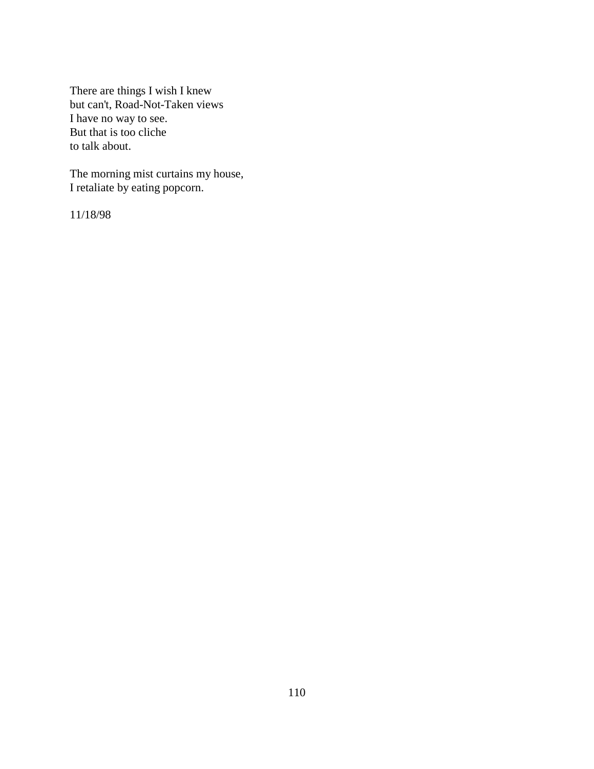There are things I wish I knew  
but can't, Road-Not-Taken views  
I have no way to see.  
But that is too cliche  
to talk about.

The morning mist curtains my house,  
I retaliate by eating popcorn.

11/18/98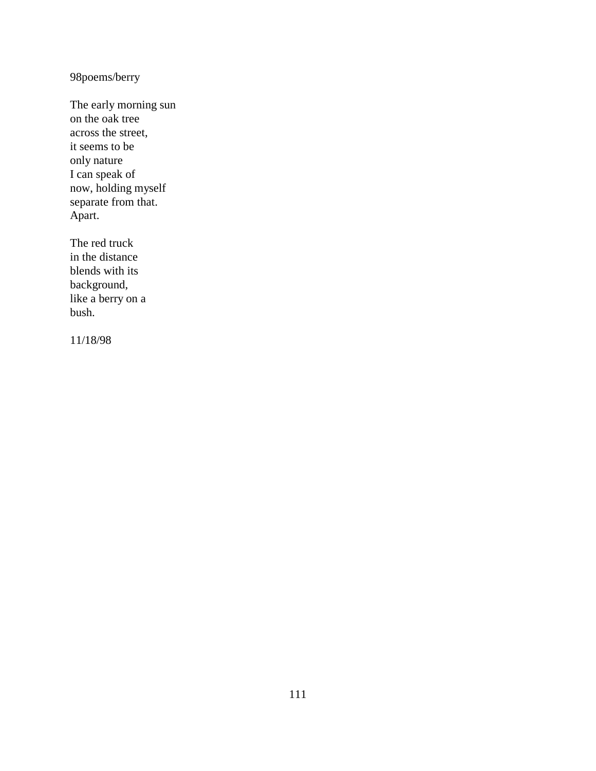98poems/berry

The early morning sun  
on the oak tree  
across the street,  
it seems to be  
only nature  
I can speak of  
now, holding myself  
separate from that.  
Apart.

The red truck  
in the distance  
blends with its  
background,  
like a berry on a  
bush.

11/18/98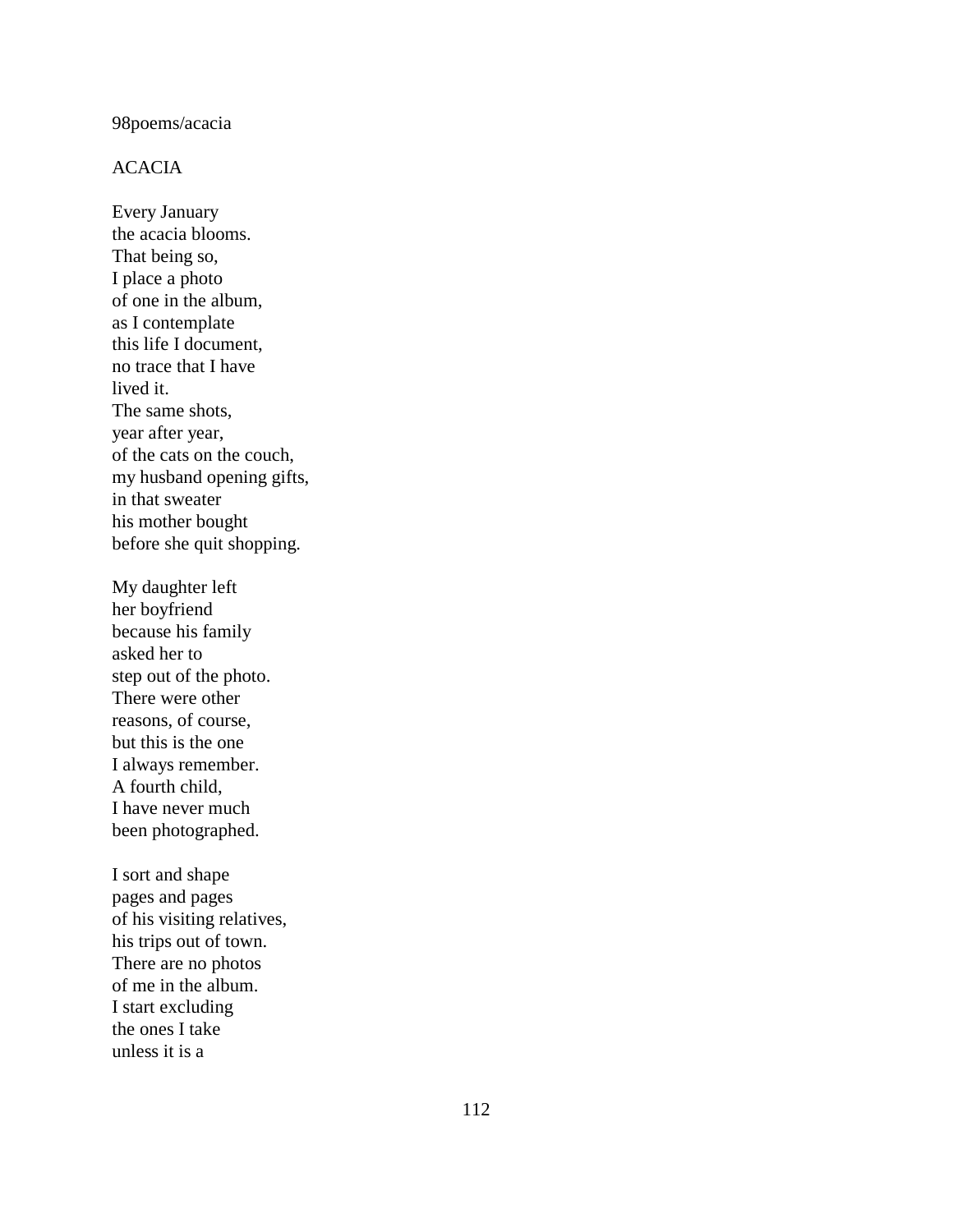98poems/acacia

## ACACIA

Every January  
the acacia blooms.  
That being so,  
I place a photo  
of one in the album,  
as I contemplate  
this life I document,  
no trace that I have  
lived it.  
The same shots,  
year after year,  
of the cats on the couch,  
my husband opening gifts,  
in that sweater  
his mother bought  
before she quit shopping.

My daughter left  
her boyfriend  
because his family  
asked her to  
step out of the photo.  
There were other  
reasons, of course,  
but this is the one  
I always remember.  
A fourth child,  
I have never much  
been photographed.

I sort and shape  
pages and pages  
of his visiting relatives,  
his trips out of town.  
There are no photos  
of me in the album.  
I start excluding  
the ones I take  
unless it is a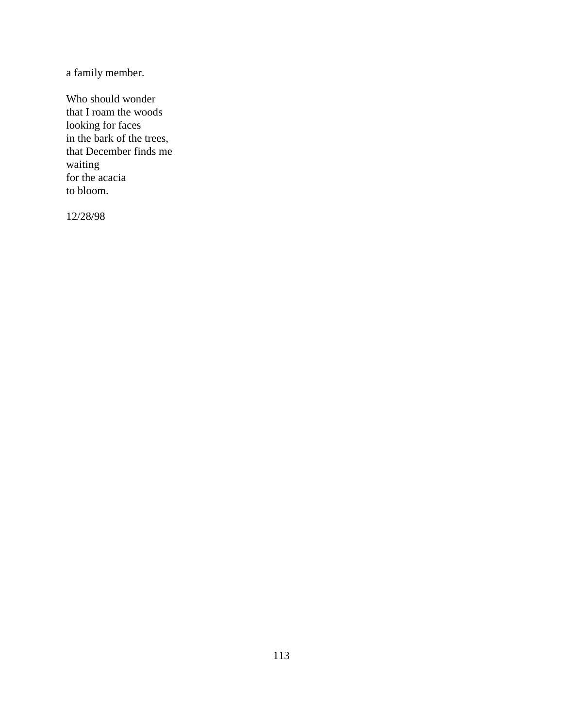a family member.

Who should wonder  
that I roam the woods  
looking for faces  
in the bark of the trees,  
that December finds me  
waiting  
for the acacia  
to bloom.

12/28/98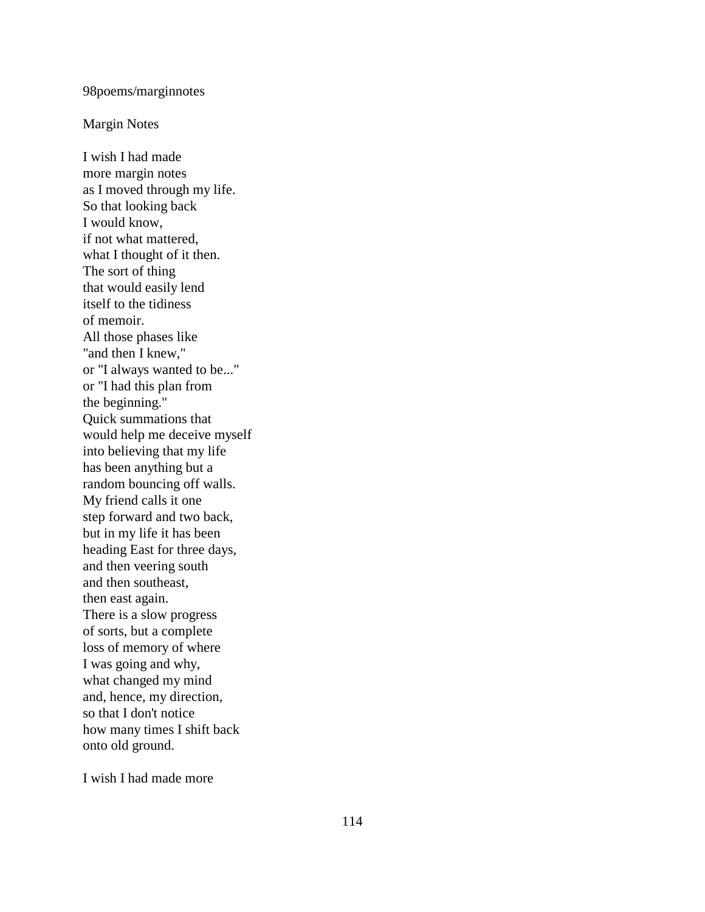98poems/marginnotes

Margin Notes

I wish I had made  
more margin notes  
as I moved through my life.  
So that looking back  
I would know,  
if not what mattered,  
what I thought of it then.  
The sort of thing  
that would easily lend  
itself to the tidiness  
of memoir.  
All those phases like  
"and then I knew,"  
or "I always wanted to be..."  
or "I had this plan from  
the beginning."  
Quick summations that  
would help me deceive myself  
into believing that my life  
has been anything but a  
random bouncing off walls.  
My friend calls it one  
step forward and two back,  
but in my life it has been  
heading East for three days,  
and then veering south  
and then southeast,  
then east again.  
There is a slow progress  
of sorts, but a complete  
loss of memory of where  
I was going and why,  
what changed my mind  
and, hence, my direction,  
so that I don't notice  
how many times I shift back  
onto old ground.

I wish I had made more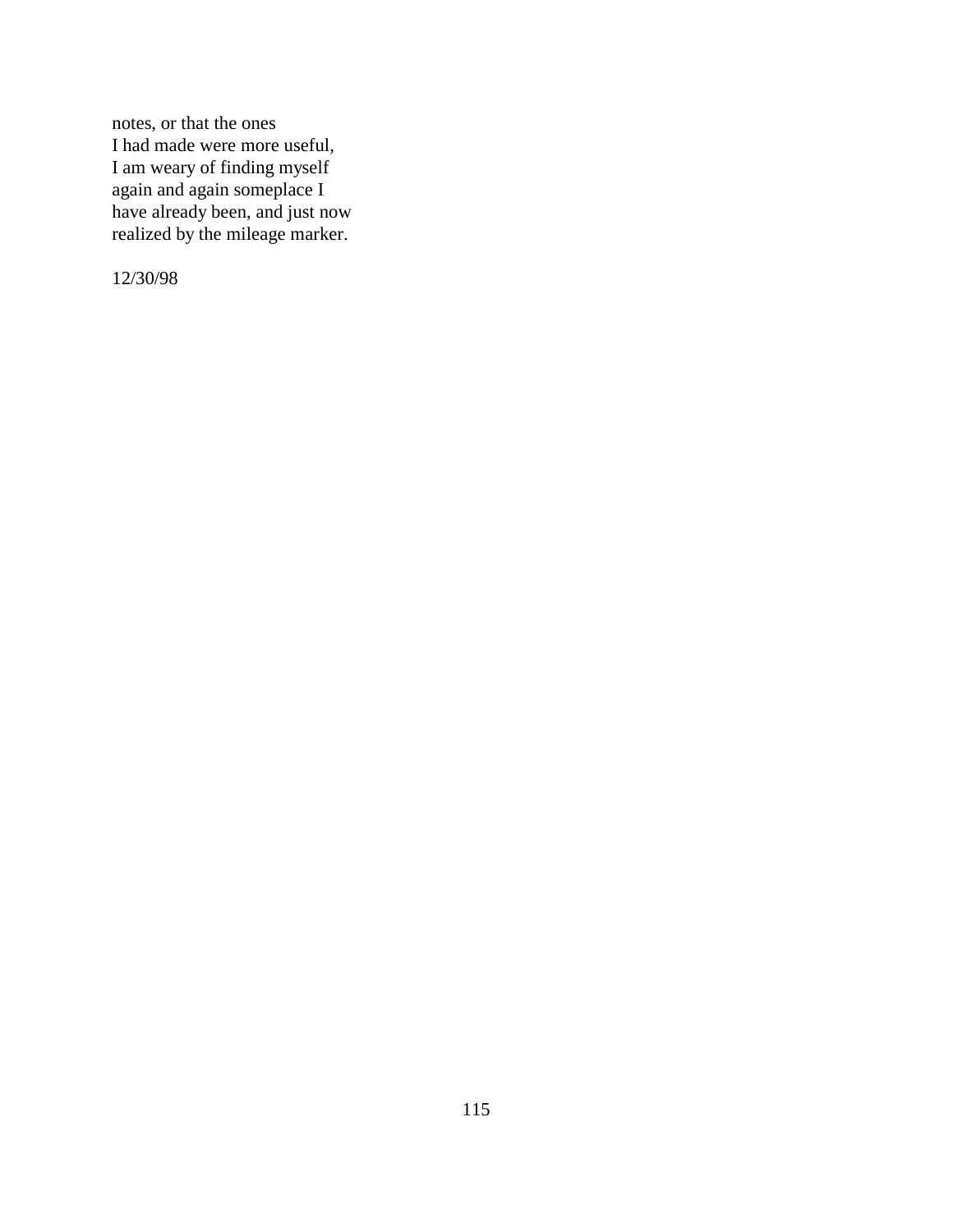notes, or that the ones  
I had made were more useful,  
I am weary of finding myself  
again and again someplace I  
have already been, and just now  
realized by the mileage marker.

12/30/98